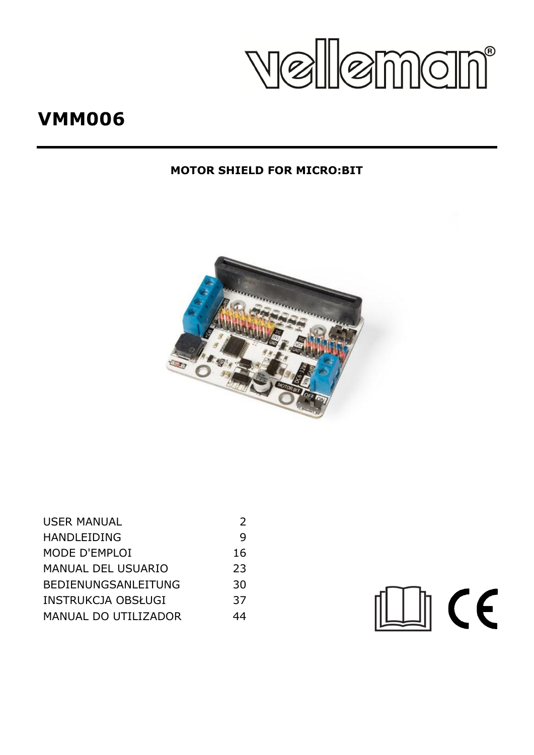# VMM006

**MOTOR SHIELD FOR MICRO:BIT**

| | |
|---|---|
| USER MANUAL | 2 |
| HANDLEIDING | 9 |
| MODE D'EMPLOI | 16 |
| MANUAL DEL USUARIO | 23 |
| BEDIENUNGSANLEITUNG | 30 |
| INSTRUKCJA OBSŁUGI | 37 |
| MANUAL DO UTILIZADOR | 44 |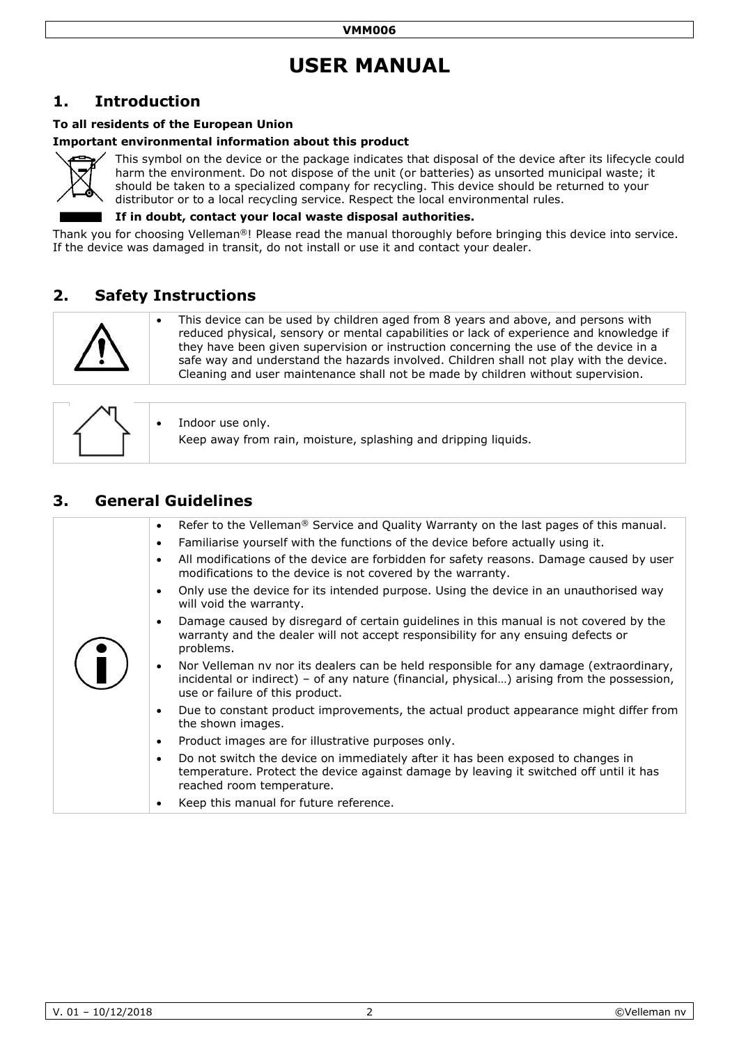# USER MANUAL

## 1. Introduction

**To all residents of the European Union**

**Important environmental information about this product**

This symbol on the device or the package indicates that disposal of the device after its lifecycle could harm the environment. Do not dispose of the unit (or batteries) as unsorted municipal waste; it should be taken to a specialized company for recycling. This device should be returned to your distributor or to a local recycling service. Respect the local environmental rules.

**If in doubt, contact your local waste disposal authorities.**

Thank you for choosing Velleman®! Please read the manual thoroughly before bringing this device into service. If the device was damaged in transit, do not install or use it and contact your dealer.

## 2. Safety Instructions

- This device can be used by children aged from 8 years and above, and persons with reduced physical, sensory or mental capabilities or lack of experience and knowledge if they have been given supervision or instruction concerning the use of the device in a safe way and understand the hazards involved. Children shall not play with the device. Cleaning and user maintenance shall not be made by children without supervision.

- Indoor use only.
  Keep away from rain, moisture, splashing and dripping liquids.

## 3. General Guidelines

- Refer to the Velleman® Service and Quality Warranty on the last pages of this manual.
- Familiarise yourself with the functions of the device before actually using it.
- All modifications of the device are forbidden for safety reasons. Damage caused by user modifications to the device is not covered by the warranty.
- Only use the device for its intended purpose. Using the device in an unauthorised way will void the warranty.
- Damage caused by disregard of certain guidelines in this manual is not covered by the warranty and the dealer will not accept responsibility for any ensuing defects or problems.
- Nor Velleman nv nor its dealers can be held responsible for any damage (extraordinary, incidental or indirect) – of any nature (financial, physical…) arising from the possession, use or failure of this product.
- Due to constant product improvements, the actual product appearance might differ from the shown images.
- Product images are for illustrative purposes only.
- Do not switch the device on immediately after it has been exposed to changes in temperature. Protect the device against damage by leaving it switched off until it has reached room temperature.
- Keep this manual for future reference.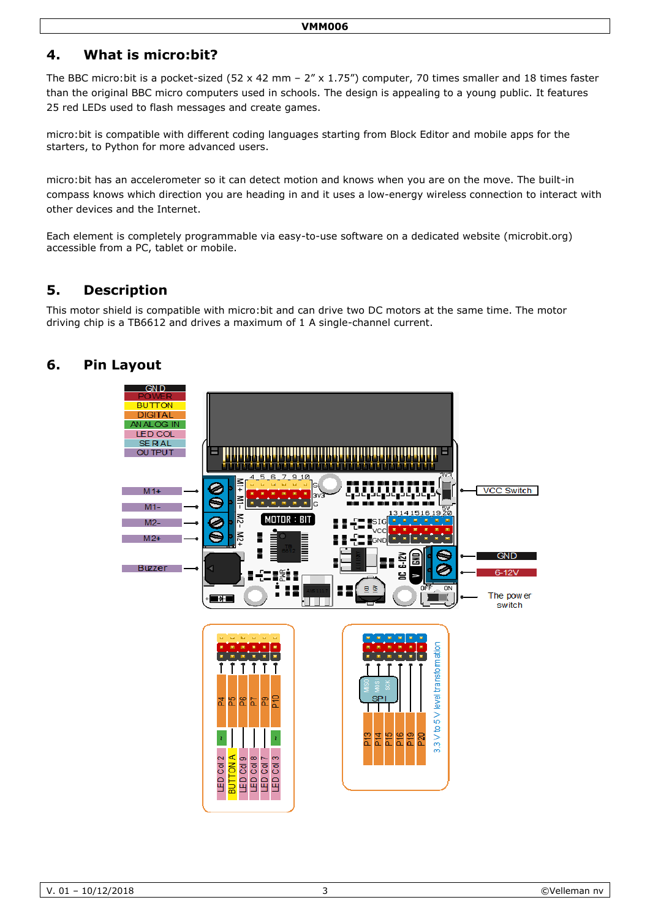## 4. What is micro:bit?

The BBC micro:bit is a pocket-sized (52 x 42 mm – 2" x 1.75") computer, 70 times smaller and 18 times faster than the original BBC micro computers used in schools. The design is appealing to a young public. It features 25 red LEDs used to flash messages and create games.

micro:bit is compatible with different coding languages starting from Block Editor and mobile apps for the starters, to Python for more advanced users.

micro:bit has an accelerometer so it can detect motion and knows when you are on the move. The built-in compass knows which direction you are heading in and it uses a low-energy wireless connection to interact with other devices and the Internet.

Each element is completely programmable via easy-to-use software on a dedicated website (microbit.org) accessible from a PC, tablet or mobile.

## 5. Description

This motor shield is compatible with micro:bit and can drive two DC motors at the same time. The motor driving chip is a TB6612 and drives a maximum of 1 A single-channel current.

## 6. Pin Layout

GND
POWER
BUTTON
DIGITAL
ANALOG IN
LED COL
SERIAL
OUTPUT

M1+
M1-
M2-
M2+
Buzzer

VCC Switch
GND
6-12V
The power switch

P4 – LED Col 2
P5 – BUTTON A
P6 – LED Col 9
P7 – LED Col 8
P9 – LED Col 7
P10 – LED Col 3

SPI: MISO, MOSI, SCK
P13, P14, P15, P16, P19, P20
3.3 V to 5 V level transformation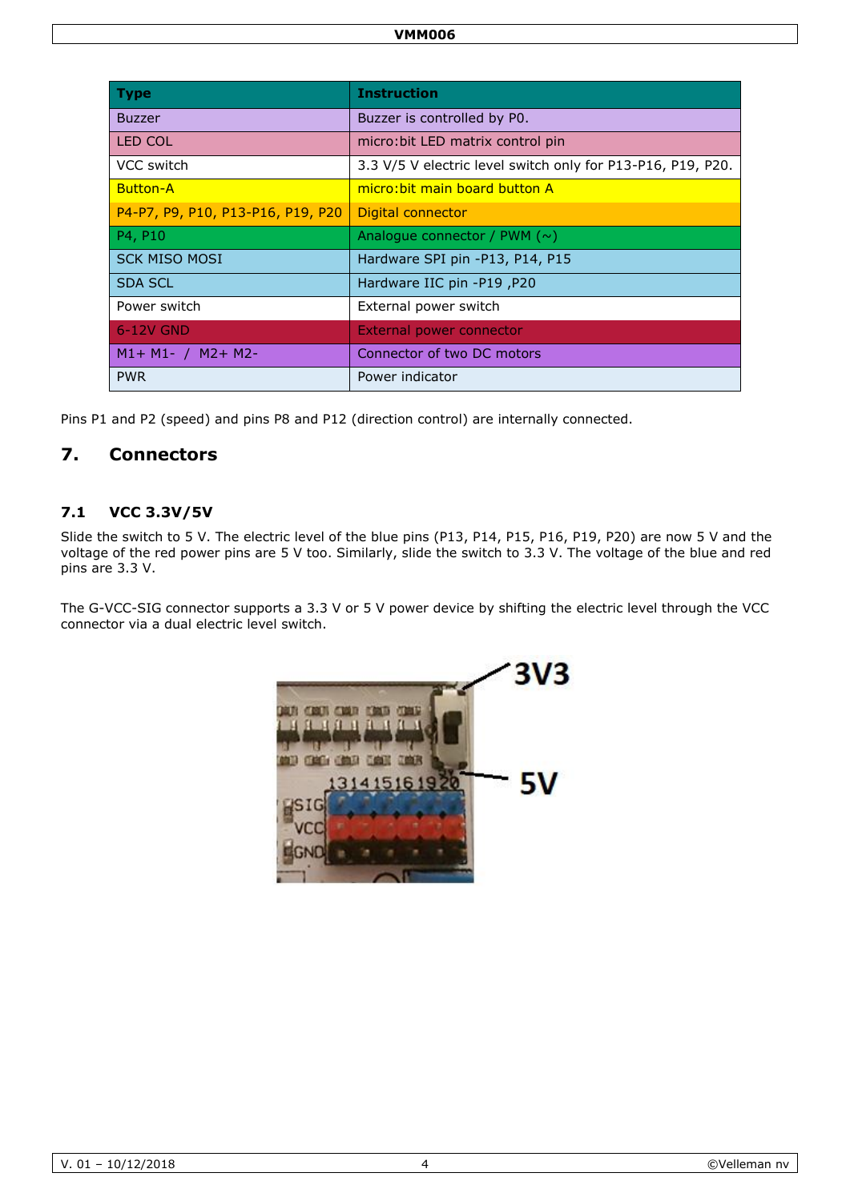| Type | Instruction |
|---|---|
| Buzzer | Buzzer is controlled by P0. |
| LED COL | micro:bit LED matrix control pin |
| VCC switch | 3.3 V/5 V electric level switch only for P13-P16, P19, P20. |
| Button-A | micro:bit main board button A |
| P4-P7, P9, P10, P13-P16, P19, P20 | Digital connector |
| P4, P10 | Analogue connector / PWM (~) |
| SCK MISO MOSI | Hardware SPI pin -P13, P14, P15 |
| SDA SCL | Hardware IIC pin -P19 ,P20 |
| Power switch | External power switch |
| 6-12V GND | External power connector |
| M1+ M1- / M2+ M2- | Connector of two DC motors |
| PWR | Power indicator |

Pins P1 and P2 (speed) and pins P8 and P12 (direction control) are internally connected.

# 7. Connectors

## 7.1 VCC 3.3V/5V

Slide the switch to 5 V. The electric level of the blue pins (P13, P14, P15, P16, P19, P20) are now 5 V and the voltage of the red power pins are 5 V too. Similarly, slide the switch to 3.3 V. The voltage of the blue and red pins are 3.3 V.

The G-VCC-SIG connector supports a 3.3 V or 5 V power device by shifting the electric level through the VCC connector via a dual electric level switch.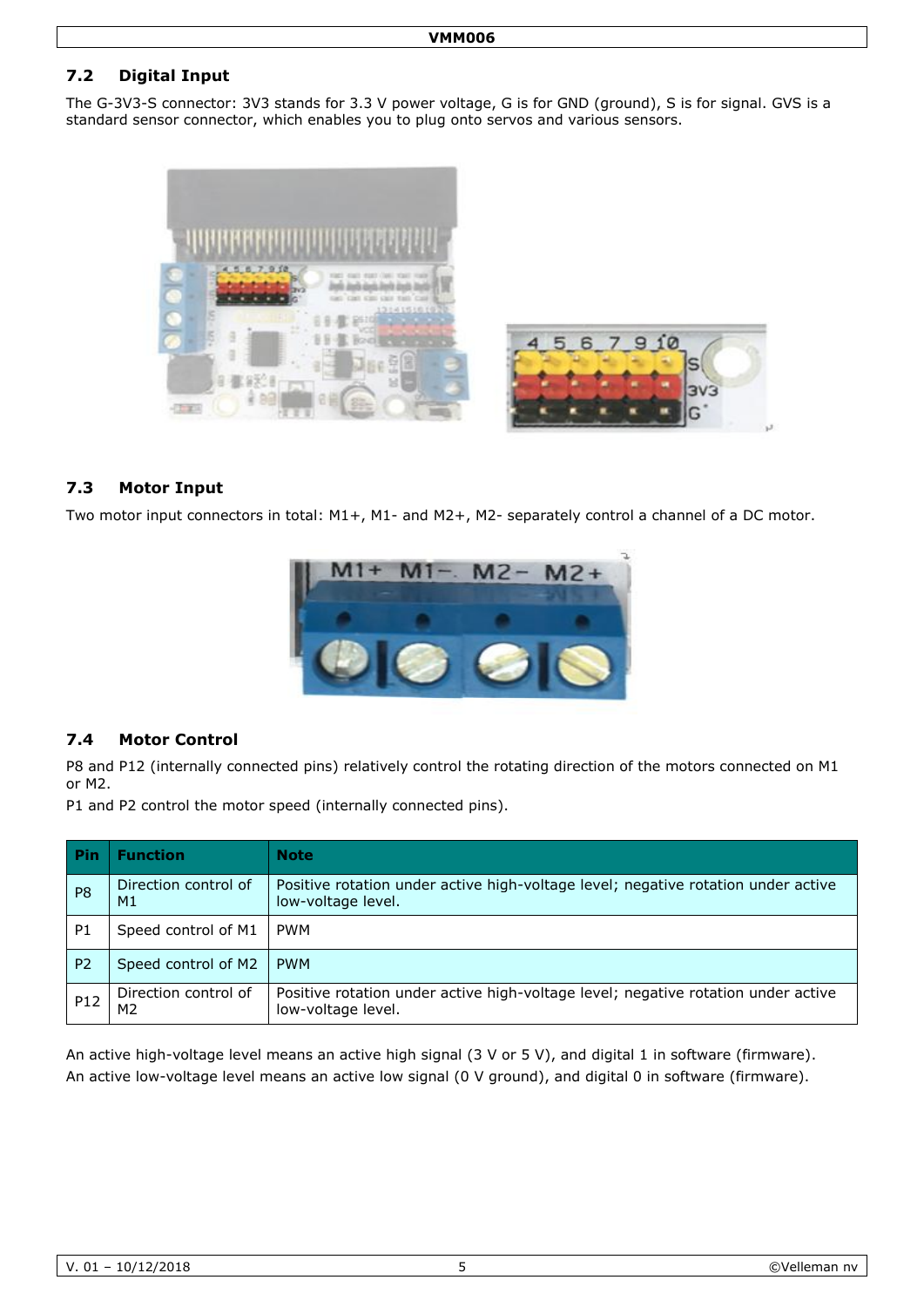## 7.2 Digital Input

The G-3V3-S connector: 3V3 stands for 3.3 V power voltage, G is for GND (ground), S is for signal. GVS is a standard sensor connector, which enables you to plug onto servos and various sensors.

## 7.3 Motor Input

Two motor input connectors in total: M1+, M1- and M2+, M2- separately control a channel of a DC motor.

## 7.4 Motor Control

P8 and P12 (internally connected pins) relatively control the rotating direction of the motors connected on M1 or M2.

P1 and P2 control the motor speed (internally connected pins).

| Pin | Function | Note |
|---|---|---|
| P8 | Direction control of M1 | Positive rotation under active high-voltage level; negative rotation under active low-voltage level. |
| P1 | Speed control of M1 | PWM |
| P2 | Speed control of M2 | PWM |
| P12 | Direction control of M2 | Positive rotation under active high-voltage level; negative rotation under active low-voltage level. |

An active high-voltage level means an active high signal (3 V or 5 V), and digital 1 in software (firmware).

An active low-voltage level means an active low signal (0 V ground), and digital 0 in software (firmware).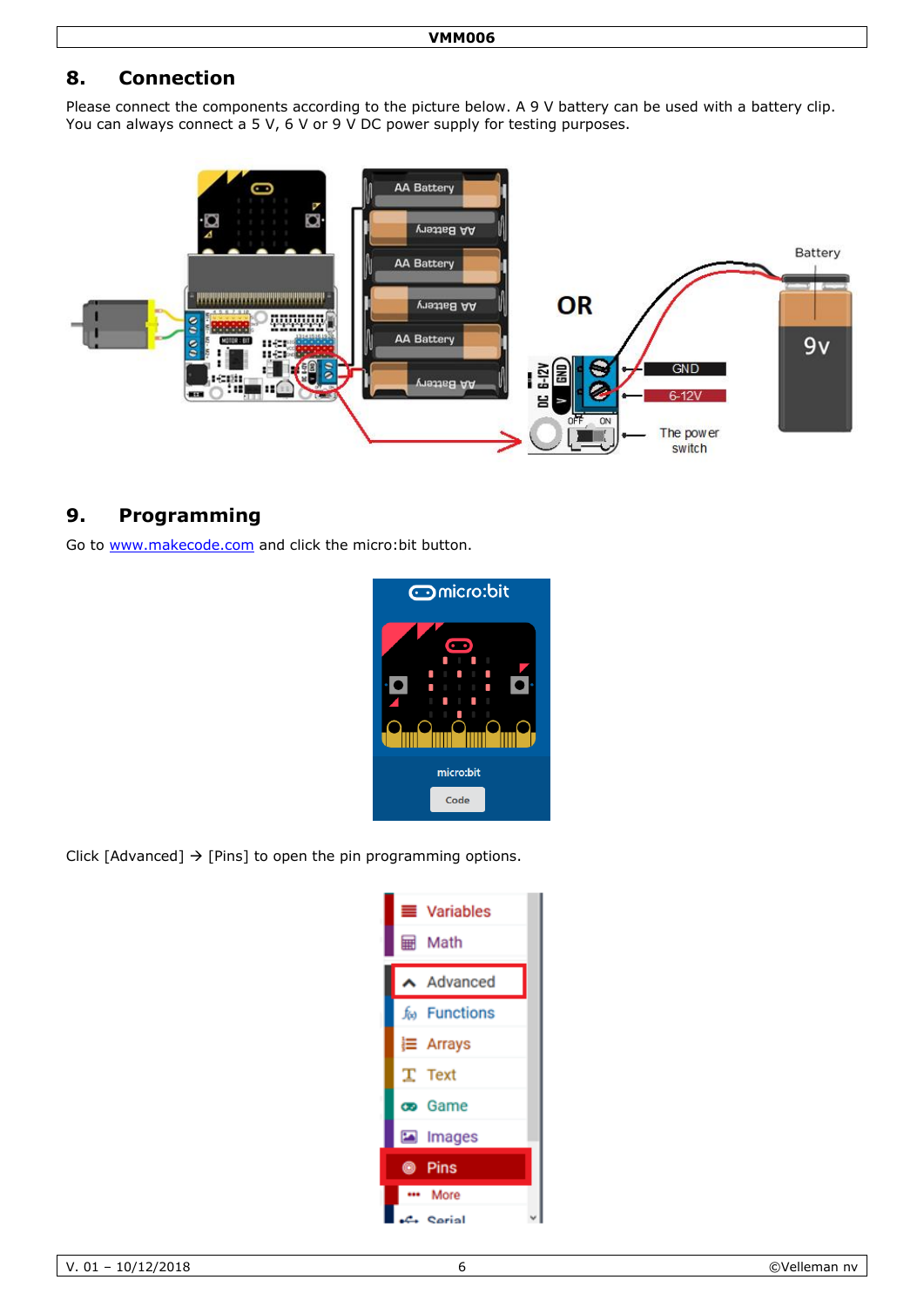## 8. Connection

Please connect the components according to the picture below. A 9 V battery can be used with a battery clip. You can always connect a 5 V, 6 V or 9 V DC power supply for testing purposes.

## 9. Programming

Go to [www.makecode.com](http://www.makecode.com) and click the micro:bit button.

Click [Advanced] → [Pins] to open the pin programming options.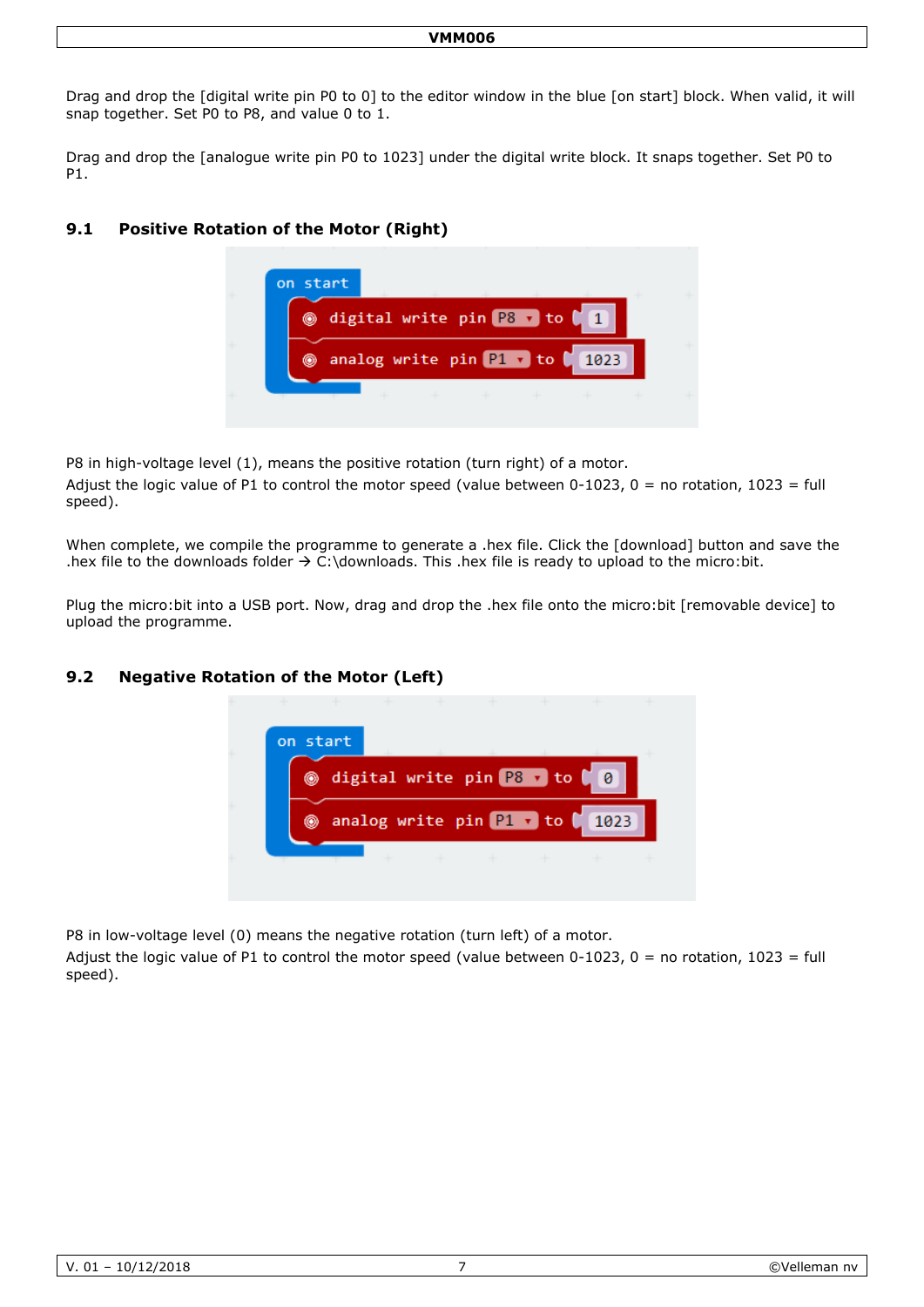Drag and drop the [digital write pin P0 to 0] to the editor window in the blue [on start] block. When valid, it will snap together. Set P0 to P8, and value 0 to 1.

Drag and drop the [analogue write pin P0 to 1023] under the digital write block. It snaps together. Set P0 to P1.

## 9.1 Positive Rotation of the Motor (Right)

P8 in high-voltage level (1), means the positive rotation (turn right) of a motor.

Adjust the logic value of P1 to control the motor speed (value between 0-1023, 0 = no rotation, 1023 = full speed).

When complete, we compile the programme to generate a .hex file. Click the [download] button and save the .hex file to the downloads folder → C:\downloads. This .hex file is ready to upload to the micro:bit.

Plug the micro:bit into a USB port. Now, drag and drop the .hex file onto the micro:bit [removable device] to upload the programme.

## 9.2 Negative Rotation of the Motor (Left)

P8 in low-voltage level (0) means the negative rotation (turn left) of a motor.

Adjust the logic value of P1 to control the motor speed (value between 0-1023, 0 = no rotation, 1023 = full speed).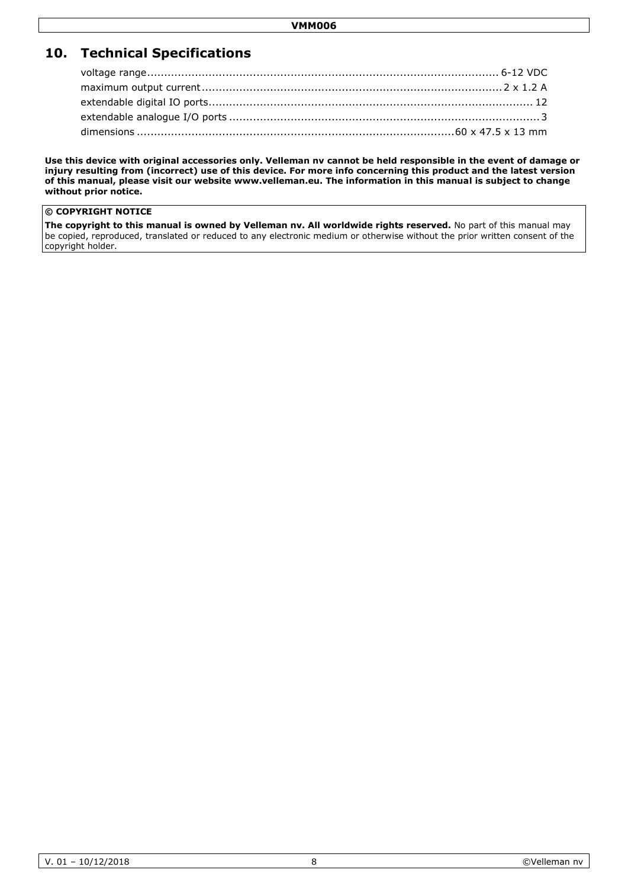## 10. Technical Specifications

| | |
|---|---|
| voltage range | 6-12 VDC |
| maximum output current | 2 x 1.2 A |
| extendable digital IO ports | 12 |
| extendable analogue I/O ports | 3 |
| dimensions | 60 x 47.5 x 13 mm |

**Use this device with original accessories only. Velleman nv cannot be held responsible in the event of damage or injury resulting from (incorrect) use of this device. For more info concerning this product and the latest version of this manual, please visit our website www.velleman.eu. The information in this manual is subject to change without prior notice.**

**© COPYRIGHT NOTICE**

**The copyright to this manual is owned by Velleman nv. All worldwide rights reserved.** No part of this manual may be copied, reproduced, translated or reduced to any electronic medium or otherwise without the prior written consent of the copyright holder.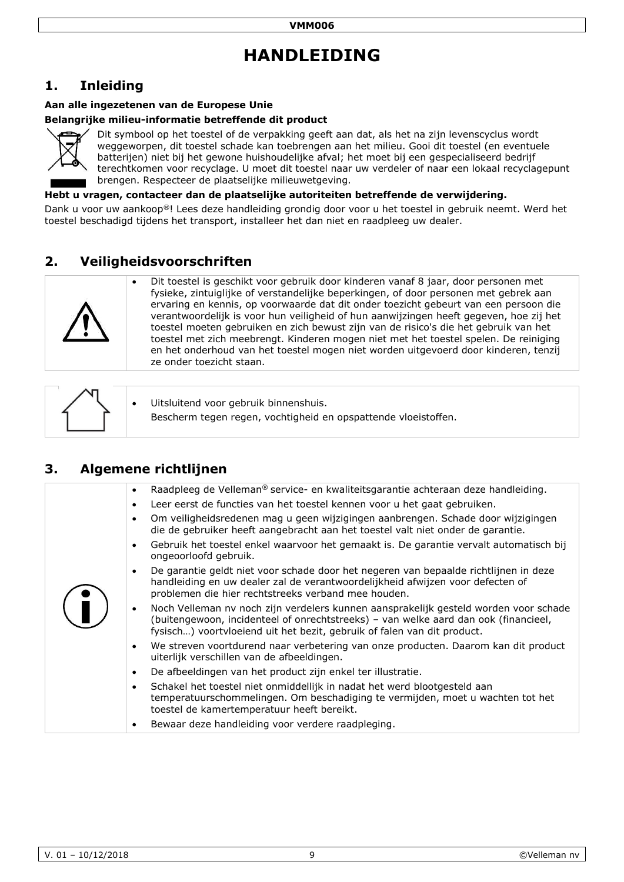# HANDLEIDING

## 1. Inleiding

**Aan alle ingezetenen van de Europese Unie**

**Belangrijke milieu-informatie betreffende dit product**

Dit symbool op het toestel of de verpakking geeft aan dat, als het na zijn levenscyclus wordt weggeworpen, dit toestel schade kan toebrengen aan het milieu. Gooi dit toestel (en eventuele batterijen) niet bij het gewone huishoudelijke afval; het moet bij een gespecialiseerd bedrijf terechtkomen voor recyclage. U moet dit toestel naar uw verdeler of naar een lokaal recyclagepunt brengen. Respecteer de plaatselijke milieuwetgeving.

**Hebt u vragen, contacteer dan de plaatselijke autoriteiten betreffende de verwijdering.**

Dank u voor uw aankoop®! Lees deze handleiding grondig door voor u het toestel in gebruik neemt. Werd het toestel beschadigd tijdens het transport, installeer het dan niet en raadpleeg uw dealer.

## 2. Veiligheidsvoorschriften

- Dit toestel is geschikt voor gebruik door kinderen vanaf 8 jaar, door personen met fysieke, zintuiglijke of verstandelijke beperkingen, of door personen met gebrek aan ervaring en kennis, op voorwaarde dat dit onder toezicht gebeurt van een persoon die verantwoordelijk is voor hun veiligheid of hun aanwijzingen heeft gegeven, hoe zij het toestel moeten gebruiken en zich bewust zijn van de risico's die het gebruik van het toestel met zich meebrengt. Kinderen mogen niet met het toestel spelen. De reiniging en het onderhoud van het toestel mogen niet worden uitgevoerd door kinderen, tenzij ze onder toezicht staan.

- Uitsluitend voor gebruik binnenshuis.
  Bescherm tegen regen, vochtigheid en opspattende vloeistoffen.

## 3. Algemene richtlijnen

- Raadpleeg de Velleman® service- en kwaliteitsgarantie achteraan deze handleiding.
- Leer eerst de functies van het toestel kennen voor u het gaat gebruiken.
- Om veiligheidsredenen mag u geen wijzigingen aanbrengen. Schade door wijzigingen die de gebruiker heeft aangebracht aan het toestel valt niet onder de garantie.
- Gebruik het toestel enkel waarvoor het gemaakt is. De garantie vervalt automatisch bij ongeoorloofd gebruik.
- De garantie geldt niet voor schade door het negeren van bepaalde richtlijnen in deze handleiding en uw dealer zal de verantwoordelijkheid afwijzen voor defecten of problemen die hier rechtstreeks verband mee houden.
- Noch Velleman nv noch zijn verdelers kunnen aansprakelijk gesteld worden voor schade (buitengewoon, incidenteel of onrechtstreeks) – van welke aard dan ook (financieel, fysisch…) voortvloeiend uit het bezit, gebruik of falen van dit product.
- We streven voortdurend naar verbetering van onze producten. Daarom kan dit product uiterlijk verschillen van de afbeeldingen.
- De afbeeldingen van het product zijn enkel ter illustratie.
- Schakel het toestel niet onmiddellijk in nadat het werd blootgesteld aan temperatuurschommelingen. Om beschadiging te vermijden, moet u wachten tot het toestel de kamertemperatuur heeft bereikt.
- Bewaar deze handleiding voor verdere raadpleging.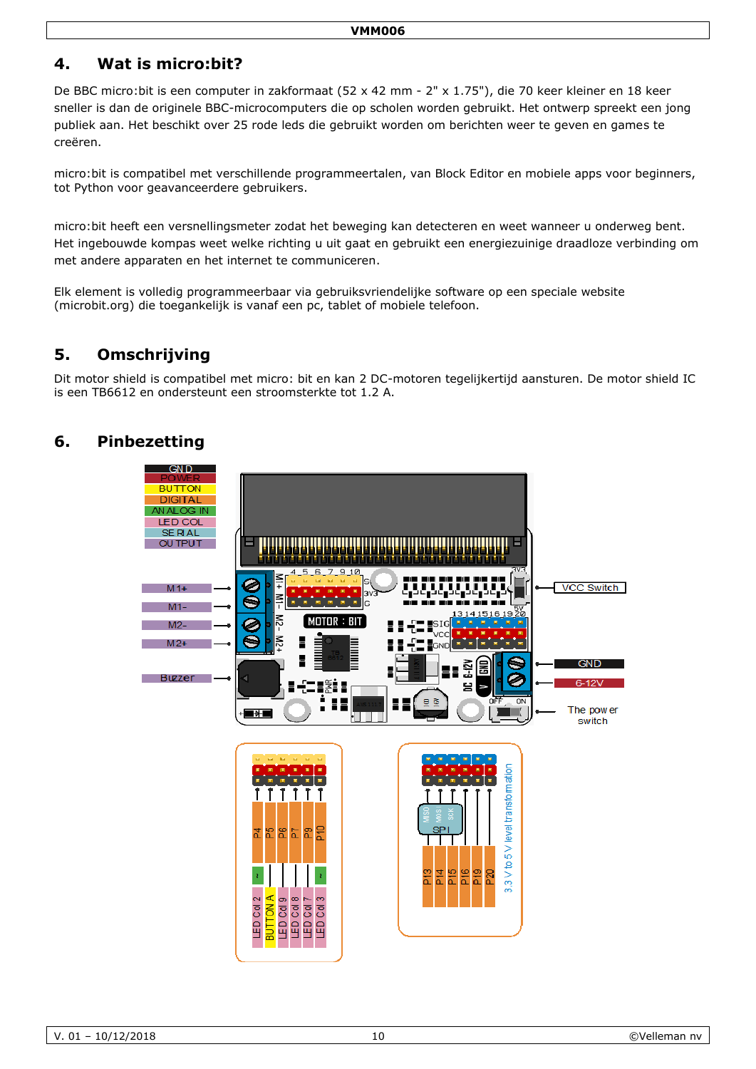## 4. Wat is micro:bit?

De BBC micro:bit is een computer in zakformaat (52 x 42 mm - 2" x 1.75"), die 70 keer kleiner en 18 keer sneller is dan de originele BBC-microcomputers die op scholen worden gebruikt. Het ontwerp spreekt een jong publiek aan. Het beschikt over 25 rode leds die gebruikt worden om berichten weer te geven en games te creëren.

micro:bit is compatibel met verschillende programmeertalen, van Block Editor en mobiele apps voor beginners, tot Python voor geavanceerdere gebruikers.

micro:bit heeft een versnellingsmeter zodat het beweging kan detecteren en weet wanneer u onderweg bent. Het ingebouwde kompas weet welke richting u uit gaat en gebruikt een energiezuinige draadloze verbinding om met andere apparaten en het internet te communiceren.

Elk element is volledig programmeerbaar via gebruiksvriendelijke software op een speciale website (microbit.org) die toegankelijk is vanaf een pc, tablet of mobiele telefoon.

## 5. Omschrijving

Dit motor shield is compatibel met micro: bit en kan 2 DC-motoren tegelijkertijd aansturen. De motor shield IC is een TB6612 en ondersteunt een stroomsterkte tot 1.2 A.

## 6. Pinbezetting

GND
POWER
BUTTON
DIGITAL
ANALOG IN
LED COL
SERIAL
OUTPUT

M1+
M1-
M2-
M2+
Buzzer

VCC Switch
GND
6-12V
The power switch

P4 – LED Col 2
P5 – BUTTON A
P6 – LED Col 9
P7 – LED Col 8
P9 – LED Col 7
P10 – LED Col 3

P13, P14, P15 (SPI: MISO, MOSI, SCK), P16, P19, P20
3.3 V to 5 V level transformation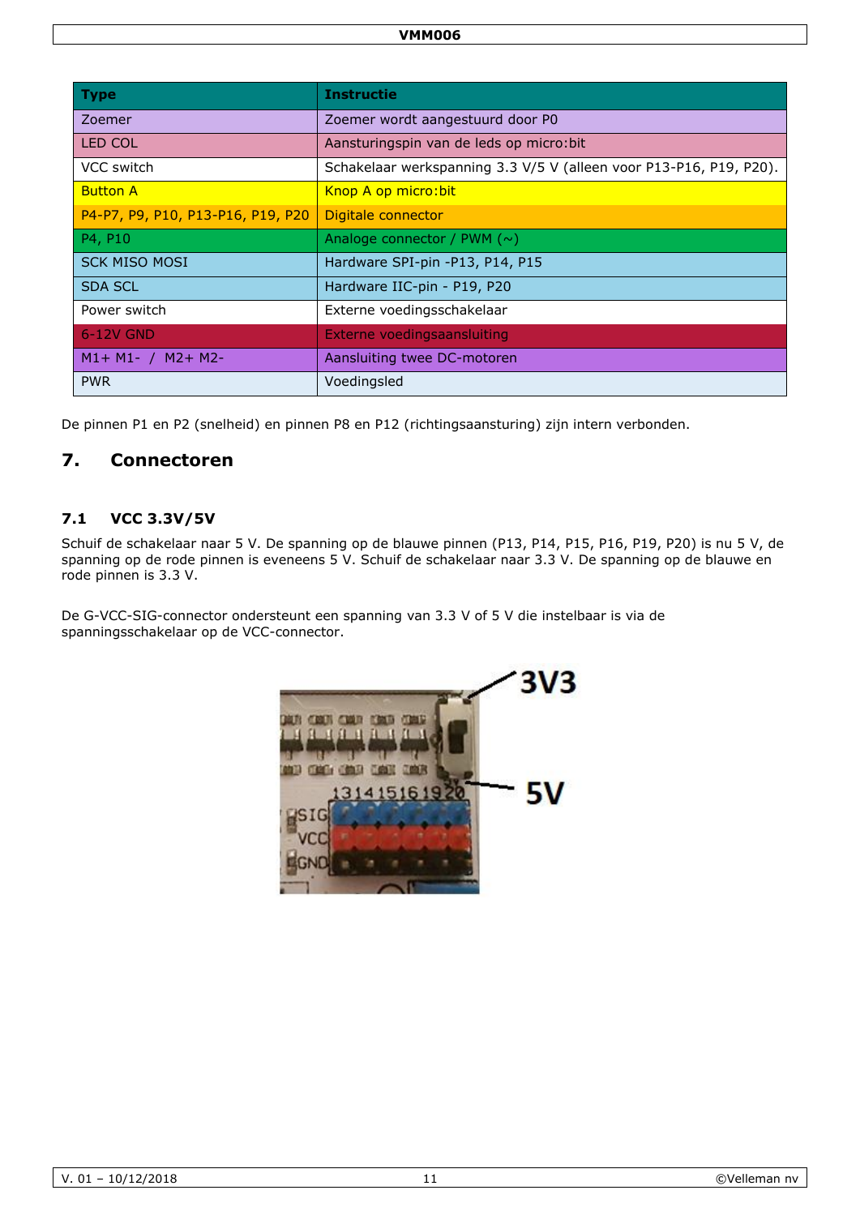| Type | Instructie |
|---|---|
| Zoemer | Zoemer wordt aangestuurd door P0 |
| LED COL | Aansturingspin van de leds op micro:bit |
| VCC switch | Schakelaar werkspanning 3.3 V/5 V (alleen voor P13-P16, P19, P20). |
| Button A | Knop A op micro:bit |
| P4-P7, P9, P10, P13-P16, P19, P20 | Digitale connector |
| P4, P10 | Analoge connector / PWM (~) |
| SCK MISO MOSI | Hardware SPI-pin -P13, P14, P15 |
| SDA SCL | Hardware IIC-pin - P19, P20 |
| Power switch | Externe voedingsschakelaar |
| 6-12V GND | Externe voedingsaansluiting |
| M1+ M1- / M2+ M2- | Aansluiting twee DC-motoren |
| PWR | Voedingsled |

De pinnen P1 en P2 (snelheid) en pinnen P8 en P12 (richtingsaansturing) zijn intern verbonden.

## 7. Connectoren

### 7.1 VCC 3.3V/5V

Schuif de schakelaar naar 5 V. De spanning op de blauwe pinnen (P13, P14, P15, P16, P19, P20) is nu 5 V, de spanning op de rode pinnen is eveneens 5 V. Schuif de schakelaar naar 3.3 V. De spanning op de blauwe en rode pinnen is 3.3 V.

De G-VCC-SIG-connector ondersteunt een spanning van 3.3 V of 5 V die instelbaar is via de spanningsschakelaar op de VCC-connector.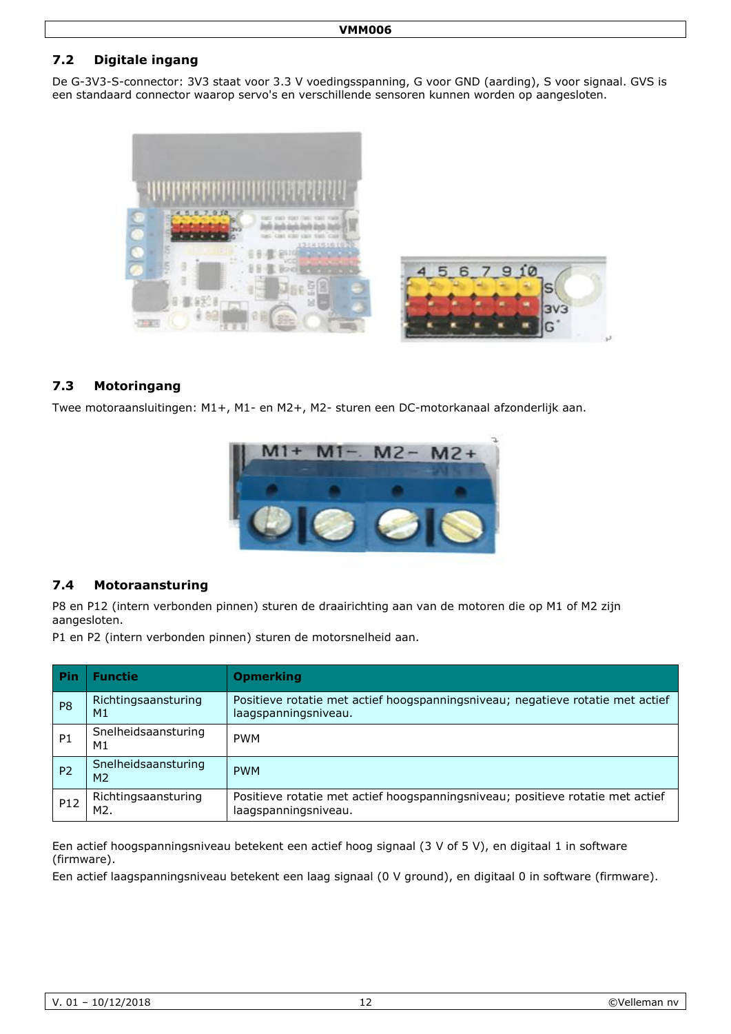## 7.2 Digitale ingang

De G-3V3-S-connector: 3V3 staat voor 3.3 V voedingsspanning, G voor GND (aarding), S voor signaal. GVS is een standaard connector waarop servo's en verschillende sensoren kunnen worden op aangesloten.

## 7.3 Motoringang

Twee motoraansluitingen: M1+, M1- en M2+, M2- sturen een DC-motorkanaal afzonderlijk aan.

## 7.4 Motoraansturing

P8 en P12 (intern verbonden pinnen) sturen de draairichting aan van de motoren die op M1 of M2 zijn aangesloten.
P1 en P2 (intern verbonden pinnen) sturen de motorsnelheid aan.

| Pin | Functie | Opmerking |
| --- | --- | --- |
| P8 | Richtingsaansturing M1 | Positieve rotatie met actief hoogspanningsniveau; negatieve rotatie met actief laagspanningsniveau. |
| P1 | Snelheidsaansturing M1 | PWM |
| P2 | Snelheidsaansturing M2 | PWM |
| P12 | Richtingsaansturing M2. | Positieve rotatie met actief hoogspanningsniveau; positieve rotatie met actief laagspanningsniveau. |

Een actief hoogspanningsniveau betekent een actief hoog signaal (3 V of 5 V), en digitaal 1 in software (firmware).
Een actief laagspanningsniveau betekent een laag signaal (0 V ground), en digitaal 0 in software (firmware).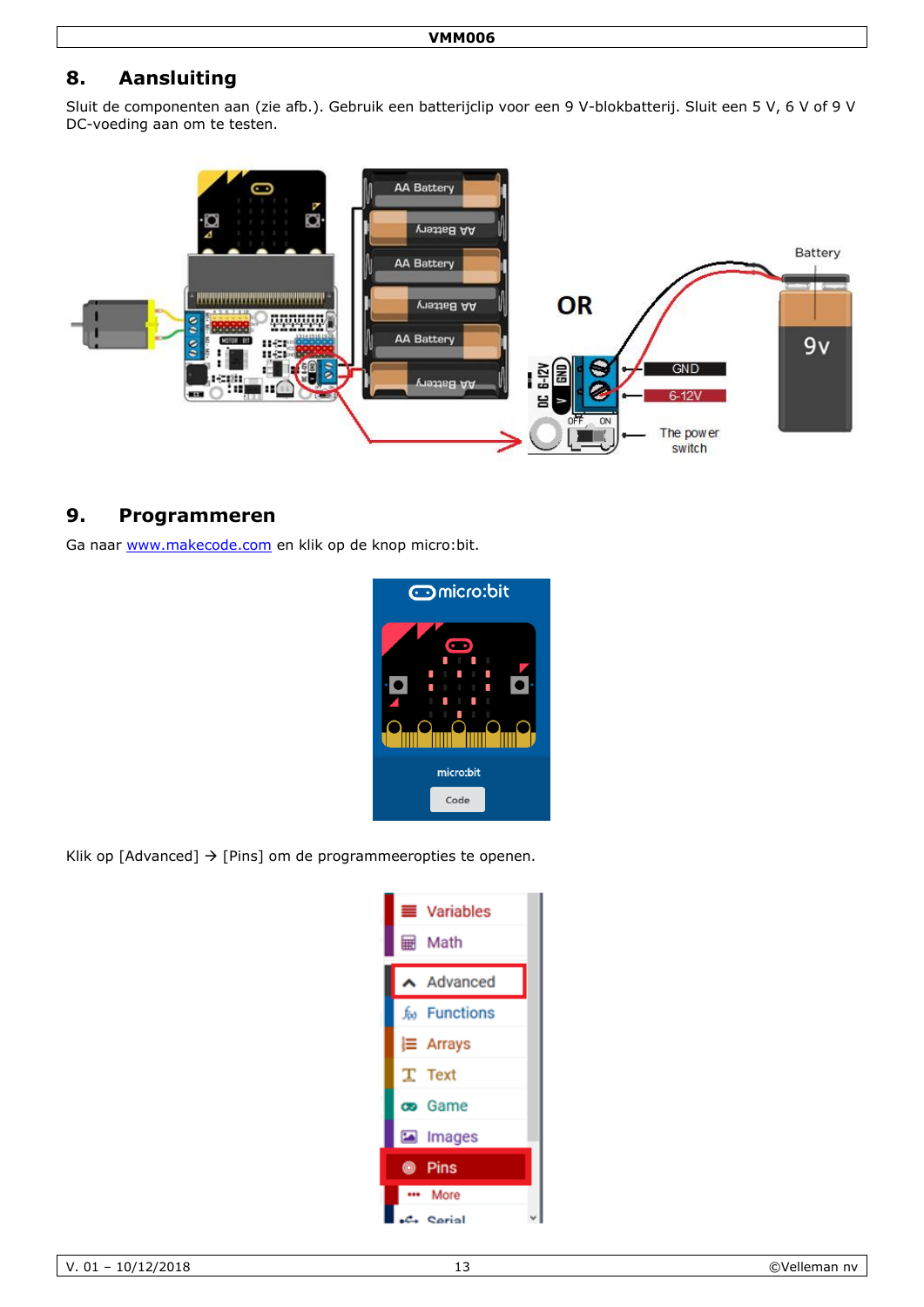## 8. Aansluiting

Sluit de componenten aan (zie afb.). Gebruik een batterijclip voor een 9 V-blokbatterij. Sluit een 5 V, 6 V of 9 V DC-voeding aan om te testen.

## 9. Programmeren

Ga naar www.makecode.com en klik op de knop micro:bit.

Klik op [Advanced] → [Pins] om de programmeeropties te openen.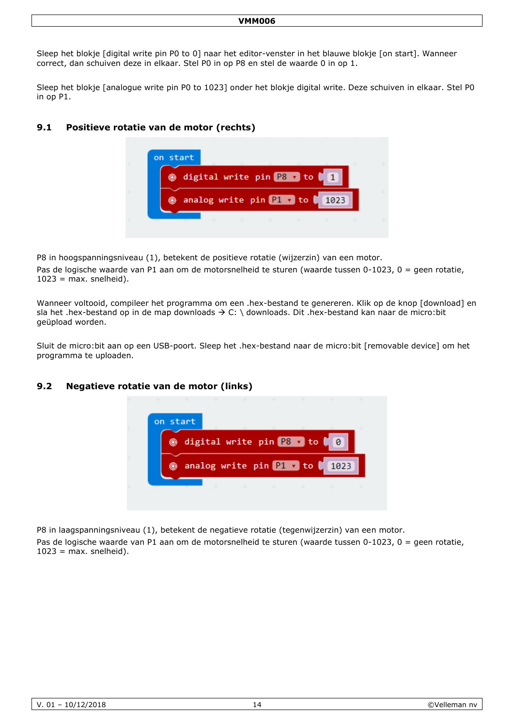Sleep het blokje [digital write pin P0 to 0] naar het editor-venster in het blauwe blokje [on start]. Wanneer correct, dan schuiven deze in elkaar. Stel P0 in op P8 en stel de waarde 0 in op 1.

Sleep het blokje [analogue write pin P0 to 1023] onder het blokje digital write. Deze schuiven in elkaar. Stel P0 in op P1.

## 9.1 Positieve rotatie van de motor (rechts)

```
on start
    digital write pin P8 to 1
    analog write pin P1 to 1023
```

P8 in hoogspanningsniveau (1), betekent de positieve rotatie (wijzerzin) van een motor.

Pas de logische waarde van P1 aan om de motorsnelheid te sturen (waarde tussen 0-1023, 0 = geen rotatie, 1023 = max. snelheid).

Wanneer voltooid, compileer het programma om een .hex-bestand te genereren. Klik op de knop [download] en sla het .hex-bestand op in de map downloads → C: \ downloads. Dit .hex-bestand kan naar de micro:bit geüpload worden.

Sluit de micro:bit aan op een USB-poort. Sleep het .hex-bestand naar de micro:bit [removable device] om het programma te uploaden.

## 9.2 Negatieve rotatie van de motor (links)

```
on start
    digital write pin P8 to 0
    analog write pin P1 to 1023
```

P8 in laagspanningsniveau (1), betekent de negatieve rotatie (tegenwijzerzin) van een motor.

Pas de logische waarde van P1 aan om de motorsnelheid te sturen (waarde tussen 0-1023, 0 = geen rotatie, 1023 = max. snelheid).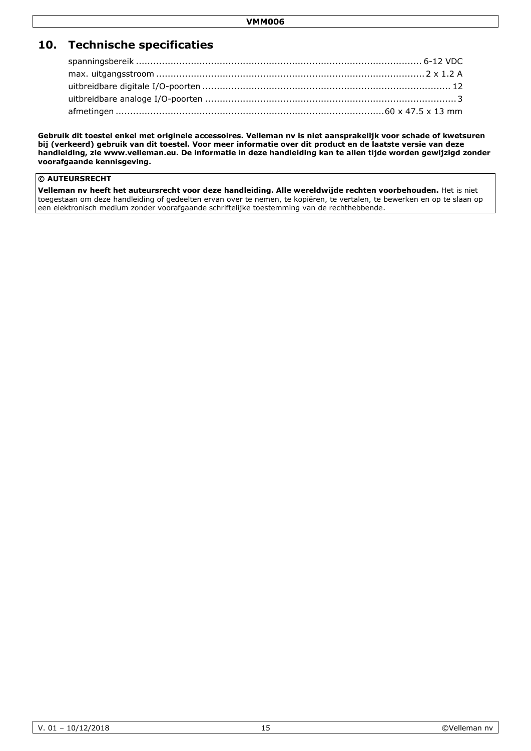## 10. Technische specificaties

| | |
|---|---|
| spanningsbereik | 6-12 VDC |
| max. uitgangsstroom | 2 x 1.2 A |
| uitbreidbare digitale I/O-poorten | 12 |
| uitbreidbare analoge I/O-poorten | 3 |
| afmetingen | 60 x 47.5 x 13 mm |

**Gebruik dit toestel enkel met originele accessoires. Velleman nv is niet aansprakelijk voor schade of kwetsuren bij (verkeerd) gebruik van dit toestel. Voor meer informatie over dit product en de laatste versie van deze handleiding, zie www.velleman.eu. De informatie in deze handleiding kan te allen tijde worden gewijzigd zonder voorafgaande kennisgeving.**

**© AUTEURSRECHT**

**Velleman nv heeft het auteursrecht voor deze handleiding. Alle wereldwijde rechten voorbehouden.** Het is niet toegestaan om deze handleiding of gedeelten ervan over te nemen, te kopiëren, te vertalen, te bewerken en op te slaan op een elektronisch medium zonder voorafgaande schriftelijke toestemming van de rechthebbende.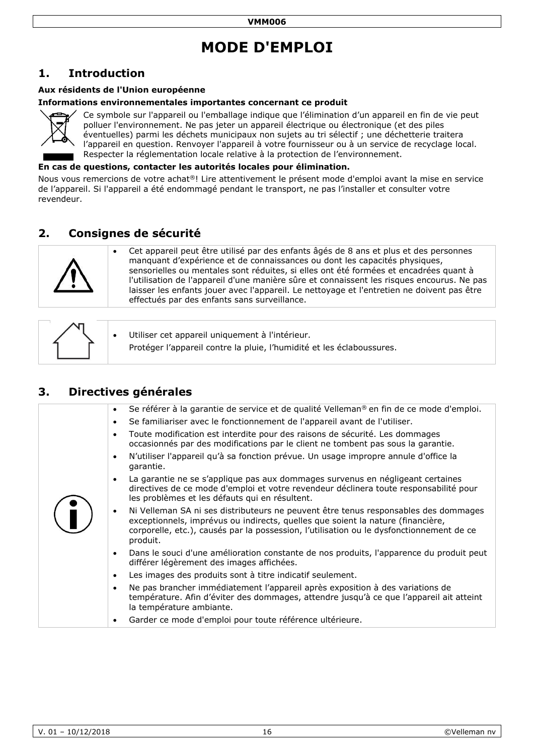# MODE D'EMPLOI

## 1. Introduction

**Aux résidents de l'Union européenne**

**Informations environnementales importantes concernant ce produit**

Ce symbole sur l'appareil ou l'emballage indique que l'élimination d'un appareil en fin de vie peut polluer l'environnement. Ne pas jeter un appareil électrique ou électronique (et des piles éventuelles) parmi les déchets municipaux non sujets au tri sélectif ; une déchetterie traitera l'appareil en question. Renvoyer l'appareil à votre fournisseur ou à un service de recyclage local. Respecter la réglementation locale relative à la protection de l'environnement.

**En cas de questions, contacter les autorités locales pour élimination.**

Nous vous remercions de votre achat®! Lire attentivement le présent mode d'emploi avant la mise en service de l'appareil. Si l'appareil a été endommagé pendant le transport, ne pas l'installer et consulter votre revendeur.

## 2. Consignes de sécurité

- Cet appareil peut être utilisé par des enfants âgés de 8 ans et plus et des personnes manquant d'expérience et de connaissances ou dont les capacités physiques, sensorielles ou mentales sont réduites, si elles ont été formées et encadrées quant à l'utilisation de l'appareil d'une manière sûre et connaissent les risques encourus. Ne pas laisser les enfants jouer avec l'appareil. Le nettoyage et l'entretien ne doivent pas être effectués par des enfants sans surveillance.

- Utiliser cet appareil uniquement à l'intérieur.

  Protéger l'appareil contre la pluie, l'humidité et les éclaboussures.

## 3. Directives générales

- Se référer à la garantie de service et de qualité Velleman® en fin de ce mode d'emploi.
- Se familiariser avec le fonctionnement de l'appareil avant de l'utiliser.
- Toute modification est interdite pour des raisons de sécurité. Les dommages occasionnés par des modifications par le client ne tombent pas sous la garantie.
- N'utiliser l'appareil qu'à sa fonction prévue. Un usage impropre annule d'office la garantie.
- La garantie ne se s'applique pas aux dommages survenus en négligeant certaines directives de ce mode d'emploi et votre revendeur déclinera toute responsabilité pour les problèmes et les défauts qui en résultent.
- Ni Velleman SA ni ses distributeurs ne peuvent être tenus responsables des dommages exceptionnels, imprévus ou indirects, quelles que soient la nature (financière, corporelle, etc.), causés par la possession, l'utilisation ou le dysfonctionnement de ce produit.
- Dans le souci d'une amélioration constante de nos produits, l'apparence du produit peut différer légèrement des images affichées.
- Les images des produits sont à titre indicatif seulement.
- Ne pas brancher immédiatement l'appareil après exposition à des variations de température. Afin d'éviter des dommages, attendre jusqu'à ce que l'appareil ait atteint la température ambiante.
- Garder ce mode d'emploi pour toute référence ultérieure.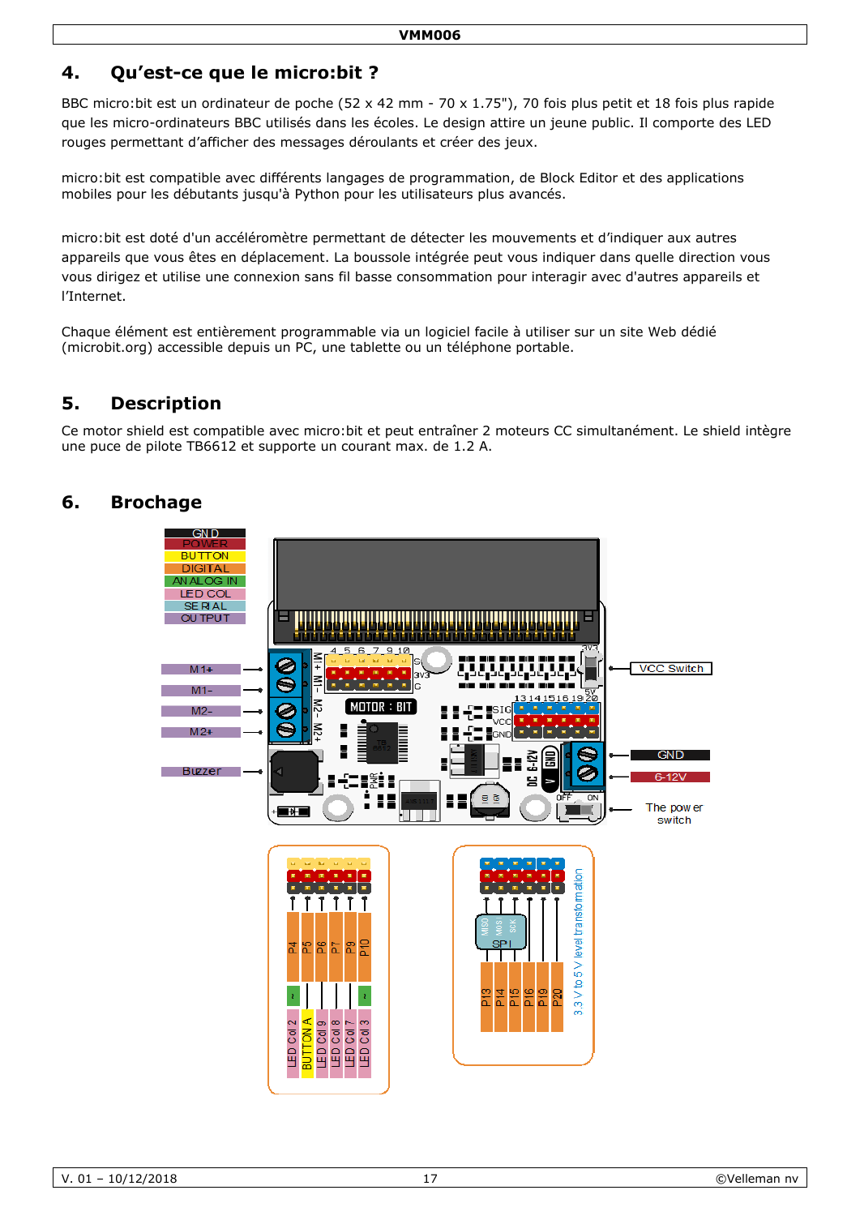## 4. Qu'est-ce que le micro:bit ?

BBC micro:bit est un ordinateur de poche (52 x 42 mm - 70 x 1.75"), 70 fois plus petit et 18 fois plus rapide que les micro-ordinateurs BBC utilisés dans les écoles. Le design attire un jeune public. Il comporte des LED rouges permettant d'afficher des messages déroulants et créer des jeux.

micro:bit est compatible avec différents langages de programmation, de Block Editor et des applications mobiles pour les débutants jusqu'à Python pour les utilisateurs plus avancés.

micro:bit est doté d'un accéléromètre permettant de détecter les mouvements et d'indiquer aux autres appareils que vous êtes en déplacement. La boussole intégrée peut vous indiquer dans quelle direction vous vous dirigez et utilise une connexion sans fil basse consommation pour interagir avec d'autres appareils et l'Internet.

Chaque élément est entièrement programmable via un logiciel facile à utiliser sur un site Web dédié (microbit.org) accessible depuis un PC, une tablette ou un téléphone portable.

## 5. Description

Ce motor shield est compatible avec micro:bit et peut entraîner 2 moteurs CC simultanément. Le shield intègre une puce de pilote TB6612 et supporte un courant max. de 1.2 A.

## 6. Brochage

GND
POWER
BUTTON
DIGITAL
ANALOG IN
LED COL
SERIAL
OUTPUT

M1+
M1-
M2-
M2+
Buzzer

VCC Switch
GND
6-12V
The power switch

P4, P5, P6, P7, P9, P10

LED Col 2, BUTTON A, LED Col 9, LED Col 8, LED Col 7, LED Col 3

P13, P14, P15, P16, P19, P20

SPI (MISO, MOSI, SCK)

3.3 V to 5 V level transformation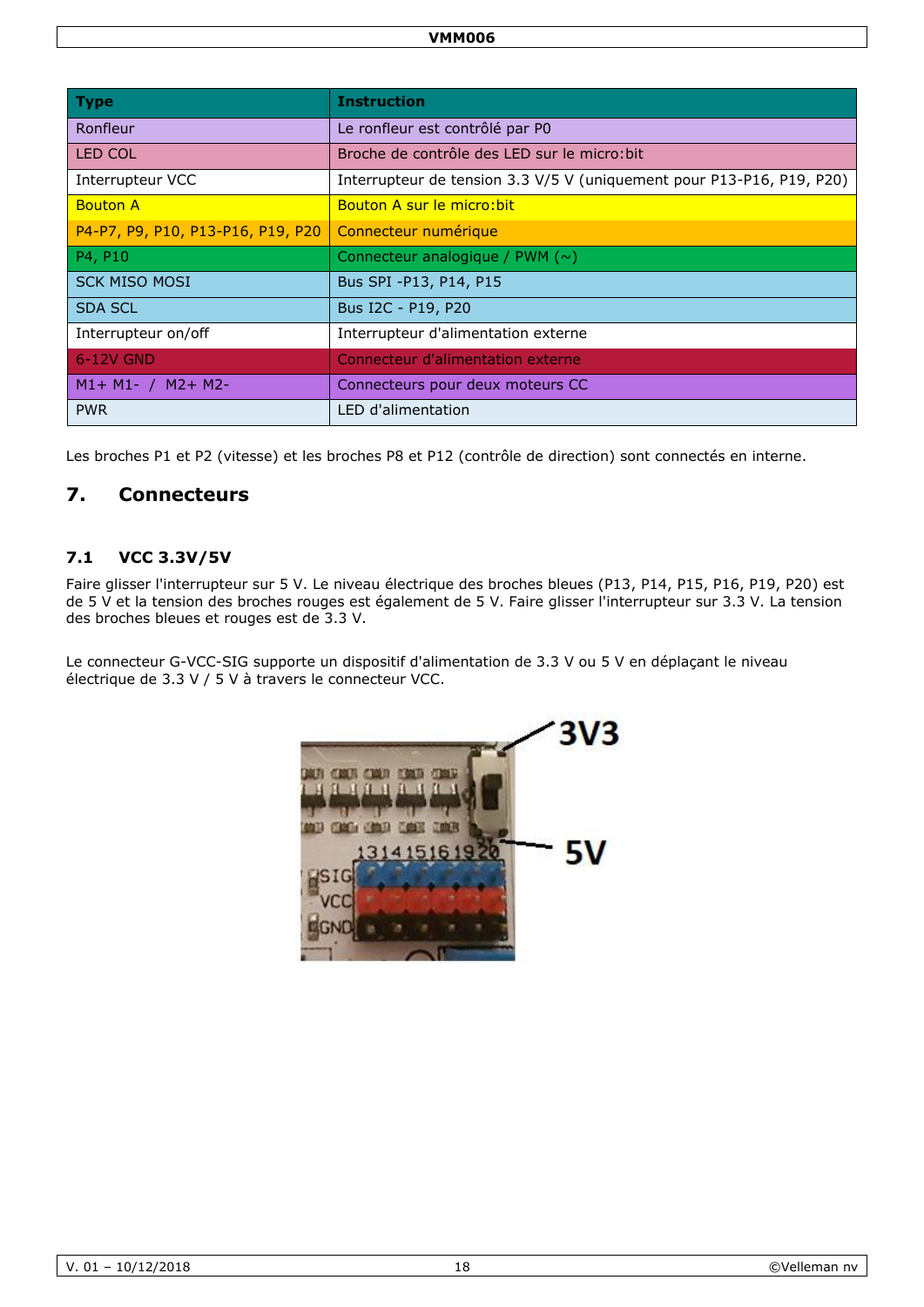| Type | Instruction |
| --- | --- |
| Ronfleur | Le ronfleur est contrôlé par P0 |
| LED COL | Broche de contrôle des LED sur le micro:bit |
| Interrupteur VCC | Interrupteur de tension 3.3 V/5 V (uniquement pour P13-P16, P19, P20) |
| Bouton A | Bouton A sur le micro:bit |
| P4-P7, P9, P10, P13-P16, P19, P20 | Connecteur numérique |
| P4, P10 | Connecteur analogique / PWM (~) |
| SCK MISO MOSI | Bus SPI -P13, P14, P15 |
| SDA SCL | Bus I2C - P19, P20 |
| Interrupteur on/off | Interrupteur d'alimentation externe |
| 6-12V GND | Connecteur d'alimentation externe |
| M1+ M1- / M2+ M2- | Connecteurs pour deux moteurs CC |
| PWR | LED d'alimentation |

Les broches P1 et P2 (vitesse) et les broches P8 et P12 (contrôle de direction) sont connectés en interne.

# 7. Connecteurs

## 7.1 VCC 3.3V/5V

Faire glisser l'interrupteur sur 5 V. Le niveau électrique des broches bleues (P13, P14, P15, P16, P19, P20) est de 5 V et la tension des broches rouges est également de 5 V. Faire glisser l'interrupteur sur 3.3 V. La tension des broches bleues et rouges est de 3.3 V.

Le connecteur G-VCC-SIG supporte un dispositif d'alimentation de 3.3 V ou 5 V en déplaçant le niveau électrique de 3.3 V / 5 V à travers le connecteur VCC.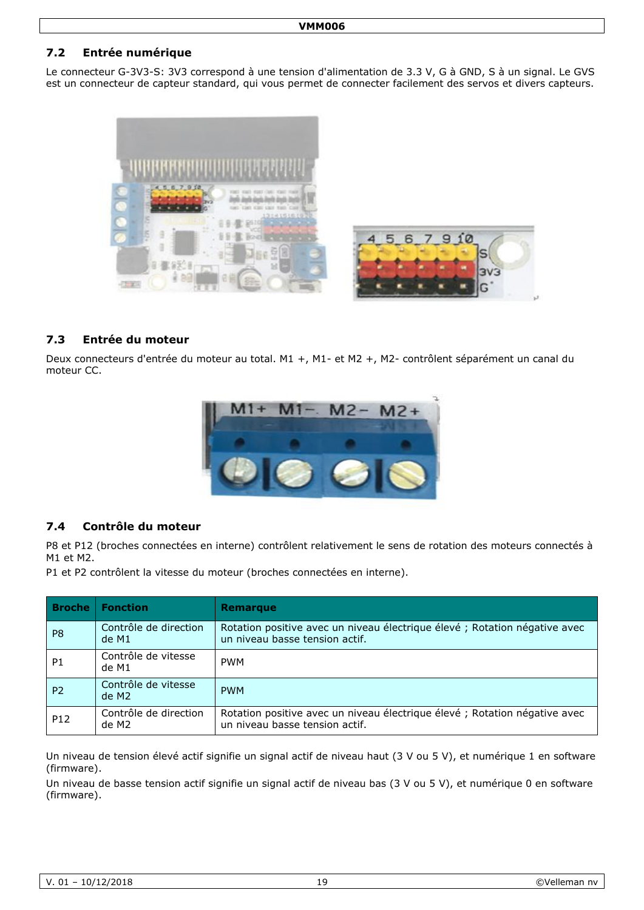### 7.2 Entrée numérique

Le connecteur G-3V3-S: 3V3 correspond à une tension d'alimentation de 3.3 V, G à GND, S à un signal. Le GVS est un connecteur de capteur standard, qui vous permet de connecter facilement des servos et divers capteurs.

### 7.3 Entrée du moteur

Deux connecteurs d'entrée du moteur au total. M1 +, M1- et M2 +, M2- contrôlent séparément un canal du moteur CC.

### 7.4 Contrôle du moteur

P8 et P12 (broches connectées en interne) contrôlent relativement le sens de rotation des moteurs connectés à M1 et M2.

P1 et P2 contrôlent la vitesse du moteur (broches connectées en interne).

| Broche | Fonction | Remarque |
| --- | --- | --- |
| P8 | Contrôle de direction de M1 | Rotation positive avec un niveau électrique élevé ; Rotation négative avec un niveau basse tension actif. |
| P1 | Contrôle de vitesse de M1 | PWM |
| P2 | Contrôle de vitesse de M2 | PWM |
| P12 | Contrôle de direction de M2 | Rotation positive avec un niveau électrique élevé ; Rotation négative avec un niveau basse tension actif. |

Un niveau de tension élevé actif signifie un signal actif de niveau haut (3 V ou 5 V), et numérique 1 en software (firmware).

Un niveau de basse tension actif signifie un signal actif de niveau bas (3 V ou 5 V), et numérique 0 en software (firmware).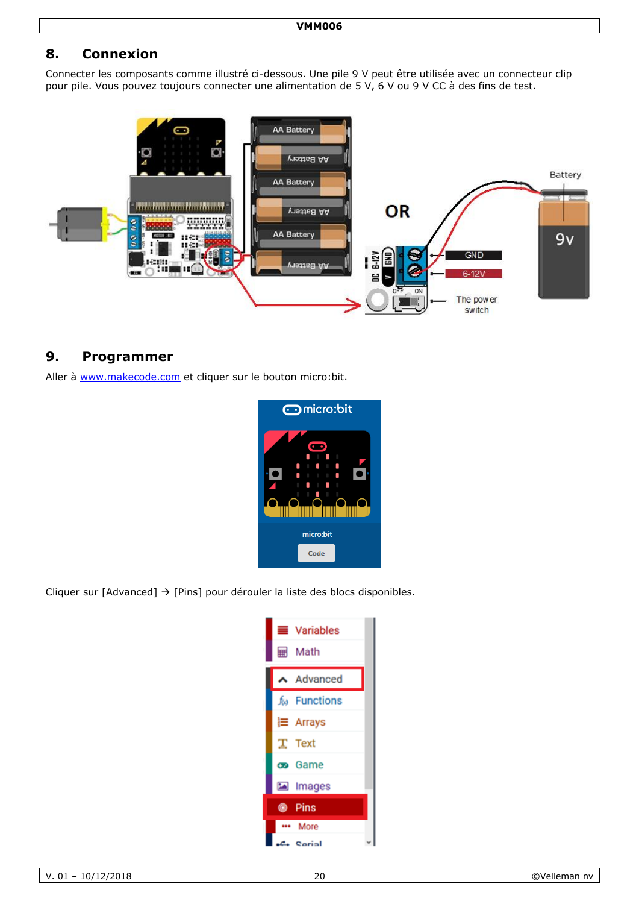## 8. Connexion

Connecter les composants comme illustré ci-dessous. Une pile 9 V peut être utilisée avec un connecteur clip pour pile. Vous pouvez toujours connecter une alimentation de 5 V, 6 V ou 9 V CC à des fins de test.

## 9. Programmer

Aller à www.makecode.com et cliquer sur le bouton micro:bit.

Cliquer sur [Advanced] → [Pins] pour dérouler la liste des blocs disponibles.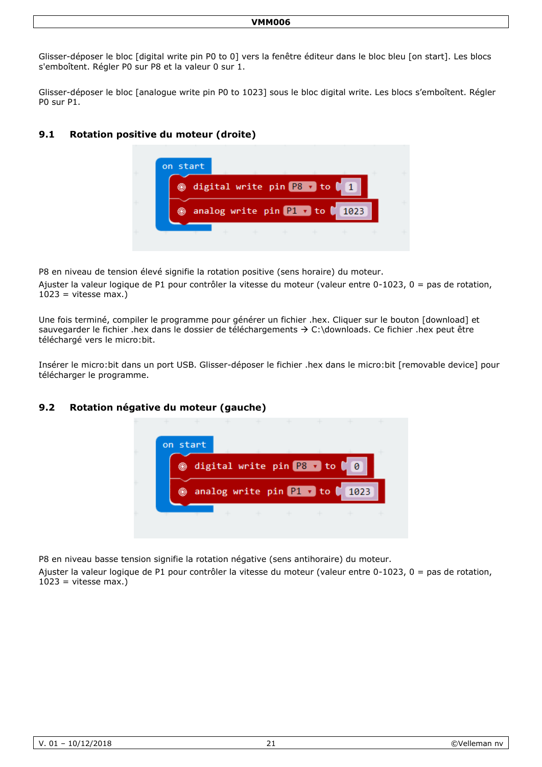Glisser-déposer le bloc [digital write pin P0 to 0] vers la fenêtre éditeur dans le bloc bleu [on start]. Les blocs s'emboîtent. Régler P0 sur P8 et la valeur 0 sur 1.

Glisser-déposer le bloc [analogue write pin P0 to 1023] sous le bloc digital write. Les blocs s'emboîtent. Régler P0 sur P1.

## 9.1 Rotation positive du moteur (droite)

```
on start
    digital write pin P8 to 1
    analog write pin P1 to 1023
```

P8 en niveau de tension élevé signifie la rotation positive (sens horaire) du moteur.
Ajuster la valeur logique de P1 pour contrôler la vitesse du moteur (valeur entre 0-1023, 0 = pas de rotation, 1023 = vitesse max.)

Une fois terminé, compiler le programme pour générer un fichier .hex. Cliquer sur le bouton [download] et sauvegarder le fichier .hex dans le dossier de téléchargements → C:\downloads. Ce fichier .hex peut être téléchargé vers le micro:bit.

Insérer le micro:bit dans un port USB. Glisser-déposer le fichier .hex dans le micro:bit [removable device] pour télécharger le programme.

## 9.2 Rotation négative du moteur (gauche)

```
on start
    digital write pin P8 to 0
    analog write pin P1 to 1023
```

P8 en niveau basse tension signifie la rotation négative (sens antihoraire) du moteur.
Ajuster la valeur logique de P1 pour contrôler la vitesse du moteur (valeur entre 0-1023, 0 = pas de rotation, 1023 = vitesse max.)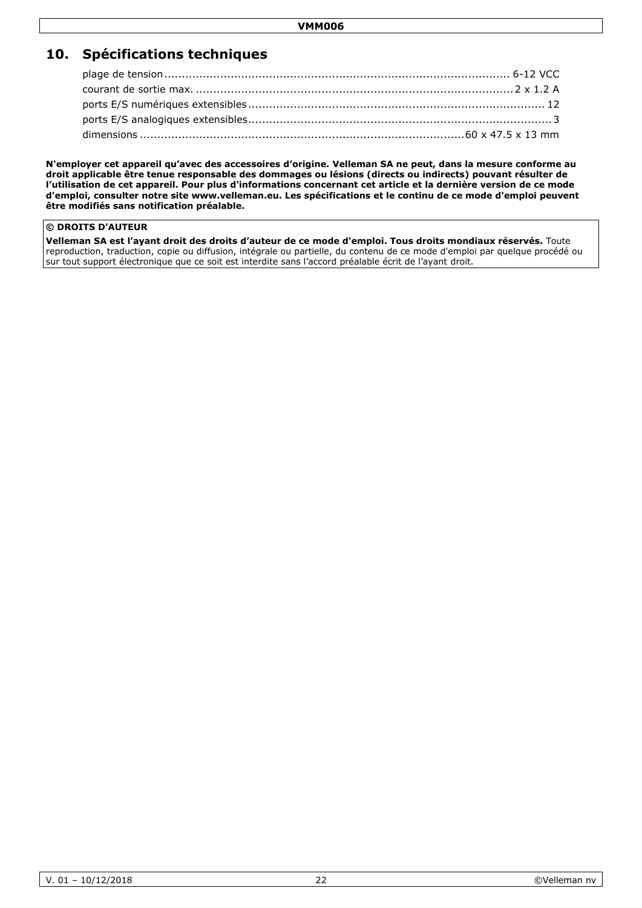## 10. Spécifications techniques

| | |
|---|---|
| plage de tension | 6-12 VCC |
| courant de sortie max. | 2 x 1.2 A |
| ports E/S numériques extensibles | 12 |
| ports E/S analogiques extensibles | 3 |
| dimensions | 60 x 47.5 x 13 mm |

**N'employer cet appareil qu'avec des accessoires d'origine. Velleman SA ne peut, dans la mesure conforme au droit applicable être tenue responsable des dommages ou lésions (directs ou indirects) pouvant résulter de l'utilisation de cet appareil. Pour plus d'informations concernant cet article et la dernière version de ce mode d'emploi, consulter notre site www.velleman.eu. Les spécifications et le continu de ce mode d'emploi peuvent être modifiés sans notification préalable.**

**© DROITS D'AUTEUR**

**Velleman SA est l'ayant droit des droits d'auteur de ce mode d'emploi. Tous droits mondiaux réservés.** Toute reproduction, traduction, copie ou diffusion, intégrale ou partielle, du contenu de ce mode d'emploi par quelque procédé ou sur tout support électronique que ce soit est interdite sans l'accord préalable écrit de l'ayant droit.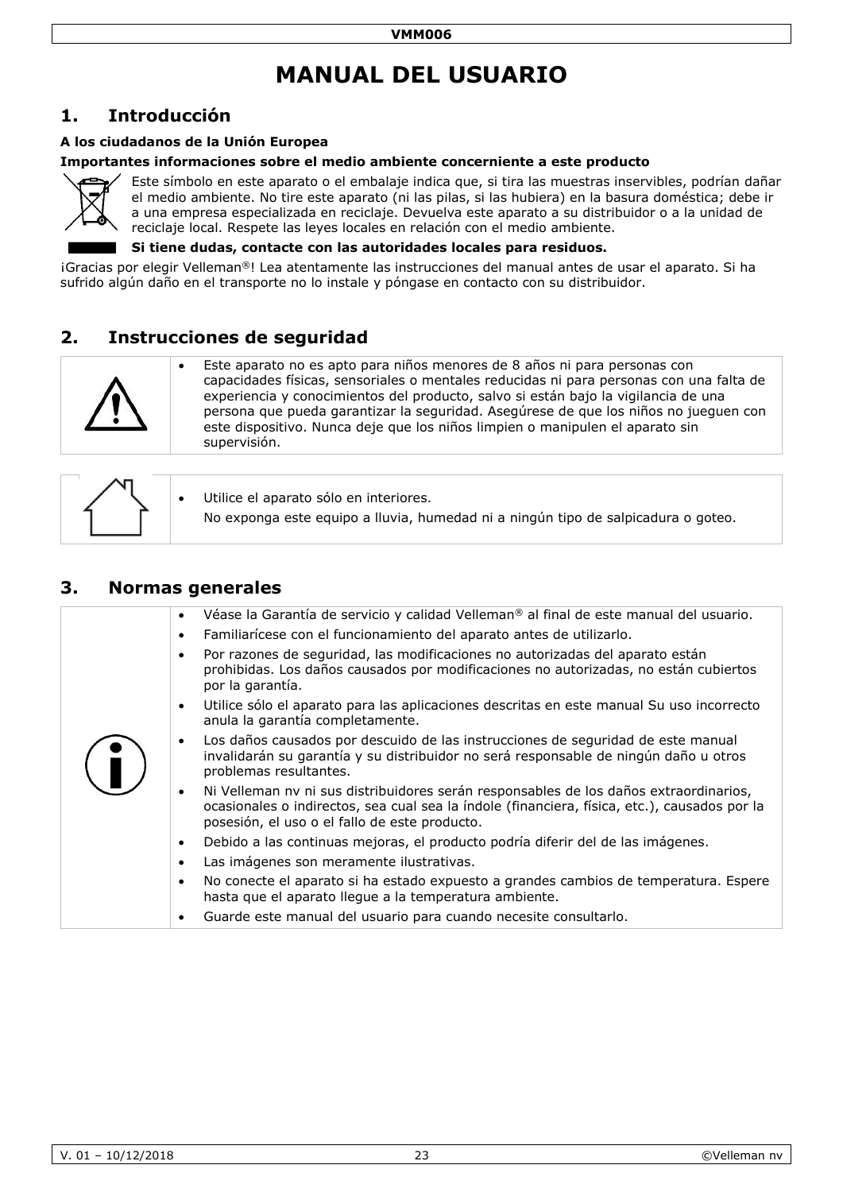# MANUAL DEL USUARIO

## 1. Introducción

**A los ciudadanos de la Unión Europea**

**Importantes informaciones sobre el medio ambiente concerniente a este producto**

Este símbolo en este aparato o el embalaje indica que, si tira las muestras inservibles, podrían dañar el medio ambiente. No tire este aparato (ni las pilas, si las hubiera) en la basura doméstica; debe ir a una empresa especializada en reciclaje. Devuelva este aparato a su distribuidor o a la unidad de reciclaje local. Respete las leyes locales en relación con el medio ambiente.

**Si tiene dudas, contacte con las autoridades locales para residuos.**

¡Gracias por elegir Velleman®! Lea atentamente las instrucciones del manual antes de usar el aparato. Si ha sufrido algún daño en el transporte no lo instale y póngase en contacto con su distribuidor.

## 2. Instrucciones de seguridad

- Este aparato no es apto para niños menores de 8 años ni para personas con capacidades físicas, sensoriales o mentales reducidas ni para personas con una falta de experiencia y conocimientos del producto, salvo si están bajo la vigilancia de una persona que pueda garantizar la seguridad. Asegúrese de que los niños no jueguen con este dispositivo. Nunca deje que los niños limpien o manipulen el aparato sin supervisión.

- Utilice el aparato sólo en interiores.

  No exponga este equipo a lluvia, humedad ni a ningún tipo de salpicadura o goteo.

## 3. Normas generales

- Véase la Garantía de servicio y calidad Velleman® al final de este manual del usuario.
- Familiarícese con el funcionamiento del aparato antes de utilizarlo.
- Por razones de seguridad, las modificaciones no autorizadas del aparato están prohibidas. Los daños causados por modificaciones no autorizadas, no están cubiertos por la garantía.
- Utilice sólo el aparato para las aplicaciones descritas en este manual Su uso incorrecto anula la garantía completamente.
- Los daños causados por descuido de las instrucciones de seguridad de este manual invalidarán su garantía y su distribuidor no será responsable de ningún daño u otros problemas resultantes.
- Ni Velleman nv ni sus distribuidores serán responsables de los daños extraordinarios, ocasionales o indirectos, sea cual sea la índole (financiera, física, etc.), causados por la posesión, el uso o el fallo de este producto.
- Debido a las continuas mejoras, el producto podría diferir del de las imágenes.
- Las imágenes son meramente ilustrativas.
- No conecte el aparato si ha estado expuesto a grandes cambios de temperatura. Espere hasta que el aparato llegue a la temperatura ambiente.
- Guarde este manual del usuario para cuando necesite consultarlo.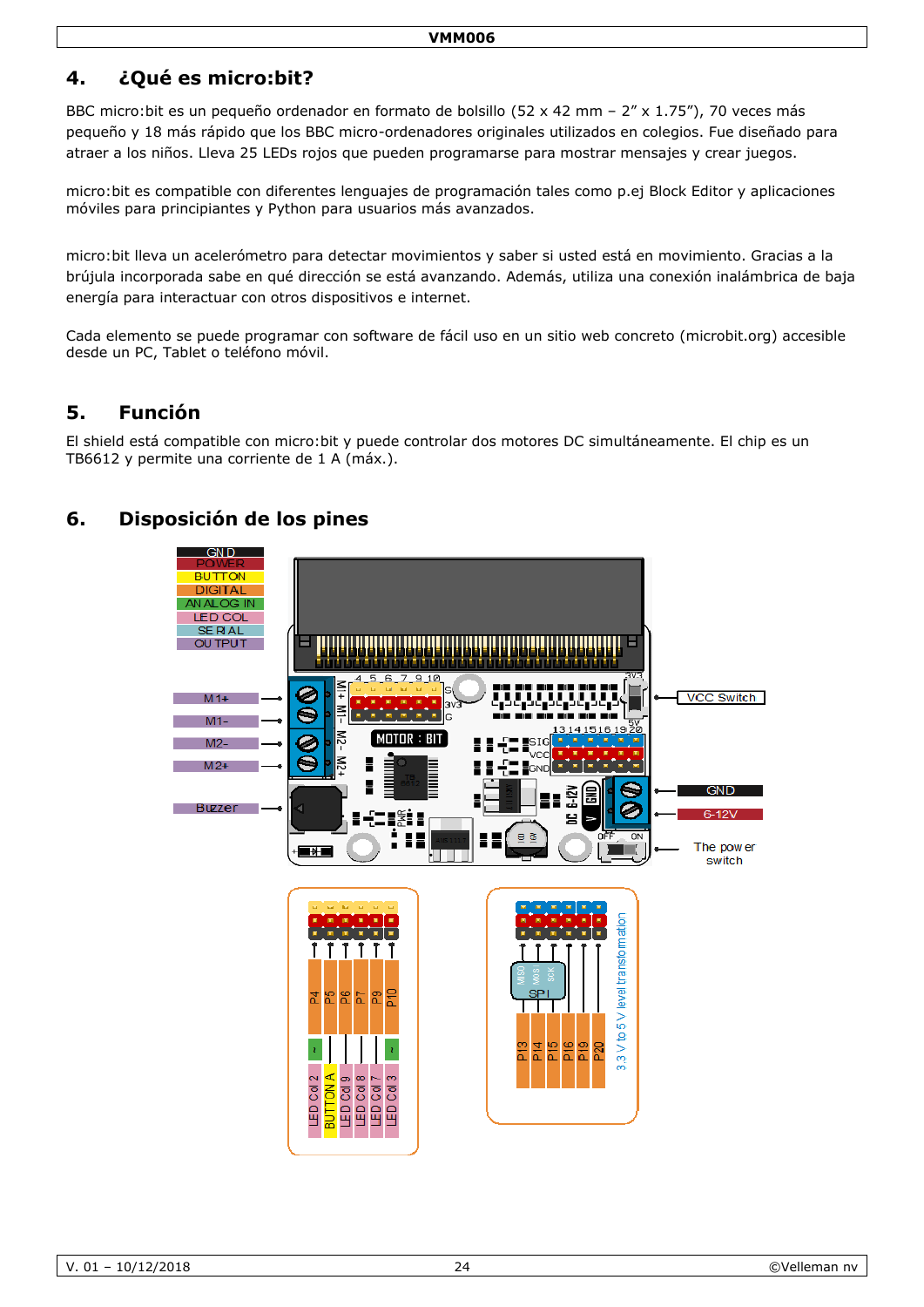## 4. ¿Qué es micro:bit?

BBC micro:bit es un pequeño ordenador en formato de bolsillo (52 x 42 mm – 2" x 1.75"), 70 veces más pequeño y 18 más rápido que los BBC micro-ordenadores originales utilizados en colegios. Fue diseñado para atraer a los niños. Lleva 25 LEDs rojos que pueden programarse para mostrar mensajes y crear juegos.

micro:bit es compatible con diferentes lenguajes de programación tales como p.ej Block Editor y aplicaciones móviles para principiantes y Python para usuarios más avanzados.

micro:bit lleva un acelerómetro para detectar movimientos y saber si usted está en movimiento. Gracias a la brújula incorporada sabe en qué dirección se está avanzando. Además, utiliza una conexión inalámbrica de baja energía para interactuar con otros dispositivos e internet.

Cada elemento se puede programar con software de fácil uso en un sitio web concreto (microbit.org) accesible desde un PC, Tablet o teléfono móvil.

## 5. Función

El shield está compatible con micro:bit y puede controlar dos motores DC simultáneamente. El chip es un TB6612 y permite una corriente de 1 A (máx.).

## 6. Disposición de los pines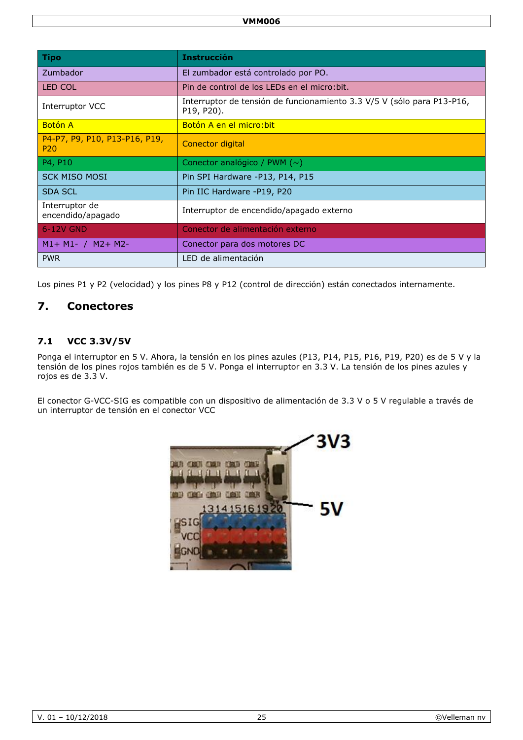| Tipo | Instrucción |
|---|---|
| Zumbador | El zumbador está controlado por PO. |
| LED COL | Pin de control de los LEDs en el micro:bit. |
| Interruptor VCC | Interruptor de tensión de funcionamiento 3.3 V/5 V (sólo para P13-P16, P19, P20). |
| Botón A | Botón A en el micro:bit |
| P4-P7, P9, P10, P13-P16, P19, P20 | Conector digital |
| P4, P10 | Conector analógico / PWM (~) |
| SCK MISO MOSI | Pin SPI Hardware -P13, P14, P15 |
| SDA SCL | Pin IIC Hardware -P19, P20 |
| Interruptor de encendido/apagado | Interruptor de encendido/apagado externo |
| 6-12V GND | Conector de alimentación externo |
| M1+ M1- / M2+ M2- | Conector para dos motores DC |
| PWR | LED de alimentación |

Los pines P1 y P2 (velocidad) y los pines P8 y P12 (control de dirección) están conectados internamente.

## 7. Conectores

### 7.1 VCC 3.3V/5V

Ponga el interruptor en 5 V. Ahora, la tensión en los pines azules (P13, P14, P15, P16, P19, P20) es de 5 V y la tensión de los pines rojos también es de 5 V. Ponga el interruptor en 3.3 V. La tensión de los pines azules y rojos es de 3.3 V.

El conector G-VCC-SIG es compatible con un dispositivo de alimentación de 3.3 V o 5 V regulable a través de un interruptor de tensión en el conector VCC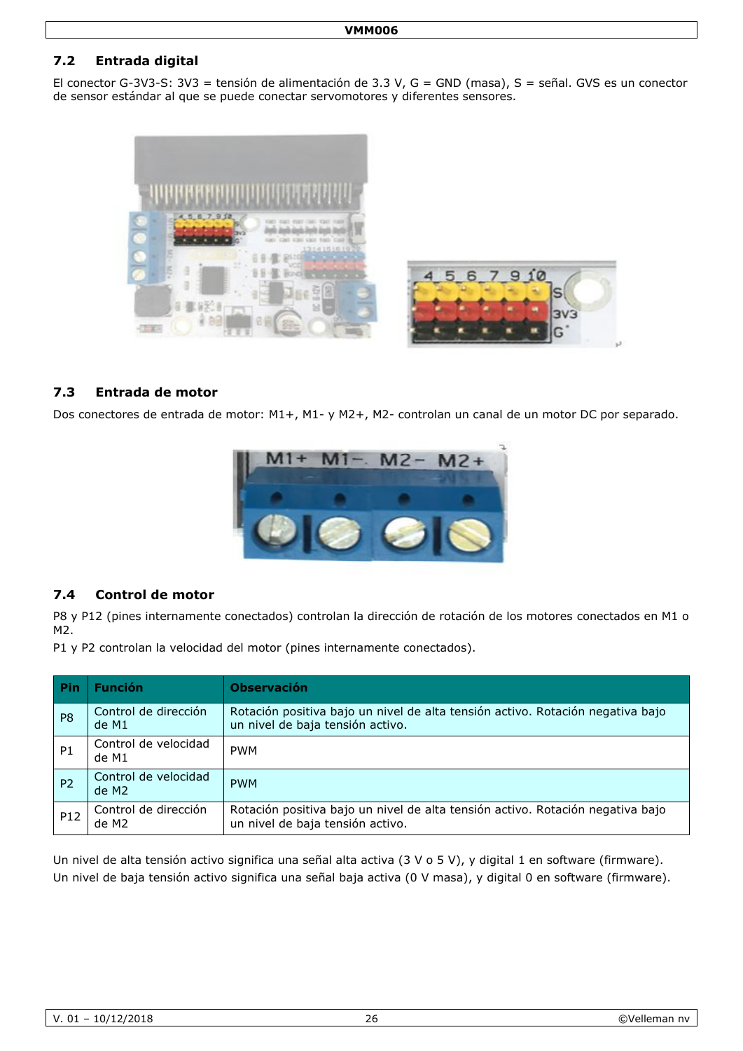## 7.2 Entrada digital

El conector G-3V3-S: 3V3 = tensión de alimentación de 3.3 V, G = GND (masa), S = señal. GVS es un conector de sensor estándar al que se puede conectar servomotores y diferentes sensores.

## 7.3 Entrada de motor

Dos conectores de entrada de motor: M1+, M1- y M2+, M2- controlan un canal de un motor DC por separado.

## 7.4 Control de motor

P8 y P12 (pines internamente conectados) controlan la dirección de rotación de los motores conectados en M1 o M2.

P1 y P2 controlan la velocidad del motor (pines internamente conectados).

| Pin | Función | Observación |
|---|---|---|
| P8 | Control de dirección de M1 | Rotación positiva bajo un nivel de alta tensión activo. Rotación negativa bajo un nivel de baja tensión activo. |
| P1 | Control de velocidad de M1 | PWM |
| P2 | Control de velocidad de M2 | PWM |
| P12 | Control de dirección de M2 | Rotación positiva bajo un nivel de alta tensión activo. Rotación negativa bajo un nivel de baja tensión activo. |

Un nivel de alta tensión activo significa una señal alta activa (3 V o 5 V), y digital 1 en software (firmware).

Un nivel de baja tensión activo significa una señal baja activa (0 V masa), y digital 0 en software (firmware).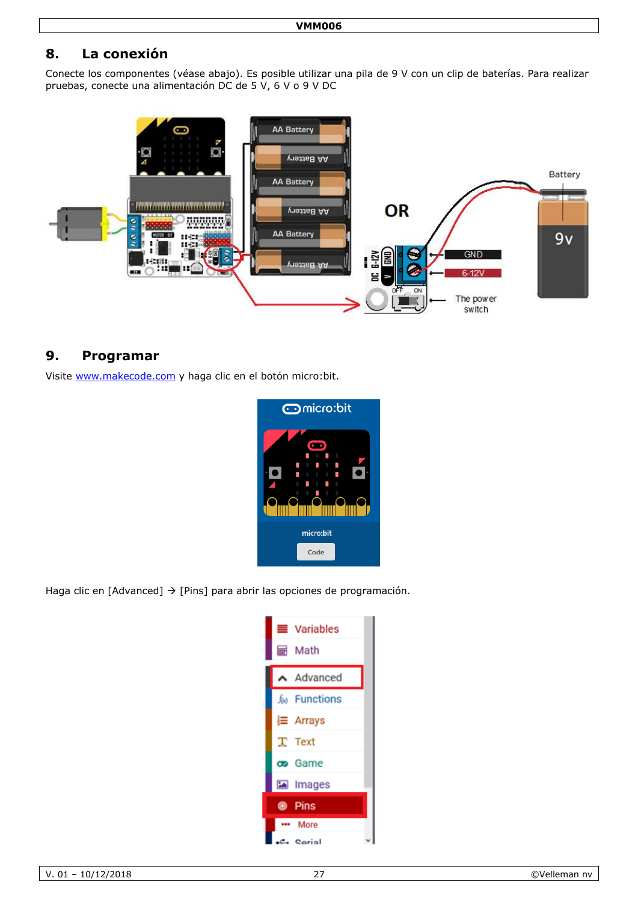## 8. La conexión

Conecte los componentes (véase abajo). Es posible utilizar una pila de 9 V con un clip de baterías. Para realizar pruebas, conecte una alimentación DC de 5 V, 6 V o 9 V DC

## 9. Programar

Visite www.makecode.com y haga clic en el botón micro:bit.

Haga clic en [Advanced] → [Pins] para abrir las opciones de programación.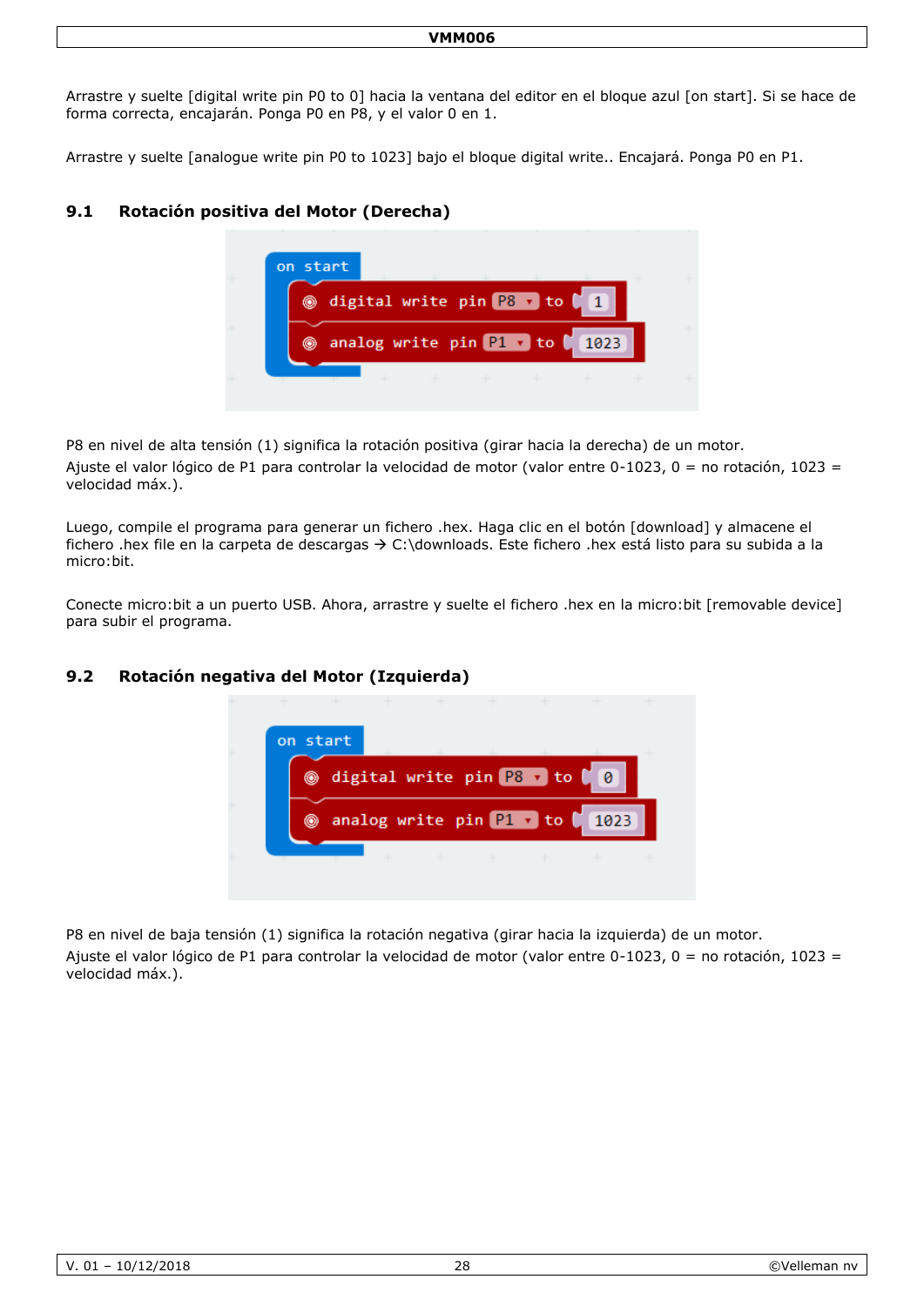Arrastre y suelte [digital write pin P0 to 0] hacia la ventana del editor en el bloque azul [on start]. Si se hace de forma correcta, encajarán. Ponga P0 en P8, y el valor 0 en 1.

Arrastre y suelte [analogue write pin P0 to 1023] bajo el bloque digital write.. Encajará. Ponga P0 en P1.

## 9.1 Rotación positiva del Motor (Derecha)

```
on start
    digital write pin P8 to 1
    analog write pin P1 to 1023
```

P8 en nivel de alta tensión (1) significa la rotación positiva (girar hacia la derecha) de un motor.
Ajuste el valor lógico de P1 para controlar la velocidad de motor (valor entre 0-1023, 0 = no rotación, 1023 = velocidad máx.).

Luego, compile el programa para generar un fichero .hex. Haga clic en el botón [download] y almacene el fichero .hex file en la carpeta de descargas → C:\downloads. Este fichero .hex está listo para su subida a la micro:bit.

Conecte micro:bit a un puerto USB. Ahora, arrastre y suelte el fichero .hex en la micro:bit [removable device] para subir el programa.

## 9.2 Rotación negativa del Motor (Izquierda)

```
on start
    digital write pin P8 to 0
    analog write pin P1 to 1023
```

P8 en nivel de baja tensión (1) significa la rotación negativa (girar hacia la izquierda) de un motor.
Ajuste el valor lógico de P1 para controlar la velocidad de motor (valor entre 0-1023, 0 = no rotación, 1023 = velocidad máx.).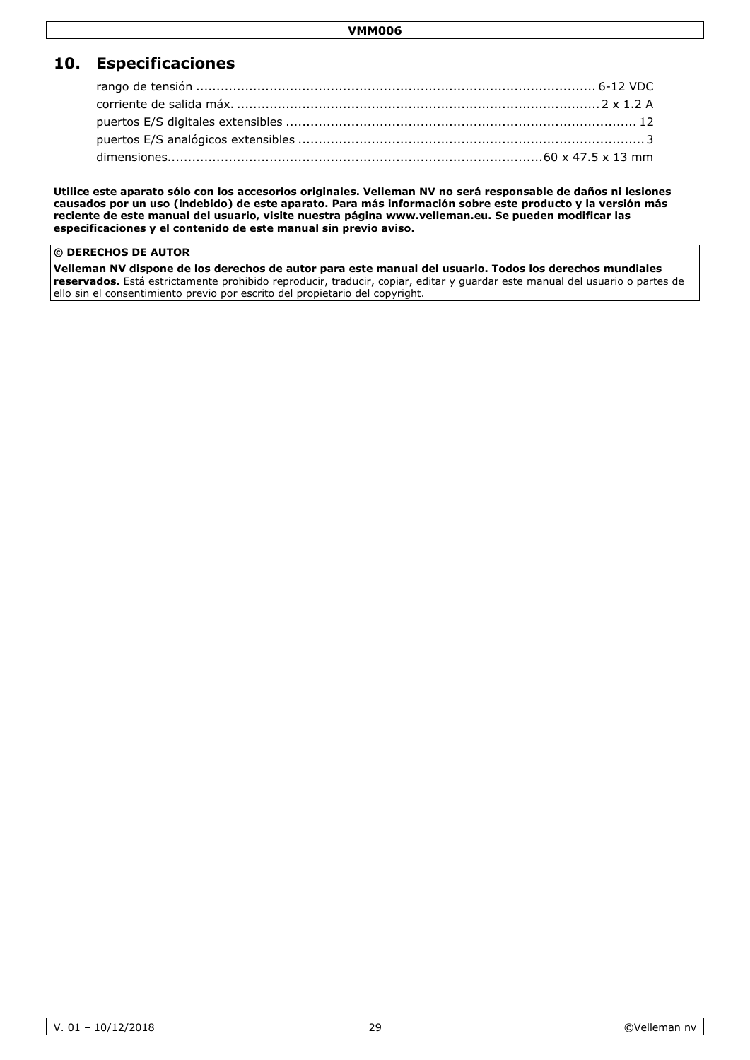## 10. Especificaciones

rango de tensión ................................................................................................ 6-12 VDC
corriente de salida máx. ........................................................................................ 2 x 1.2 A
puertos E/S digitales extensibles ..................................................................................... 12
puertos E/S analógicos extensibles .................................................................................... 3
dimensiones........................................................................................ 60 x 47.5 x 13 mm

**Utilice este aparato sólo con los accesorios originales. Velleman NV no será responsable de daños ni lesiones causados por un uso (indebido) de este aparato. Para más información sobre este producto y la versión más reciente de este manual del usuario, visite nuestra página www.velleman.eu. Se pueden modificar las especificaciones y el contenido de este manual sin previo aviso.**

**© DERECHOS DE AUTOR**

**Velleman NV dispone de los derechos de autor para este manual del usuario. Todos los derechos mundiales reservados.** Está estrictamente prohibido reproducir, traducir, copiar, editar y guardar este manual del usuario o partes de ello sin el consentimiento previo por escrito del propietario del copyright.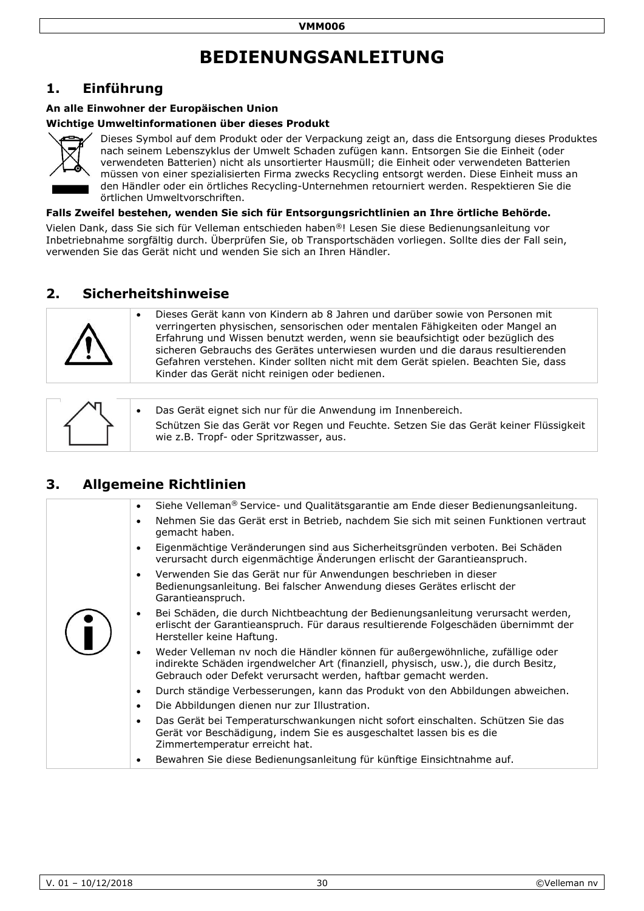# BEDIENUNGSANLEITUNG

## 1. Einführung

**An alle Einwohner der Europäischen Union**

**Wichtige Umweltinformationen über dieses Produkt**

Dieses Symbol auf dem Produkt oder der Verpackung zeigt an, dass die Entsorgung dieses Produktes nach seinem Lebenszyklus der Umwelt Schaden zufügen kann. Entsorgen Sie die Einheit (oder verwendeten Batterien) nicht als unsortierter Hausmüll; die Einheit oder verwendeten Batterien müssen von einer spezialisierten Firma zwecks Recycling entsorgt werden. Diese Einheit muss an den Händler oder ein örtliches Recycling-Unternehmen retourniert werden. Respektieren Sie die örtlichen Umweltvorschriften.

**Falls Zweifel bestehen, wenden Sie sich für Entsorgungsrichtlinien an Ihre örtliche Behörde.**

Vielen Dank, dass Sie sich für Velleman entschieden haben®! Lesen Sie diese Bedienungsanleitung vor Inbetriebnahme sorgfältig durch. Überprüfen Sie, ob Transportschäden vorliegen. Sollte dies der Fall sein, verwenden Sie das Gerät nicht und wenden Sie sich an Ihren Händler.

## 2. Sicherheitshinweise

- Dieses Gerät kann von Kindern ab 8 Jahren und darüber sowie von Personen mit verringerten physischen, sensorischen oder mentalen Fähigkeiten oder Mangel an Erfahrung und Wissen benutzt werden, wenn sie beaufsichtigt oder bezüglich des sicheren Gebrauchs des Gerätes unterwiesen wurden und die daraus resultierenden Gefahren verstehen. Kinder sollten nicht mit dem Gerät spielen. Beachten Sie, dass Kinder das Gerät nicht reinigen oder bedienen.

- Das Gerät eignet sich nur für die Anwendung im Innenbereich.
  Schützen Sie das Gerät vor Regen und Feuchte. Setzen Sie das Gerät keiner Flüssigkeit wie z.B. Tropf- oder Spritzwasser, aus.

## 3. Allgemeine Richtlinien

- Siehe Velleman® Service- und Qualitätsgarantie am Ende dieser Bedienungsanleitung.
- Nehmen Sie das Gerät erst in Betrieb, nachdem Sie sich mit seinen Funktionen vertraut gemacht haben.
- Eigenmächtige Veränderungen sind aus Sicherheitsgründen verboten. Bei Schäden verursacht durch eigenmächtige Änderungen erlischt der Garantieanspruch.
- Verwenden Sie das Gerät nur für Anwendungen beschrieben in dieser Bedienungsanleitung. Bei falscher Anwendung dieses Gerätes erlischt der Garantieanspruch.
- Bei Schäden, die durch Nichtbeachtung der Bedienungsanleitung verursacht werden, erlischt der Garantieanspruch. Für daraus resultierende Folgeschäden übernimmt der Hersteller keine Haftung.
- Weder Velleman nv noch die Händler können für außergewöhnliche, zufällige oder indirekte Schäden irgendwelcher Art (finanziell, physisch, usw.), die durch Besitz, Gebrauch oder Defekt verursacht werden, haftbar gemacht werden.
- Durch ständige Verbesserungen, kann das Produkt von den Abbildungen abweichen.
- Die Abbildungen dienen nur zur Illustration.
- Das Gerät bei Temperaturschwankungen nicht sofort einschalten. Schützen Sie das Gerät vor Beschädigung, indem Sie es ausgeschaltet lassen bis es die Zimmertemperatur erreicht hat.
- Bewahren Sie diese Bedienungsanleitung für künftige Einsichtnahme auf.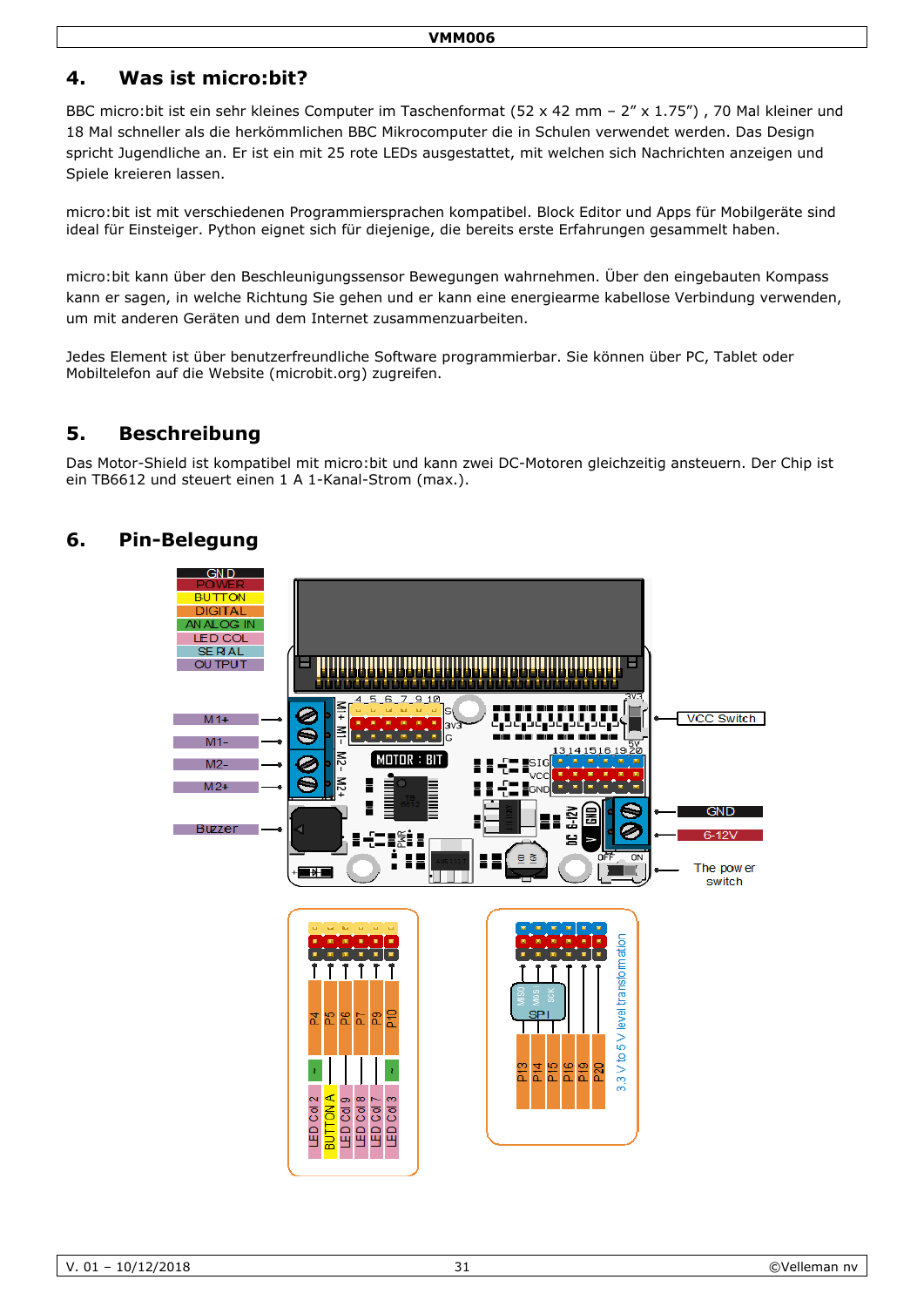## 4. Was ist micro:bit?

BBC micro:bit ist ein sehr kleines Computer im Taschenformat (52 x 42 mm – 2” x 1.75”) , 70 Mal kleiner und 18 Mal schneller als die herkömmlichen BBC Mikrocomputer die in Schulen verwendet werden. Das Design spricht Jugendliche an. Er ist ein mit 25 rote LEDs ausgestattet, mit welchen sich Nachrichten anzeigen und Spiele kreieren lassen.

micro:bit ist mit verschiedenen Programmiersprachen kompatibel. Block Editor und Apps für Mobilgeräte sind ideal für Einsteiger. Python eignet sich für diejenige, die bereits erste Erfahrungen gesammelt haben.

micro:bit kann über den Beschleunigungssensor Bewegungen wahrnehmen. Über den eingebauten Kompass kann er sagen, in welche Richtung Sie gehen und er kann eine energiearme kabellose Verbindung verwenden, um mit anderen Geräten und dem Internet zusammenzuarbeiten.

Jedes Element ist über benutzerfreundliche Software programmierbar. Sie können über PC, Tablet oder Mobiltelefon auf die Website (microbit.org) zugreifen.

## 5. Beschreibung

Das Motor-Shield ist kompatibel mit micro:bit und kann zwei DC-Motoren gleichzeitig ansteuern. Der Chip ist ein TB6612 und steuert einen 1 A 1-Kanal-Strom (max.).

## 6. Pin-Belegung

GND
POWER
BUTTON
DIGITAL
ANALOG IN
LED COL
SERIAL
OUTPUT

M1+
M1-
M2-
M2+
Buzzer

VCC Switch
GND
6-12V
The power switch

P4 – LED Col 2
P5 – BUTTON A
P6 – LED Col 9
P7 – LED Col 8
P9 – LED Col 7
P10 – LED Col 3

P13, P14, P15 (SPI: MISO, MOSI, SCK), P16, P19, P20
3.3 V to 5 V level transformation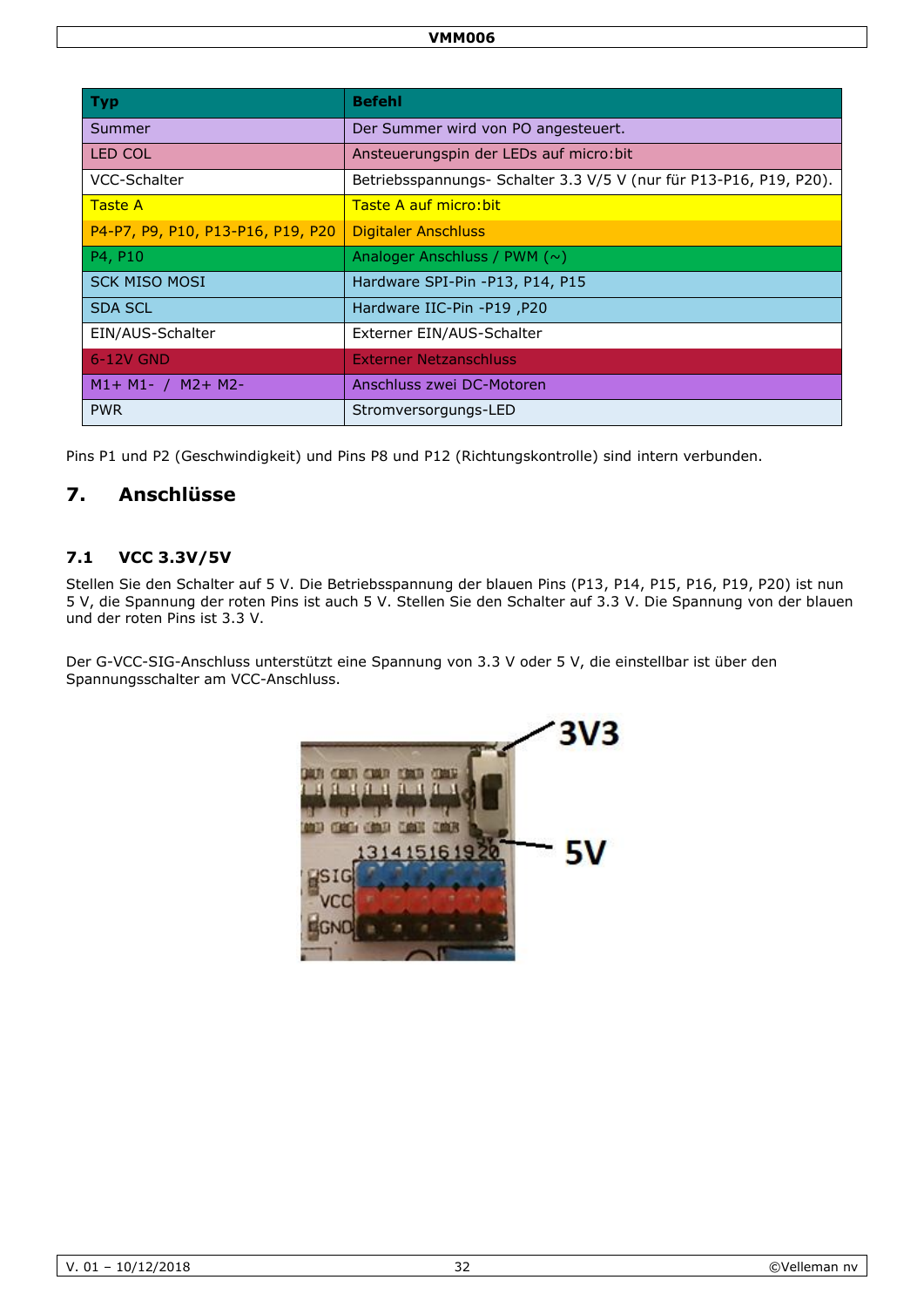| Typ | Befehl |
|---|---|
| Summer | Der Summer wird von PO angesteuert. |
| LED COL | Ansteuerungspin der LEDs auf micro:bit |
| VCC-Schalter | Betriebsspannungs- Schalter 3.3 V/5 V (nur für P13-P16, P19, P20). |
| Taste A | Taste A auf micro:bit |
| P4-P7, P9, P10, P13-P16, P19, P20 | Digitaler Anschluss |
| P4, P10 | Analoger Anschluss / PWM (~) |
| SCK MISO MOSI | Hardware SPI-Pin -P13, P14, P15 |
| SDA SCL | Hardware IIC-Pin -P19 ,P20 |
| EIN/AUS-Schalter | Externer EIN/AUS-Schalter |
| 6-12V GND | Externer Netzanschluss |
| M1+ M1- / M2+ M2- | Anschluss zwei DC-Motoren |
| PWR | Stromversorgungs-LED |

Pins P1 und P2 (Geschwindigkeit) und Pins P8 und P12 (Richtungskontrolle) sind intern verbunden.

## 7. Anschlüsse

### 7.1 VCC 3.3V/5V

Stellen Sie den Schalter auf 5 V. Die Betriebsspannung der blauen Pins (P13, P14, P15, P16, P19, P20) ist nun 5 V, die Spannung der roten Pins ist auch 5 V. Stellen Sie den Schalter auf 3.3 V. Die Spannung von der blauen und der roten Pins ist 3.3 V.

Der G-VCC-SIG-Anschluss unterstützt eine Spannung von 3.3 V oder 5 V, die einstellbar ist über den Spannungsschalter am VCC-Anschluss.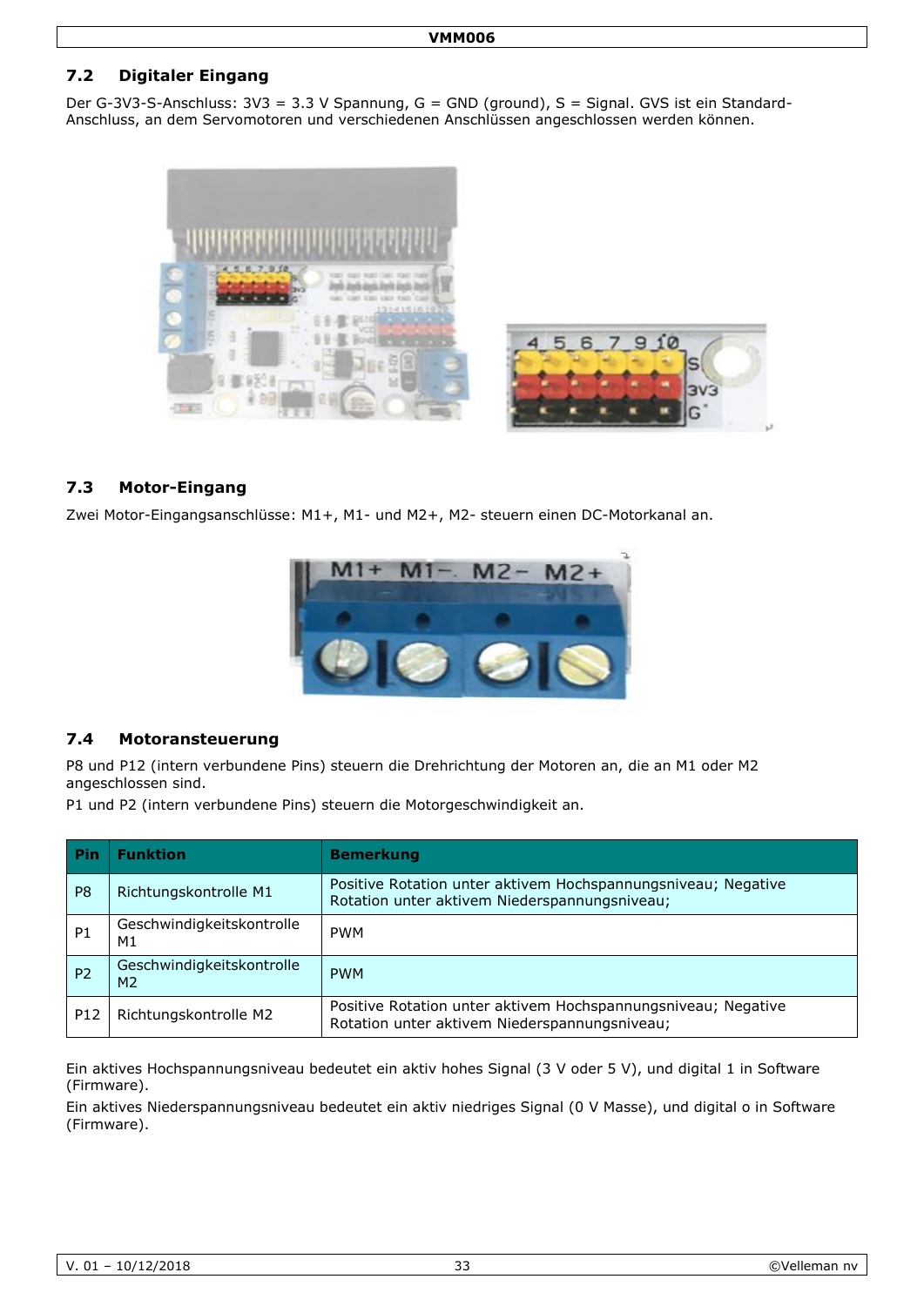## 7.2 Digitaler Eingang

Der G-3V3-S-Anschluss: 3V3 = 3.3 V Spannung, G = GND (ground), S = Signal. GVS ist ein Standard-Anschluss, an dem Servomotoren und verschiedenen Anschlüssen angeschlossen werden können.

## 7.3 Motor-Eingang

Zwei Motor-Eingangsanschlüsse: M1+, M1- und M2+, M2- steuern einen DC-Motorkanal an.

## 7.4 Motoransteuerung

P8 und P12 (intern verbundene Pins) steuern die Drehrichtung der Motoren an, die an M1 oder M2 angeschlossen sind.

P1 und P2 (intern verbundene Pins) steuern die Motorgeschwindigkeit an.

| Pin | Funktion | Bemerkung |
|---|---|---|
| P8 | Richtungskontrolle M1 | Positive Rotation unter aktivem Hochspannungsniveau; Negative Rotation unter aktivem Niederspannungsniveau; |
| P1 | Geschwindigkeitskontrolle M1 | PWM |
| P2 | Geschwindigkeitskontrolle M2 | PWM |
| P12 | Richtungskontrolle M2 | Positive Rotation unter aktivem Hochspannungsniveau; Negative Rotation unter aktivem Niederspannungsniveau; |

Ein aktives Hochspannungsniveau bedeutet ein aktiv hohes Signal (3 V oder 5 V), und digital 1 in Software (Firmware).

Ein aktives Niederspannungsniveau bedeutet ein aktiv niedriges Signal (0 V Masse), und digital o in Software (Firmware).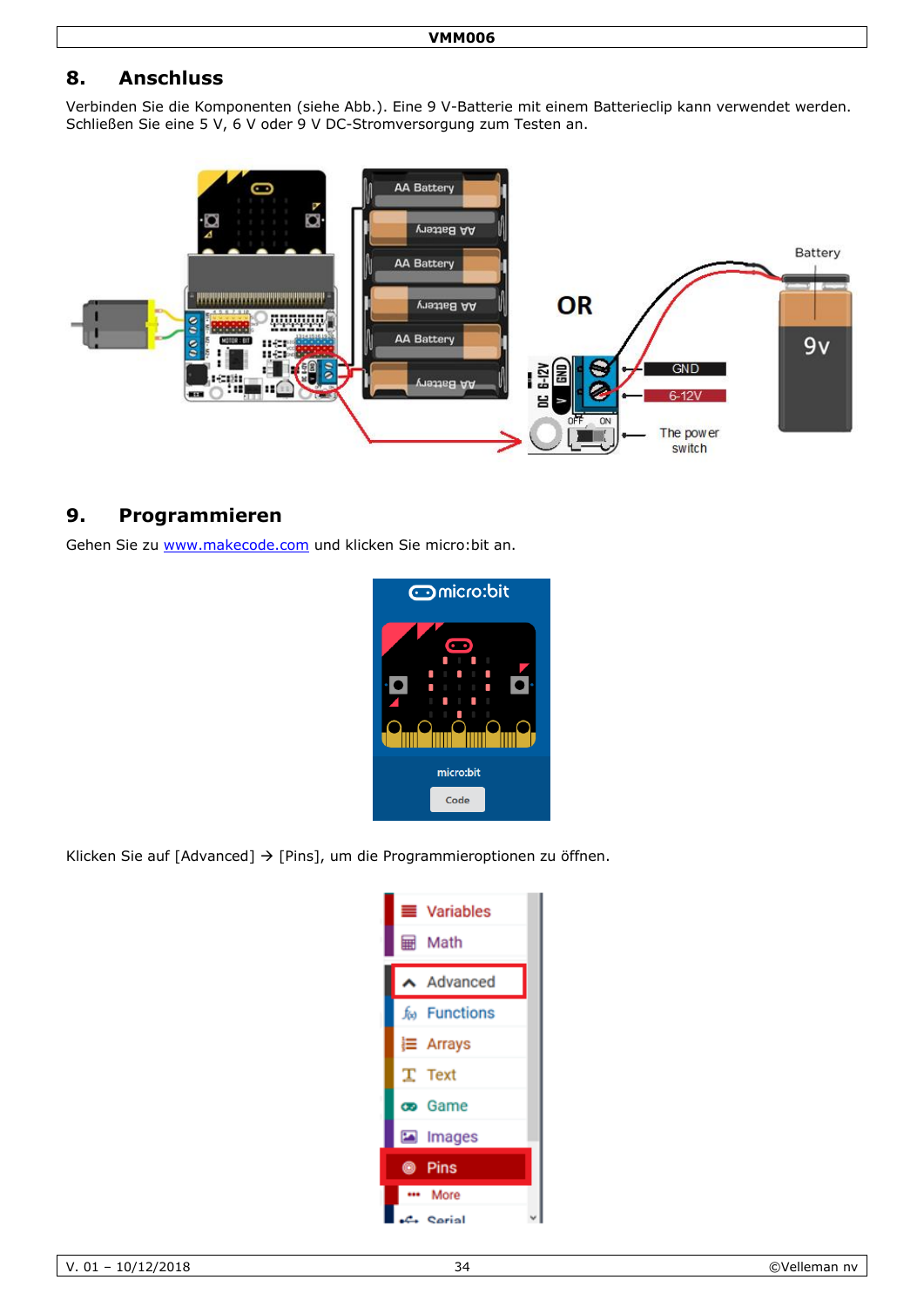## 8. Anschluss

Verbinden Sie die Komponenten (siehe Abb.). Eine 9 V-Batterie mit einem Batterieclip kann verwendet werden. Schließen Sie eine 5 V, 6 V oder 9 V DC-Stromversorgung zum Testen an.

## 9. Programmieren

Gehen Sie zu [www.makecode.com](http://www.makecode.com) und klicken Sie micro:bit an.

Klicken Sie auf [Advanced] → [Pins], um die Programmieroptionen zu öffnen.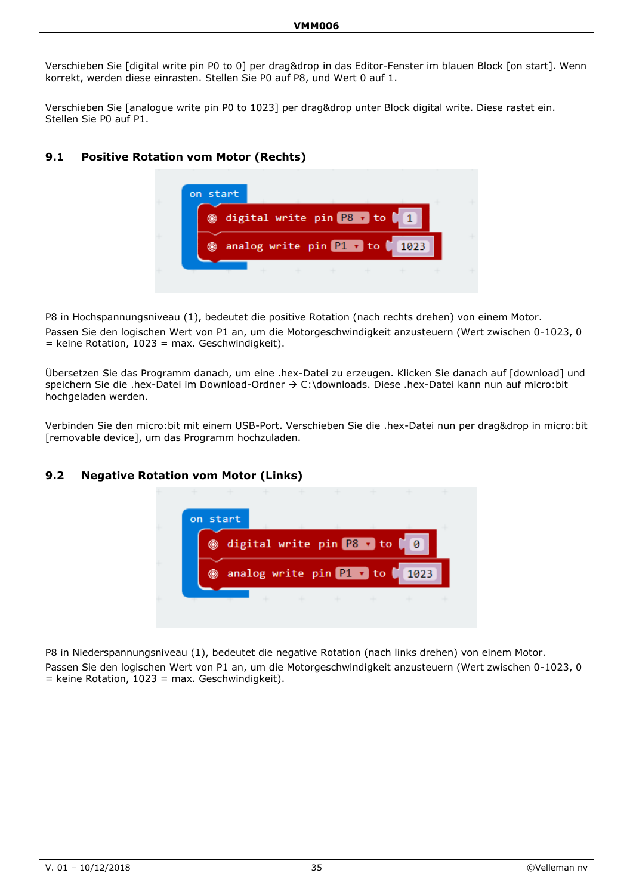Verschieben Sie [digital write pin P0 to 0] per drag&drop in das Editor-Fenster im blauen Block [on start]. Wenn korrekt, werden diese einrasten. Stellen Sie P0 auf P8, und Wert 0 auf 1.

Verschieben Sie [analogue write pin P0 to 1023] per drag&drop unter Block digital write. Diese rastet ein. Stellen Sie P0 auf P1.

## 9.1 Positive Rotation vom Motor (Rechts)

```
on start
    digital write pin P8 to 1
    analog write pin P1 to 1023
```

P8 in Hochspannungsniveau (1), bedeutet die positive Rotation (nach rechts drehen) von einem Motor.

Passen Sie den logischen Wert von P1 an, um die Motorgeschwindigkeit anzusteuern (Wert zwischen 0-1023, 0 = keine Rotation, 1023 = max. Geschwindigkeit).

Übersetzen Sie das Programm danach, um eine .hex-Datei zu erzeugen. Klicken Sie danach auf [download] und speichern Sie die .hex-Datei im Download-Ordner → C:\downloads. Diese .hex-Datei kann nun auf micro:bit hochgeladen werden.

Verbinden Sie den micro:bit mit einem USB-Port. Verschieben Sie die .hex-Datei nun per drag&drop in micro:bit [removable device], um das Programm hochzuladen.

## 9.2 Negative Rotation vom Motor (Links)

```
on start
    digital write pin P8 to 0
    analog write pin P1 to 1023
```

P8 in Niederspannungsniveau (1), bedeutet die negative Rotation (nach links drehen) von einem Motor.

Passen Sie den logischen Wert von P1 an, um die Motorgeschwindigkeit anzusteuern (Wert zwischen 0-1023, 0 = keine Rotation, 1023 = max. Geschwindigkeit).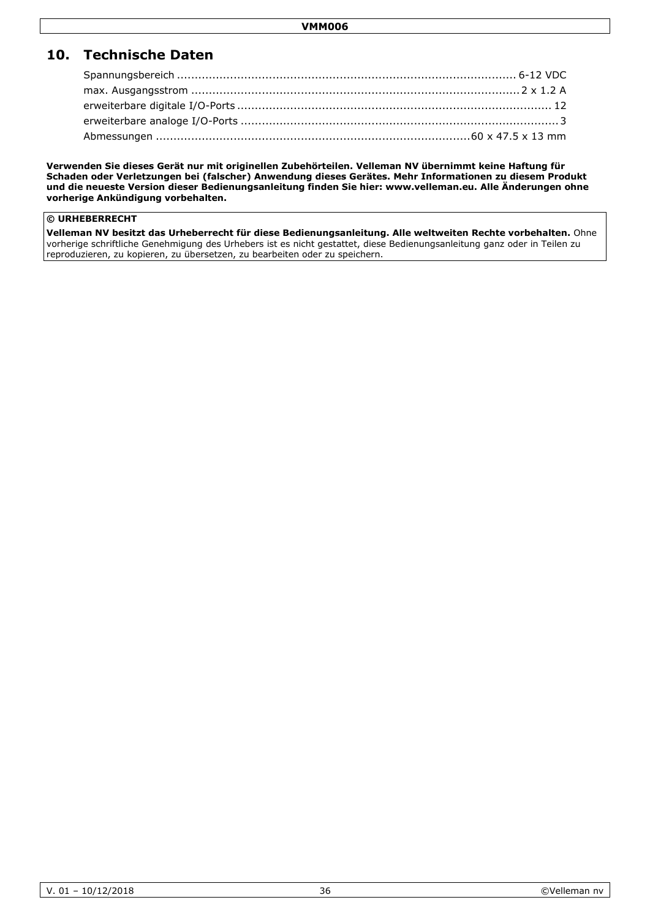## 10. Technische Daten

| | |
|---|---|
| Spannungsbereich | 6-12 VDC |
| max. Ausgangsstrom | 2 x 1.2 A |
| erweiterbare digitale I/O-Ports | 12 |
| erweiterbare analoge I/O-Ports | 3 |
| Abmessungen | 60 x 47.5 x 13 mm |

**Verwenden Sie dieses Gerät nur mit originellen Zubehörteilen. Velleman NV übernimmt keine Haftung für Schaden oder Verletzungen bei (falscher) Anwendung dieses Gerätes. Mehr Informationen zu diesem Produkt und die neueste Version dieser Bedienungsanleitung finden Sie hier: www.velleman.eu. Alle Änderungen ohne vorherige Ankündigung vorbehalten.**

**© URHEBERRECHT**

**Velleman NV besitzt das Urheberrecht für diese Bedienungsanleitung. Alle weltweiten Rechte vorbehalten.** Ohne vorherige schriftliche Genehmigung des Urhebers ist es nicht gestattet, diese Bedienungsanleitung ganz oder in Teilen zu reproduzieren, zu kopieren, zu übersetzen, zu bearbeiten oder zu speichern.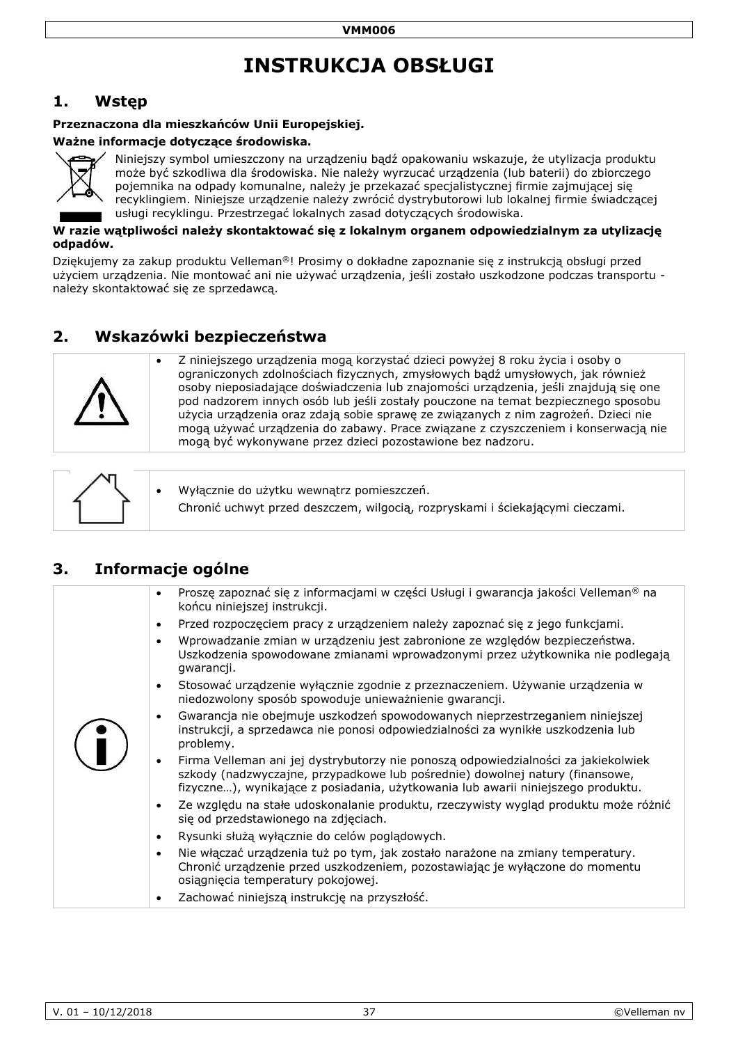# INSTRUKCJA OBSŁUGI

## 1. Wstęp

**Przeznaczona dla mieszkańców Unii Europejskiej.**

**Ważne informacje dotyczące środowiska.**

Niniejszy symbol umieszczony na urządzeniu bądź opakowaniu wskazuje, że utylizacja produktu może być szkodliwa dla środowiska. Nie należy wyrzucać urządzenia (lub baterii) do zbiorczego pojemnika na odpady komunalne, należy je przekazać specjalistycznej firmie zajmującej się recyklingiem. Niniejsze urządzenie należy zwrócić dystrybutorowi lub lokalnej firmie świadczącej usługi recyklingu. Przestrzegać lokalnych zasad dotyczących środowiska.

**W razie wątpliwości należy skontaktować się z lokalnym organem odpowiedzialnym za utylizację odpadów.**

Dziękujemy za zakup produktu Velleman®! Prosimy o dokładne zapoznanie się z instrukcją obsługi przed użyciem urządzenia. Nie montować ani nie używać urządzenia, jeśli zostało uszkodzone podczas transportu - należy skontaktować się ze sprzedawcą.

## 2. Wskazówki bezpieczeństwa

- Z niniejszego urządzenia mogą korzystać dzieci powyżej 8 roku życia i osoby o ograniczonych zdolnościach fizycznych, zmysłowych bądź umysłowych, jak również osoby nieposiadające doświadczenia lub znajomości urządzenia, jeśli znajdują się one pod nadzorem innych osób lub jeśli zostały pouczone na temat bezpiecznego sposobu użycia urządzenia oraz zdają sobie sprawę ze związanych z nim zagrożeń. Dzieci nie mogą używać urządzenia do zabawy. Prace związane z czyszczeniem i konserwacją nie mogą być wykonywane przez dzieci pozostawione bez nadzoru.

- Wyłącznie do użytku wewnątrz pomieszczeń.
  Chronić uchwyt przed deszczem, wilgocią, rozpryskami i ściekającymi cieczami.

## 3. Informacje ogólne

- Proszę zapoznać się z informacjami w części Usługi i gwarancja jakości Velleman® na końcu niniejszej instrukcji.
- Przed rozpoczęciem pracy z urządzeniem należy zapoznać się z jego funkcjami.
- Wprowadzanie zmian w urządzeniu jest zabronione ze względów bezpieczeństwa. Uszkodzenia spowodowane zmianami wprowadzonymi przez użytkownika nie podlegają gwarancji.
- Stosować urządzenie wyłącznie zgodnie z przeznaczeniem. Używanie urządzenia w niedozwolony sposób spowoduje unieważnienie gwarancji.
- Gwarancja nie obejmuje uszkodzeń spowodowanych nieprzestrzeganiem niniejszej instrukcji, a sprzedawca nie ponosi odpowiedzialności za wynikłe uszkodzenia lub problemy.
- Firma Velleman ani jej dystrybutorzy nie ponoszą odpowiedzialności za jakiekolwiek szkody (nadzwyczajne, przypadkowe lub pośrednie) dowolnej natury (finansowe, fizyczne…), wynikające z posiadania, użytkowania lub awarii niniejszego produktu.
- Ze względu na stałe udoskonalanie produktu, rzeczywisty wygląd produktu może różnić się od przedstawionego na zdjęciach.
- Rysunki służą wyłącznie do celów poglądowych.
- Nie włączać urządzenia tuż po tym, jak zostało narażone na zmiany temperatury. Chronić urządzenie przed uszkodzeniem, pozostawiając je wyłączone do momentu osiągnięcia temperatury pokojowej.
- Zachować niniejszą instrukcję na przyszłość.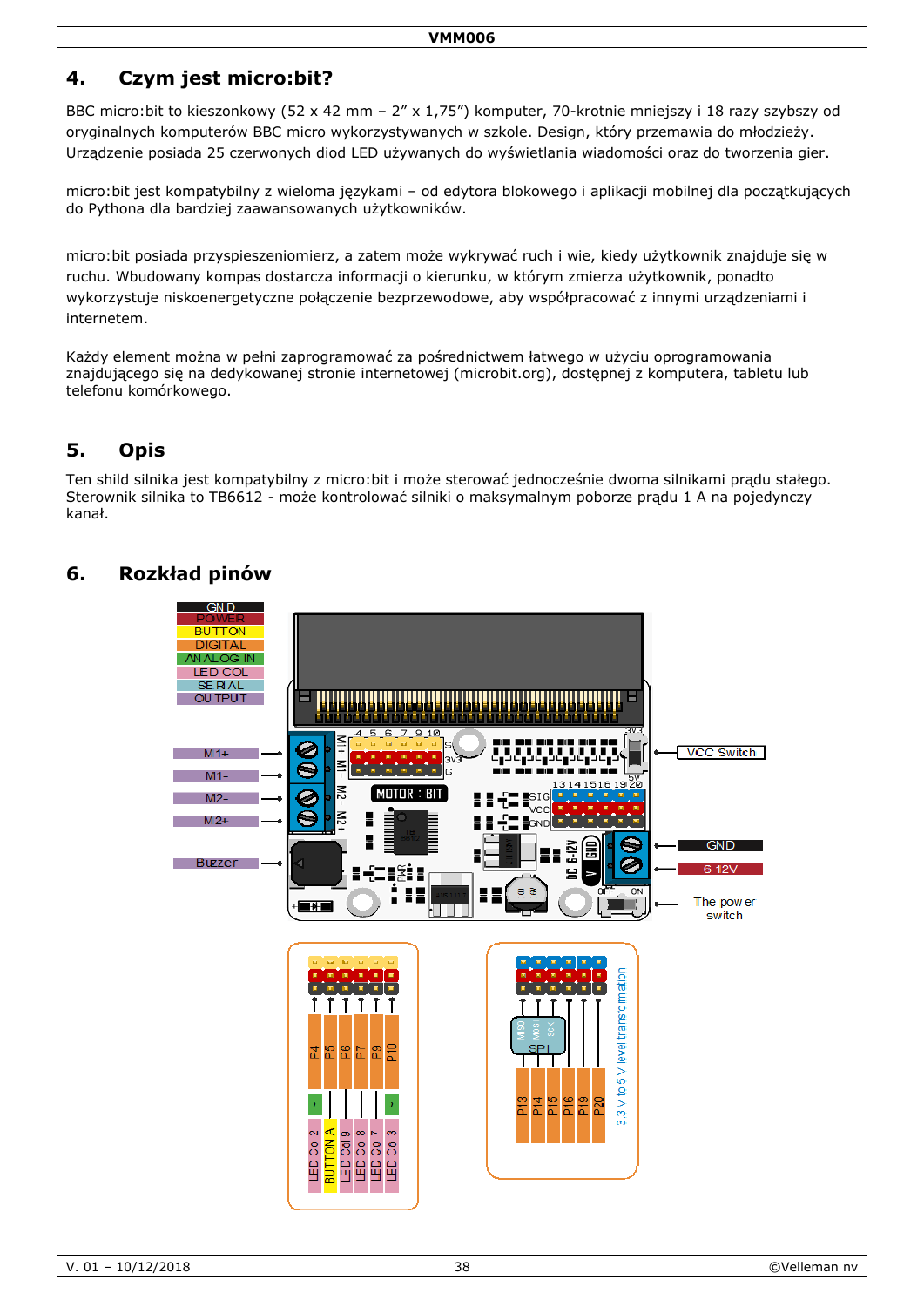## 4. Czym jest micro:bit?

BBC micro:bit to kieszonkowy (52 x 42 mm – 2" x 1,75") komputer, 70-krotnie mniejszy i 18 razy szybszy od oryginalnych komputerów BBC micro wykorzystywanych w szkole. Design, który przemawia do młodzieży. Urządzenie posiada 25 czerwonych diod LED używanych do wyświetlania wiadomości oraz do tworzenia gier.

micro:bit jest kompatybilny z wieloma językami – od edytora blokowego i aplikacji mobilnej dla początkujących do Pythona dla bardziej zaawansowanych użytkowników.

micro:bit posiada przyspieszeniomierz, a zatem może wykrywać ruch i wie, kiedy użytkownik znajduje się w ruchu. Wbudowany kompas dostarcza informacji o kierunku, w którym zmierza użytkownik, ponadto wykorzystuje niskoenergetyczne połączenie bezprzewodowe, aby współpracować z innymi urządzeniami i internetem.

Każdy element można w pełni zaprogramować za pośrednictwem łatwego w użyciu oprogramowania znajdującego się na dedykowanej stronie internetowej (microbit.org), dostępnej z komputera, tabletu lub telefonu komórkowego.

## 5. Opis

Ten shild silnika jest kompatybilny z micro:bit i może sterować jednocześnie dwoma silnikami prądu stałego. Sterownik silnika to TB6612 - może kontrolować silniki o maksymalnym poborze prądu 1 A na pojedynczy kanał.

## 6. Rozkład pinów

GND
POWER
BUTTON
DIGITAL
ANALOG IN
LED COL
SERIAL
OUTPUT

M1+
M1-
M2-
M2+
Buzzer

VCC Switch
GND
6-12V
The power switch

P4 P5 P6 P7 P9 P10
LED Col 2, BUTTON A, LED Col 9, LED Col 8, LED Col 7, LED Col 3

P13 P14 P15 P16 P19 P20
SPI (MISO, MOSI, SCK)
3.3 V to 5 V level transformation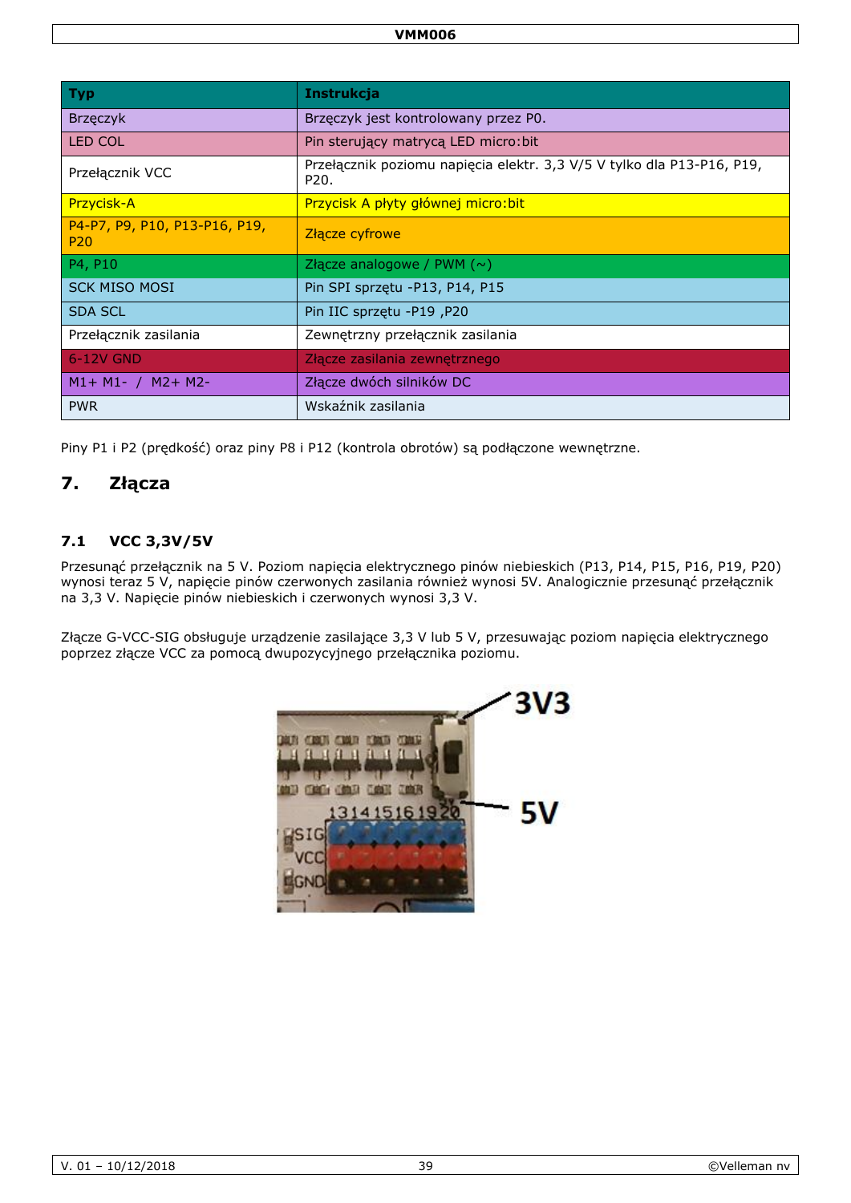| Typ | Instrukcja |
|---|---|
| Brzęczyk | Brzęczyk jest kontrolowany przez P0. |
| LED COL | Pin sterujący matrycą LED micro:bit |
| Przełącznik VCC | Przełącznik poziomu napięcia elektr. 3,3 V/5 V tylko dla P13-P16, P19, P20. |
| Przycisk-A | Przycisk A płyty głównej micro:bit |
| P4-P7, P9, P10, P13-P16, P19, P20 | Złącze cyfrowe |
| P4, P10 | Złącze analogowe / PWM (~) |
| SCK MISO MOSI | Pin SPI sprzętu -P13, P14, P15 |
| SDA SCL | Pin IIC sprzętu -P19 ,P20 |
| Przełącznik zasilania | Zewnętrzny przełącznik zasilania |
| 6-12V GND | Złącze zasilania zewnętrznego |
| M1+ M1- / M2+ M2- | Złącze dwóch silników DC |
| PWR | Wskaźnik zasilania |

Piny P1 i P2 (prędkość) oraz piny P8 i P12 (kontrola obrotów) są podłączone wewnętrzne.

# 7. Złącza

## 7.1 VCC 3,3V/5V

Przesunąć przełącznik na 5 V. Poziom napięcia elektrycznego pinów niebieskich (P13, P14, P15, P16, P19, P20) wynosi teraz 5 V, napięcie pinów czerwonych zasilania również wynosi 5V. Analogicznie przesunąć przełącznik na 3,3 V. Napięcie pinów niebieskich i czerwonych wynosi 3,3 V.

Złącze G-VCC-SIG obsługuje urządzenie zasilające 3,3 V lub 5 V, przesuwając poziom napięcia elektrycznego poprzez złącze VCC za pomocą dwupozycyjnego przełącznika poziomu.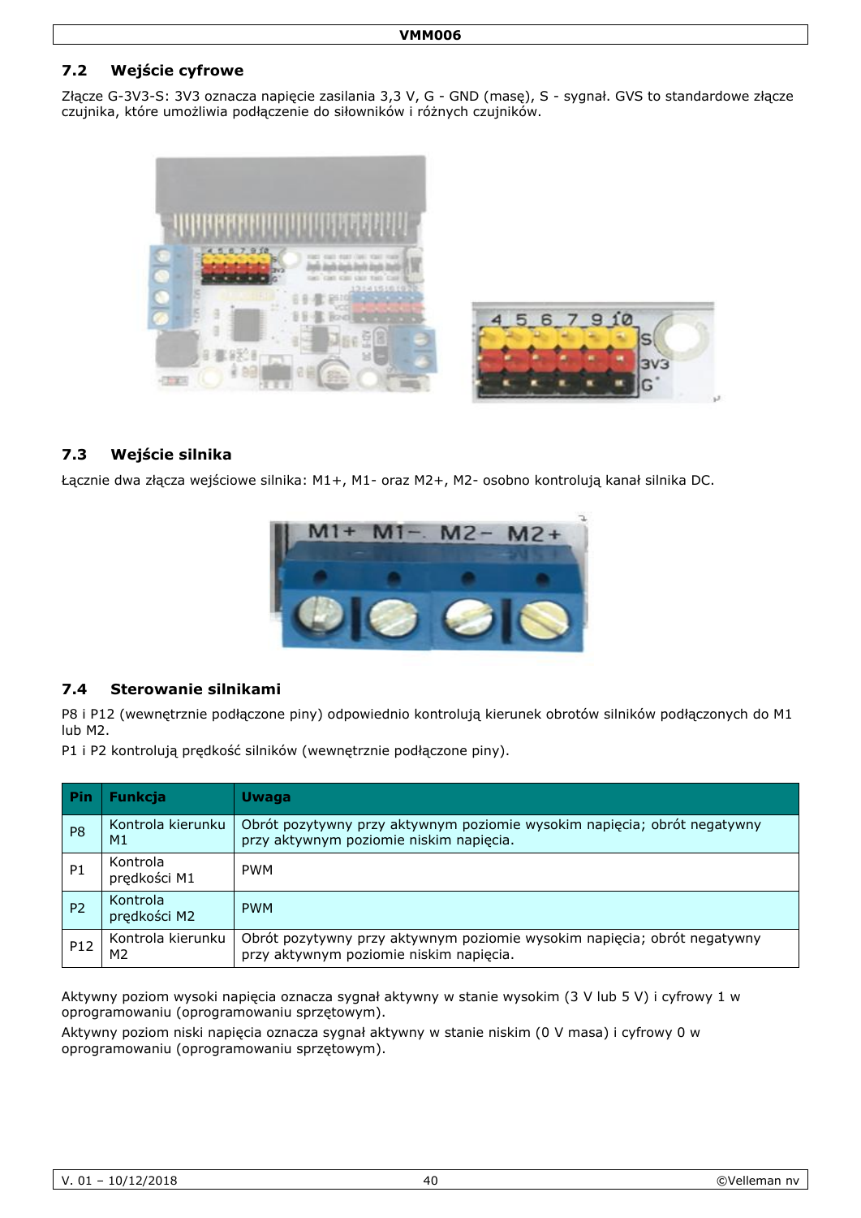## 7.2 Wejście cyfrowe

Złącze G-3V3-S: 3V3 oznacza napięcie zasilania 3,3 V, G - GND (masę), S - sygnał. GVS to standardowe złącze czujnika, które umożliwia podłączenie do siłowników i różnych czujników.

## 7.3 Wejście silnika

Łącznie dwa złącza wejściowe silnika: M1+, M1- oraz M2+, M2- osobno kontrolują kanał silnika DC.

## 7.4 Sterowanie silnikami

P8 i P12 (wewnętrznie podłączone piny) odpowiednio kontrolują kierunek obrotów silników podłączonych do M1 lub M2.

P1 i P2 kontrolują prędkość silników (wewnętrznie podłączone piny).

| Pin | Funkcja | Uwaga |
|---|---|---|
| P8 | Kontrola kierunku M1 | Obrót pozytywny przy aktywnym poziomie wysokim napięcia; obrót negatywny przy aktywnym poziomie niskim napięcia. |
| P1 | Kontrola prędkości M1 | PWM |
| P2 | Kontrola prędkości M2 | PWM |
| P12 | Kontrola kierunku M2 | Obrót pozytywny przy aktywnym poziomie wysokim napięcia; obrót negatywny przy aktywnym poziomie niskim napięcia. |

Aktywny poziom wysoki napięcia oznacza sygnał aktywny w stanie wysokim (3 V lub 5 V) i cyfrowy 1 w oprogramowaniu (oprogramowaniu sprzętowym).

Aktywny poziom niski napięcia oznacza sygnał aktywny w stanie niskim (0 V masa) i cyfrowy 0 w oprogramowaniu (oprogramowaniu sprzętowym).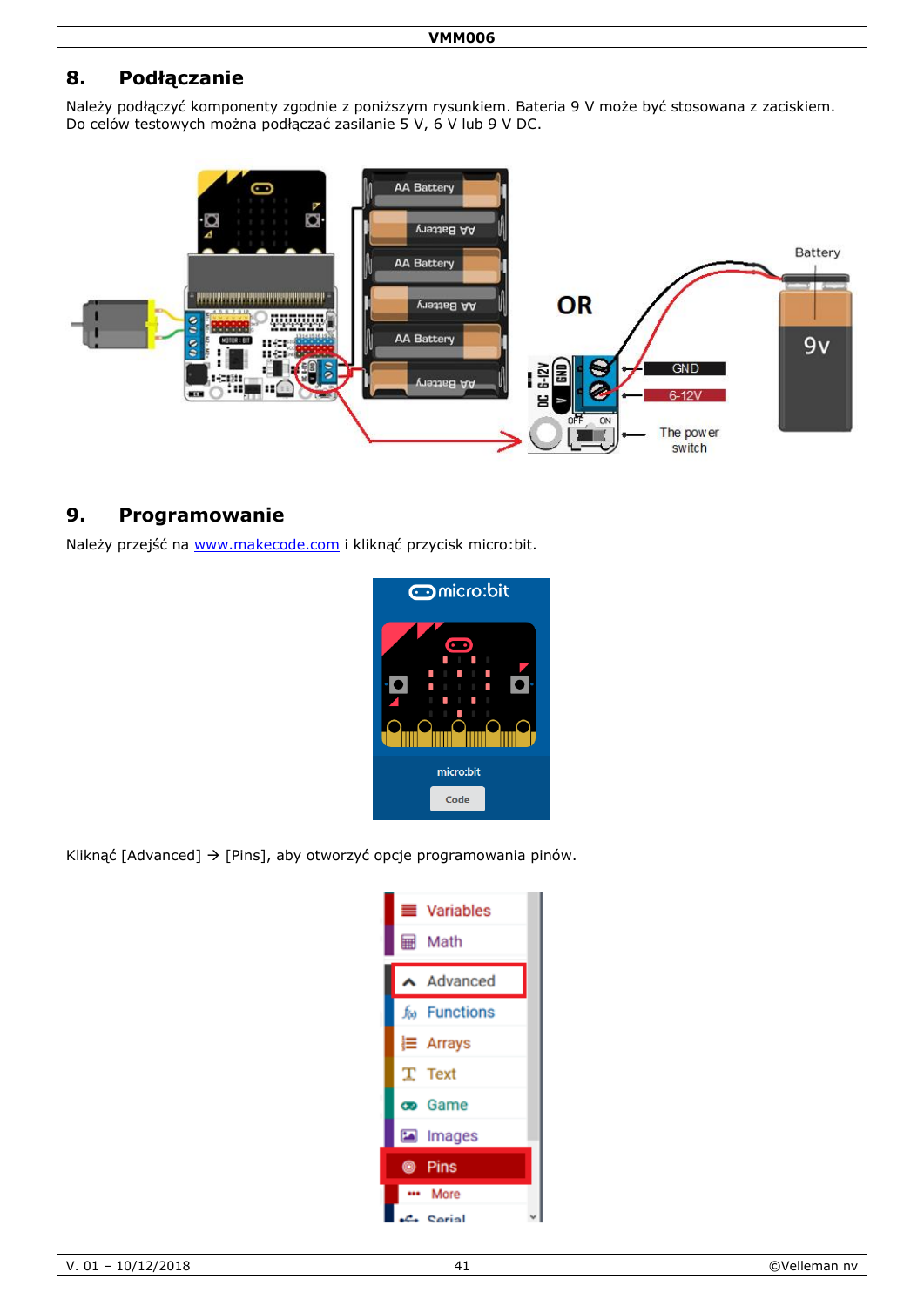## 8. Podłączanie

Należy podłączyć komponenty zgodnie z poniższym rysunkiem. Bateria 9 V może być stosowana z zaciskiem. Do celów testowych można podłączać zasilanie 5 V, 6 V lub 9 V DC.

## 9. Programowanie

Należy przejść na www.makecode.com i kliknąć przycisk micro:bit.

Kliknąć [Advanced] → [Pins], aby otworzyć opcje programowania pinów.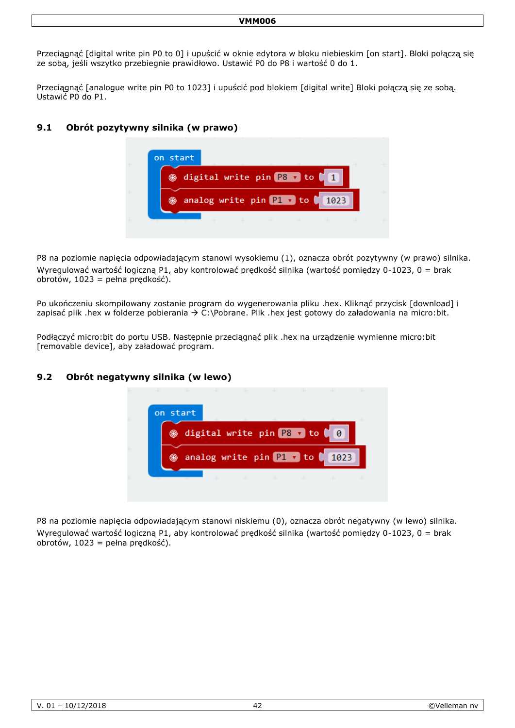Przeciągnąć [digital write pin P0 to 0] i upuścić w oknie edytora w bloku niebieskim [on start]. Bloki połączą się ze sobą, jeśli wszytko przebiegnie prawidłowo. Ustawić P0 do P8 i wartość 0 do 1.

Przeciągnąć [analogue write pin P0 to 1023] i upuścić pod blokiem [digital write] Bloki połączą się ze sobą. Ustawić P0 do P1.

## 9.1 Obrót pozytywny silnika (w prawo)

```
on start
    digital write pin P8 to 1
    analog write pin P1 to 1023
```

P8 na poziomie napięcia odpowiadającym stanowi wysokiemu (1), oznacza obrót pozytywny (w prawo) silnika. Wyregulować wartość logiczną P1, aby kontrolować prędkość silnika (wartość pomiędzy 0-1023, 0 = brak obrotów, 1023 = pełna prędkość).

Po ukończeniu skompilowany zostanie program do wygenerowania pliku .hex. Kliknąć przycisk [download] i zapisać plik .hex w folderze pobierania → C:\Pobrane. Plik .hex jest gotowy do załadowania na micro:bit.

Podłączyć micro:bit do portu USB. Następnie przeciągnąć plik .hex na urządzenie wymienne micro:bit [removable device], aby załadować program.

## 9.2 Obrót negatywny silnika (w lewo)

```
on start
    digital write pin P8 to 0
    analog write pin P1 to 1023
```

P8 na poziomie napięcia odpowiadającym stanowi niskiemu (0), oznacza obrót negatywny (w lewo) silnika. Wyregulować wartość logiczną P1, aby kontrolować prędkość silnika (wartość pomiędzy 0-1023, 0 = brak obrotów, 1023 = pełna prędkość).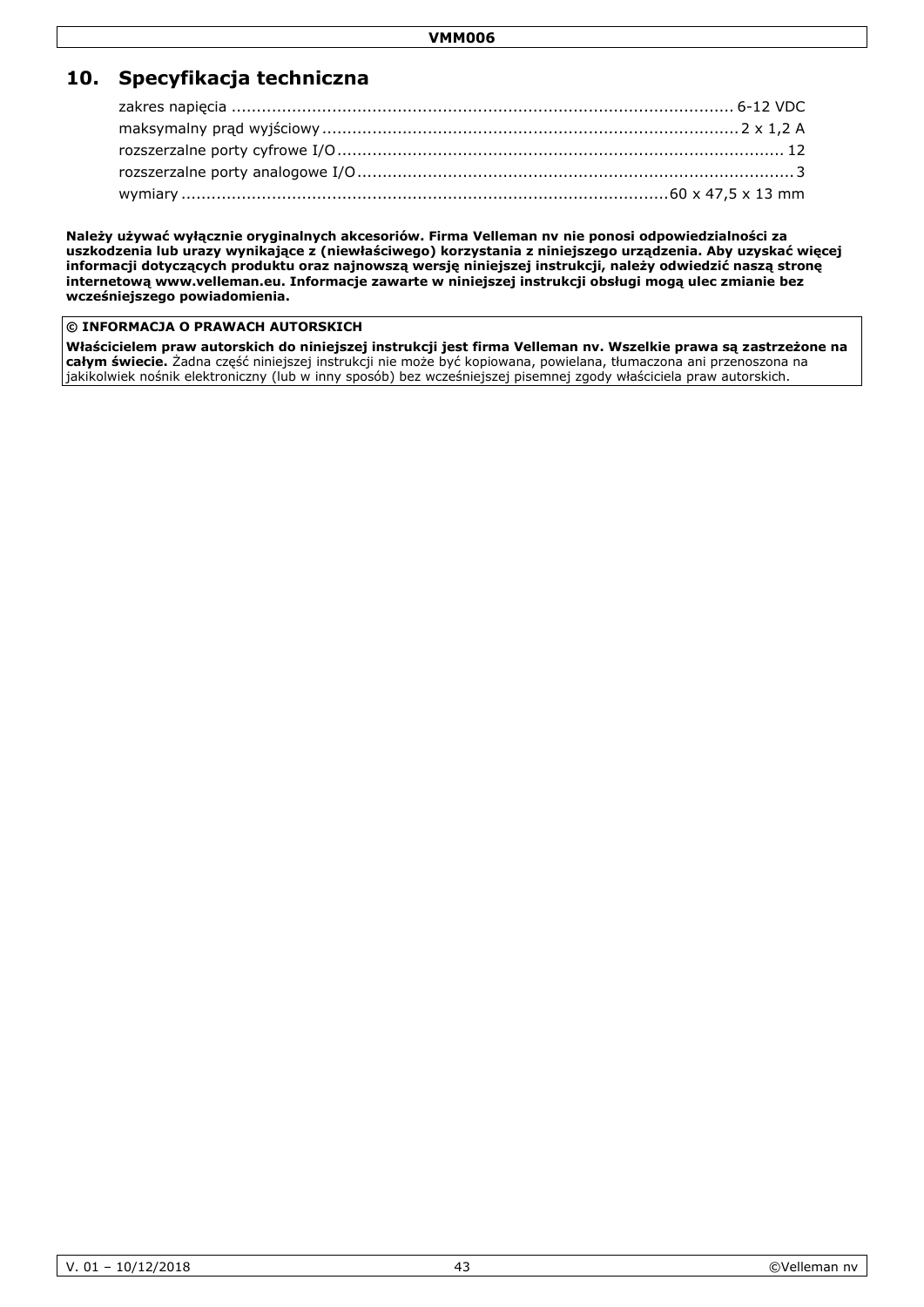## 10. Specyfikacja techniczna

zakres napięcia .......................................................................................... 6-12 VDC
maksymalny prąd wyjściowy ............................................................................ 2 x 1,2 A
rozszerzalne porty cyfrowe I/O ........................................................................... 12
rozszerzalne porty analogowe I/O ......................................................................... 3
wymiary ........................................................................................ 60 x 47,5 x 13 mm

**Należy używać wyłącznie oryginalnych akcesoriów. Firma Velleman nv nie ponosi odpowiedzialności za uszkodzenia lub urazy wynikające z (niewłaściwego) korzystania z niniejszego urządzenia. Aby uzyskać więcej informacji dotyczących produktu oraz najnowszą wersję niniejszej instrukcji, należy odwiedzić naszą stronę internetową www.velleman.eu. Informacje zawarte w niniejszej instrukcji obsługi mogą ulec zmianie bez wcześniejszego powiadomienia.**

**© INFORMACJA O PRAWACH AUTORSKICH**

**Właścicielem praw autorskich do niniejszej instrukcji jest firma Velleman nv. Wszelkie prawa są zastrzeżone na całym świecie.** Żadna część niniejszej instrukcji nie może być kopiowana, powielana, tłumaczona ani przenoszona na jakikolwiek nośnik elektroniczny (lub w inny sposób) bez wcześniejszej pisemnej zgody właściciela praw autorskich.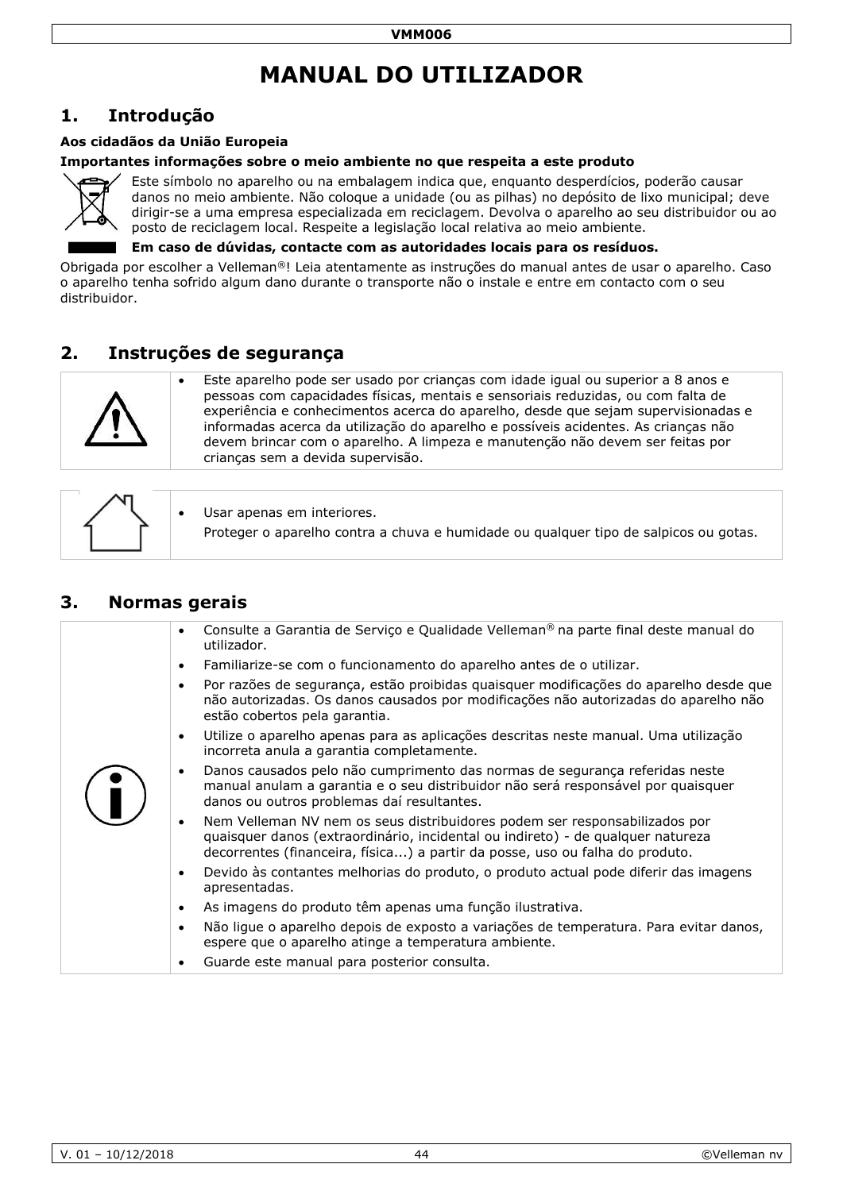# MANUAL DO UTILIZADOR

## 1. Introdução

**Aos cidadãos da União Europeia**

**Importantes informações sobre o meio ambiente no que respeita a este produto**

Este símbolo no aparelho ou na embalagem indica que, enquanto desperdícios, poderão causar danos no meio ambiente. Não coloque a unidade (ou as pilhas) no depósito de lixo municipal; deve dirigir-se a uma empresa especializada em reciclagem. Devolva o aparelho ao seu distribuidor ou ao posto de reciclagem local. Respeite a legislação local relativa ao meio ambiente.

**Em caso de dúvidas, contacte com as autoridades locais para os resíduos.**

Obrigada por escolher a Velleman®! Leia atentamente as instruções do manual antes de usar o aparelho. Caso o aparelho tenha sofrido algum dano durante o transporte não o instale e entre em contacto com o seu distribuidor.

## 2. Instruções de segurança

- Este aparelho pode ser usado por crianças com idade igual ou superior a 8 anos e pessoas com capacidades físicas, mentais e sensoriais reduzidas, ou com falta de experiência e conhecimentos acerca do aparelho, desde que sejam supervisionadas e informadas acerca da utilização do aparelho e possíveis acidentes. As crianças não devem brincar com o aparelho. A limpeza e manutenção não devem ser feitas por crianças sem a devida supervisão.

- Usar apenas em interiores.
  Proteger o aparelho contra a chuva e humidade ou qualquer tipo de salpicos ou gotas.

## 3. Normas gerais

- Consulte a Garantia de Serviço e Qualidade Velleman® na parte final deste manual do utilizador.
- Familiarize-se com o funcionamento do aparelho antes de o utilizar.
- Por razões de segurança, estão proibidas quaisquer modificações do aparelho desde que não autorizadas. Os danos causados por modificações não autorizadas do aparelho não estão cobertos pela garantia.
- Utilize o aparelho apenas para as aplicações descritas neste manual. Uma utilização incorreta anula a garantia completamente.
- Danos causados pelo não cumprimento das normas de segurança referidas neste manual anulam a garantia e o seu distribuidor não será responsável por quaisquer danos ou outros problemas daí resultantes.
- Nem Velleman NV nem os seus distribuidores podem ser responsabilizados por quaisquer danos (extraordinário, incidental ou indireto) - de qualquer natureza decorrentes (financeira, física...) a partir da posse, uso ou falha do produto.
- Devido às contantes melhorias do produto, o produto actual pode diferir das imagens apresentadas.
- As imagens do produto têm apenas uma função ilustrativa.
- Não ligue o aparelho depois de exposto a variações de temperatura. Para evitar danos, espere que o aparelho atinge a temperatura ambiente.
- Guarde este manual para posterior consulta.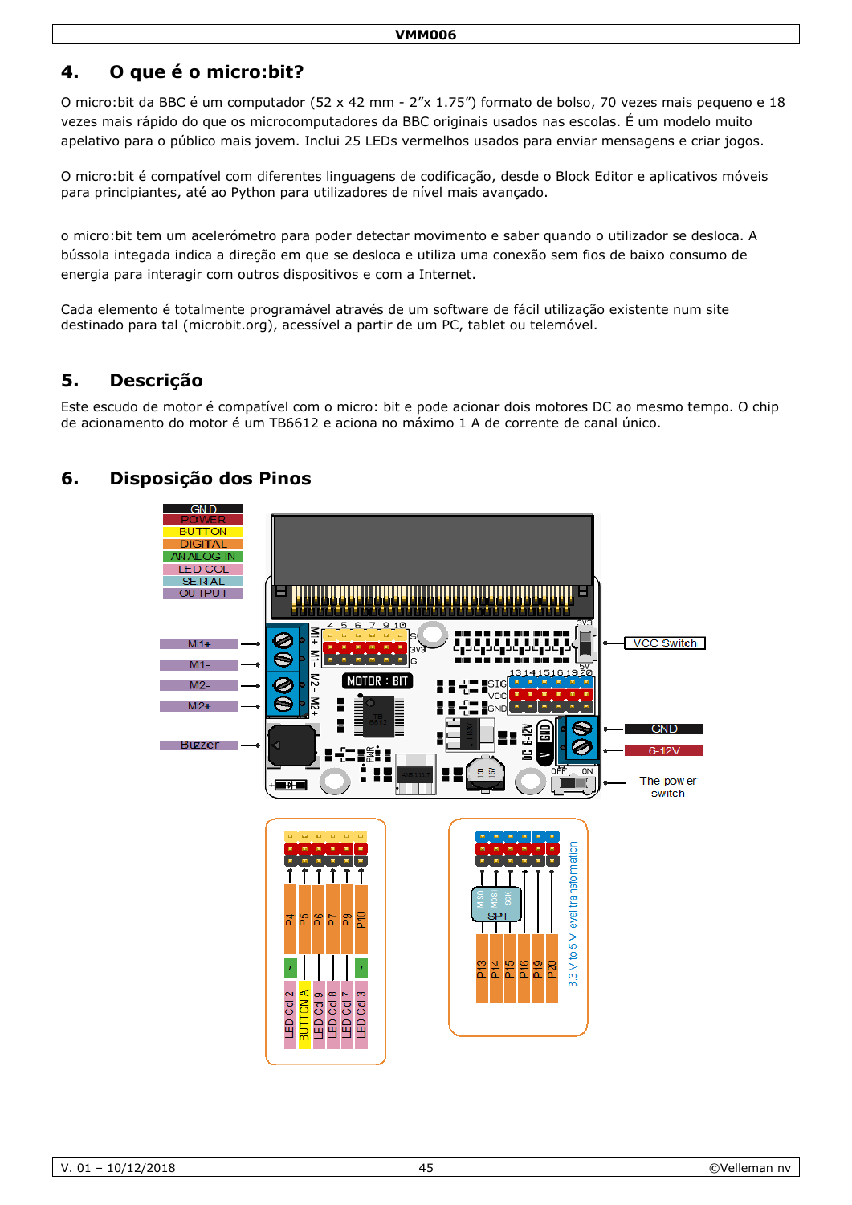## 4. O que é o micro:bit?

O micro:bit da BBC é um computador (52 x 42 mm - 2"x 1.75") formato de bolso, 70 vezes mais pequeno e 18 vezes mais rápido do que os microcomputadores da BBC originais usados nas escolas. É um modelo muito apelativo para o público mais jovem. Inclui 25 LEDs vermelhos usados para enviar mensagens e criar jogos.

O micro:bit é compatível com diferentes linguagens de codificação, desde o Block Editor e aplicativos móveis para principiantes, até ao Python para utilizadores de nível mais avançado.

o micro:bit tem um acelerómetro para poder detectar movimento e saber quando o utilizador se desloca. A bússola integada indica a direção em que se desloca e utiliza uma conexão sem fios de baixo consumo de energia para interagir com outros dispositivos e com a Internet.

Cada elemento é totalmente programável através de um software de fácil utilização existente num site destinado para tal (microbit.org), acessível a partir de um PC, tablet ou telemóvel.

## 5. Descrição

Este escudo de motor é compatível com o micro: bit e pode acionar dois motores DC ao mesmo tempo. O chip de acionamento do motor é um TB6612 e aciona no máximo 1 A de corrente de canal único.

## 6. Disposição dos Pinos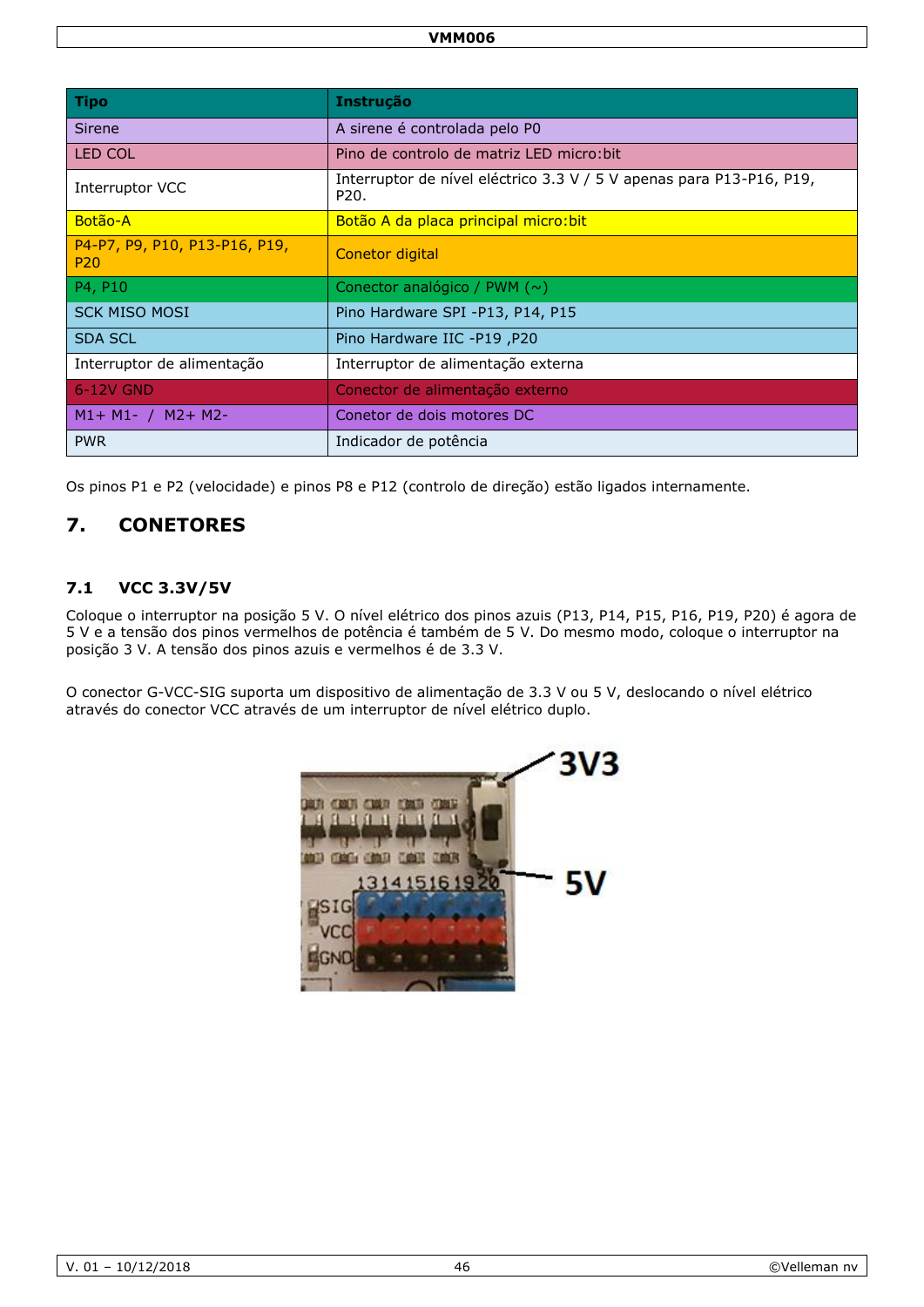| Tipo | Instrução |
| --- | --- |
| Sirene | A sirene é controlada pelo P0 |
| LED COL | Pino de controlo de matriz LED micro:bit |
| Interruptor VCC | Interruptor de nível eléctrico 3.3 V / 5 V apenas para P13-P16, P19, P20. |
| Botão-A | Botão A da placa principal micro:bit |
| P4-P7, P9, P10, P13-P16, P19, P20 | Conetor digital |
| P4, P10 | Conector analógico / PWM (~) |
| SCK MISO MOSI | Pino Hardware SPI -P13, P14, P15 |
| SDA SCL | Pino Hardware IIC -P19 ,P20 |
| Interruptor de alimentação | Interruptor de alimentação externa |
| 6-12V GND | Conector de alimentação externo |
| M1+ M1- / M2+ M2- | Conetor de dois motores DC |
| PWR | Indicador de potência |

Os pinos P1 e P2 (velocidade) e pinos P8 e P12 (controlo de direção) estão ligados internamente.

# 7. CONETORES

## 7.1 VCC 3.3V/5V

Coloque o interruptor na posição 5 V. O nível elétrico dos pinos azuis (P13, P14, P15, P16, P19, P20) é agora de 5 V e a tensão dos pinos vermelhos de potência é também de 5 V. Do mesmo modo, coloque o interruptor na posição 3 V. A tensão dos pinos azuis e vermelhos é de 3.3 V.

O conector G-VCC-SIG suporta um dispositivo de alimentação de 3.3 V ou 5 V, deslocando o nível elétrico através do conector VCC através de um interruptor de nível elétrico duplo.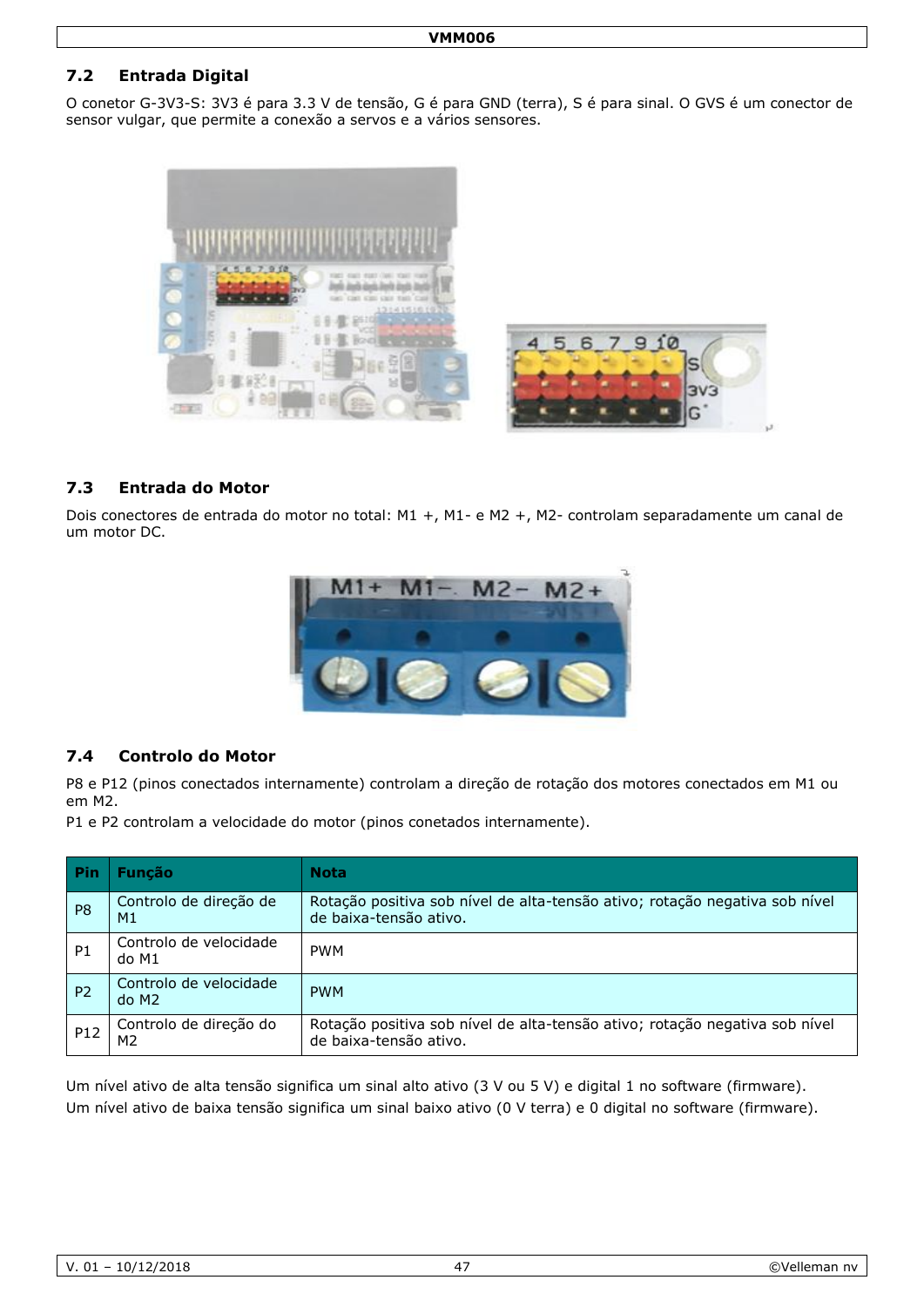## 7.2 Entrada Digital

O conetor G-3V3-S: 3V3 é para 3.3 V de tensão, G é para GND (terra), S é para sinal. O GVS é um conector de sensor vulgar, que permite a conexão a servos e a vários sensores.

## 7.3 Entrada do Motor

Dois conectores de entrada do motor no total: M1 +, M1- e M2 +, M2- controlam separadamente um canal de um motor DC.

## 7.4 Controlo do Motor

P8 e P12 (pinos conectados internamente) controlam a direção de rotação dos motores conectados em M1 ou em M2.

P1 e P2 controlam a velocidade do motor (pinos conetados internamente).

| Pin | Função | Nota |
|---|---|---|
| P8 | Controlo de direção de M1 | Rotação positiva sob nível de alta-tensão ativo; rotação negativa sob nível de baixa-tensão ativo. |
| P1 | Controlo de velocidade do M1 | PWM |
| P2 | Controlo de velocidade do M2 | PWM |
| P12 | Controlo de direção do M2 | Rotação positiva sob nível de alta-tensão ativo; rotação negativa sob nível de baixa-tensão ativo. |

Um nível ativo de alta tensão significa um sinal alto ativo (3 V ou 5 V) e digital 1 no software (firmware).

Um nível ativo de baixa tensão significa um sinal baixo ativo (0 V terra) e 0 digital no software (firmware).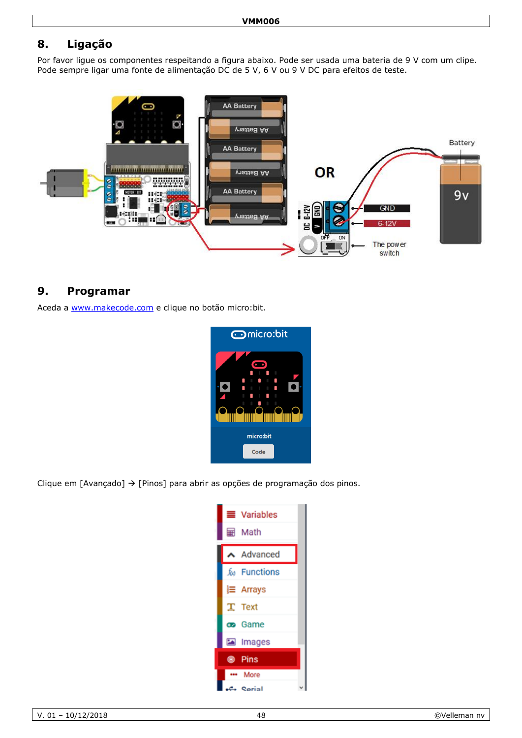## 8. Ligação

Por favor ligue os componentes respeitando a figura abaixo. Pode ser usada uma bateria de 9 V com um clipe. Pode sempre ligar uma fonte de alimentação DC de 5 V, 6 V ou 9 V DC para efeitos de teste.

## 9. Programar

Aceda a www.makecode.com e clique no botão micro:bit.

Clique em [Avançado] → [Pinos] para abrir as opções de programação dos pinos.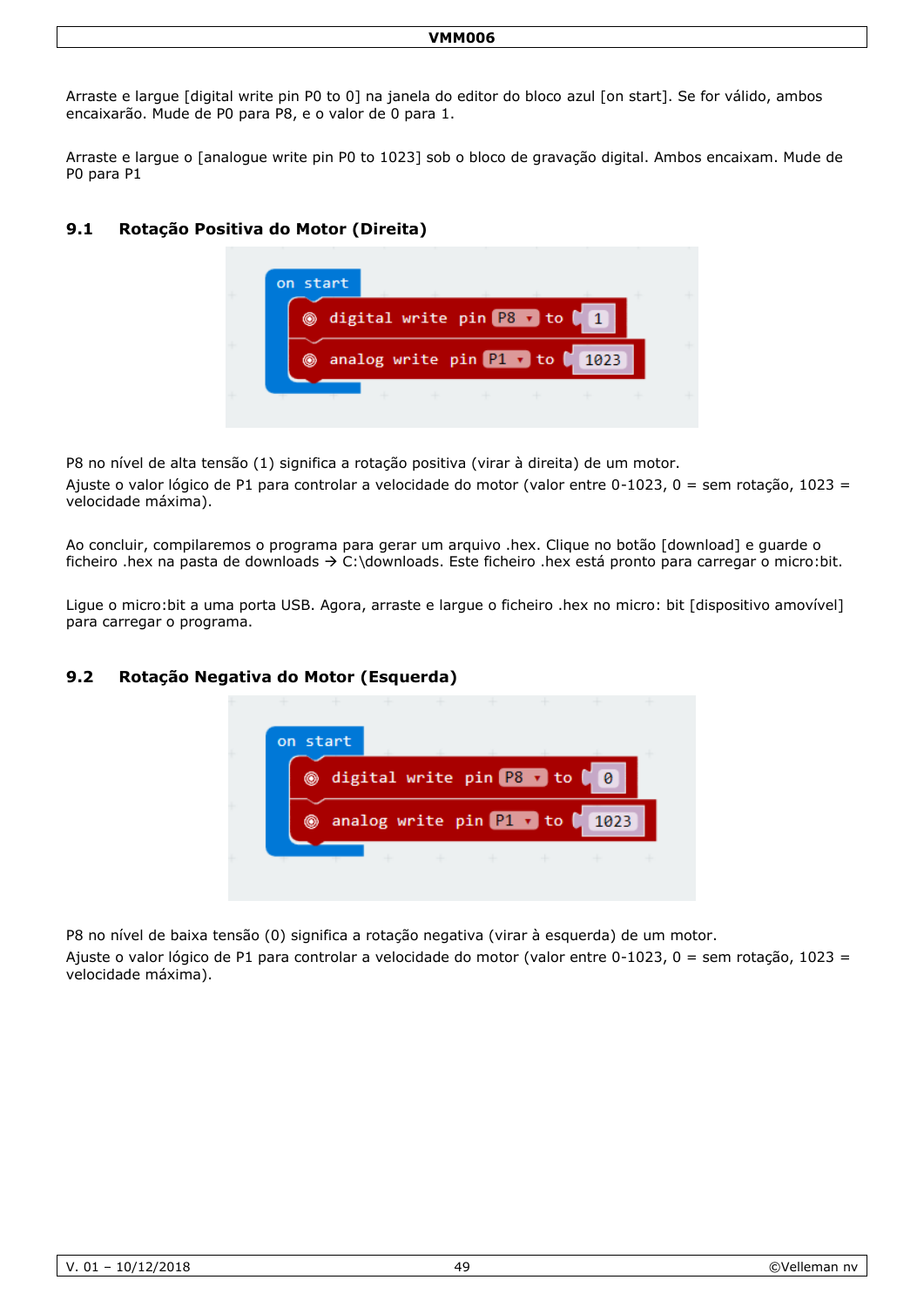Arraste e largue [digital write pin P0 to 0] na janela do editor do bloco azul [on start]. Se for válido, ambos encaixarão. Mude de P0 para P8, e o valor de 0 para 1.

Arraste e largue o [analogue write pin P0 to 1023] sob o bloco de gravação digital. Ambos encaixam. Mude de P0 para P1

## 9.1 Rotação Positiva do Motor (Direita)

```
on start
    digital write pin P8 to 1
    analog write pin P1 to 1023
```

P8 no nível de alta tensão (1) significa a rotação positiva (virar à direita) de um motor.

Ajuste o valor lógico de P1 para controlar a velocidade do motor (valor entre 0-1023, 0 = sem rotação, 1023 = velocidade máxima).

Ao concluir, compilaremos o programa para gerar um arquivo .hex. Clique no botão [download] e guarde o ficheiro .hex na pasta de downloads → C:\downloads. Este ficheiro .hex está pronto para carregar o micro:bit.

Ligue o micro:bit a uma porta USB. Agora, arraste e largue o ficheiro .hex no micro: bit [dispositivo amovível] para carregar o programa.

## 9.2 Rotação Negativa do Motor (Esquerda)

```
on start
    digital write pin P8 to 0
    analog write pin P1 to 1023
```

P8 no nível de baixa tensão (0) significa a rotação negativa (virar à esquerda) de um motor.

Ajuste o valor lógico de P1 para controlar a velocidade do motor (valor entre 0-1023, 0 = sem rotação, 1023 = velocidade máxima).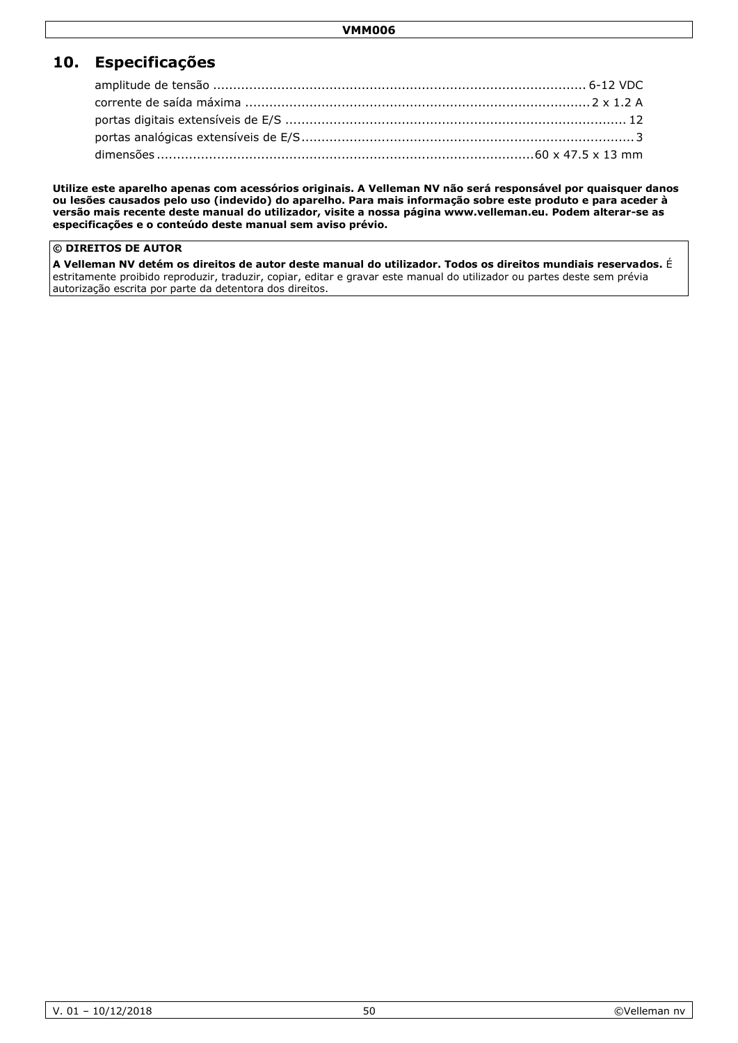## 10. Especificações

amplitude de tensão .............................................................................................. 6-12 VDC
corrente de saída máxima ...................................................................................... 2 x 1.2 A
portas digitais extensíveis de E/S ...................................................................................... 12
portas analógicas extensíveis de E/S ................................................................................... 3
dimensões ............................................................................................. 60 x 47.5 x 13 mm

**Utilize este aparelho apenas com acessórios originais. A Velleman NV não será responsável por quaisquer danos ou lesões causados pelo uso (indevido) do aparelho. Para mais informação sobre este produto e para aceder à versão mais recente deste manual do utilizador, visite a nossa página www.velleman.eu. Podem alterar-se as especificações e o conteúdo deste manual sem aviso prévio.**

**© DIREITOS DE AUTOR**

**A Velleman NV detém os direitos de autor deste manual do utilizador. Todos os direitos mundiais reservados.** É estritamente proibido reproduzir, traduzir, copiar, editar e gravar este manual do utilizador ou partes deste sem prévia autorização escrita por parte da detentora dos direitos.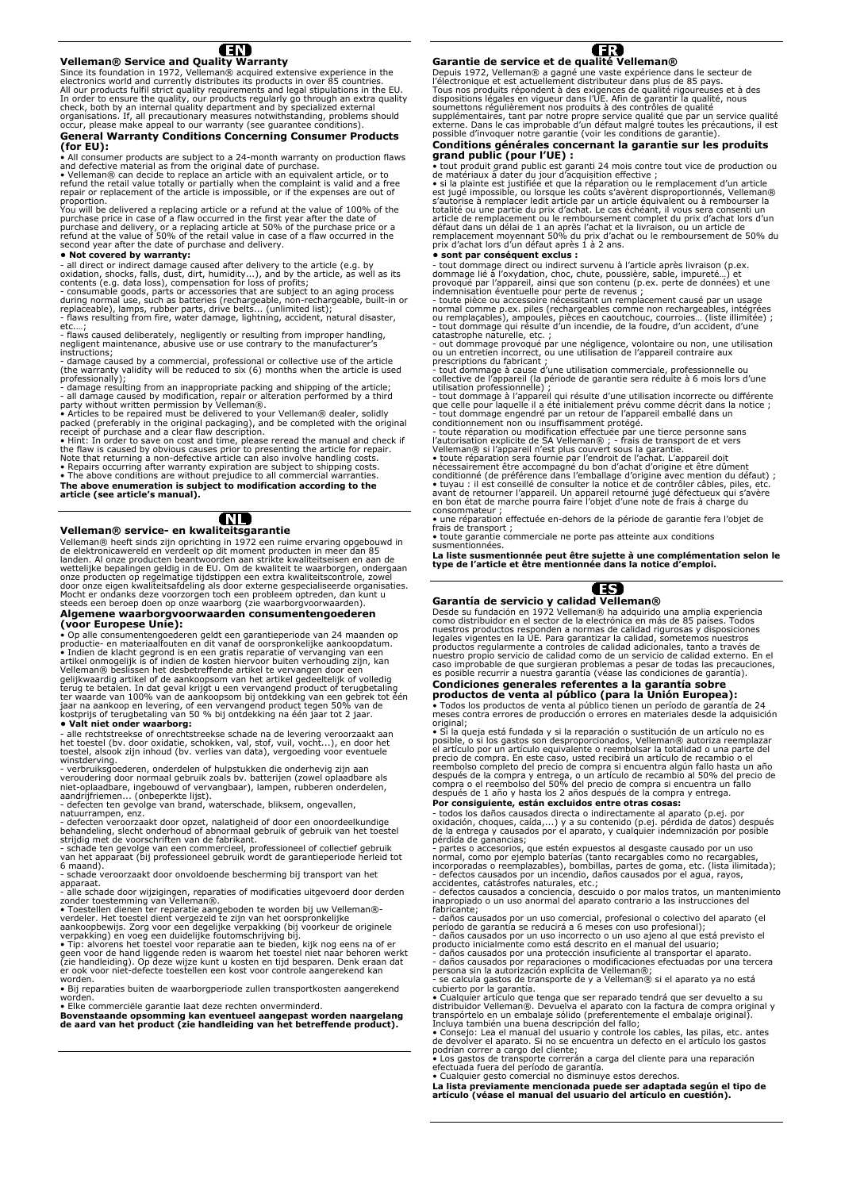# EN

## Velleman® Service and Quality Warranty

Since its foundation in 1972, Velleman® acquired extensive experience in the electronics world and currently distributes its products in over 85 countries. All our products fulfil strict quality requirements and legal stipulations in the EU. In order to ensure the quality, our products regularly go through an extra quality check, both by an internal quality department and by specialized external organisations. If, all precautionary measures notwithstanding, problems should occur, please make appeal to our warranty (see guarantee conditions).

### General Warranty Conditions Concerning Consumer Products (for EU):

• All consumer products are subject to a 24-month warranty on production flaws and defective material as from the original date of purchase.
• Velleman® can decide to replace an article with an equivalent article, or to refund the retail value totally or partially when the complaint is valid and a free repair or replacement of the article is impossible, or if the expenses are out of proportion.
You will be delivered a replacing article or a refund at the value of 100% of the purchase price in case of a flaw occurred in the first year after the date of purchase and delivery, or a replacing article at 50% of the purchase price or a refund at the value of 50% of the retail value in case of a flaw occurred in the second year after the date of purchase and delivery.

**• Not covered by warranty:**

- all direct or indirect damage caused after delivery to the article (e.g. by oxidation, shocks, falls, dust, dirt, humidity...), and by the article, as well as its contents (e.g. data loss), compensation for loss of profits;
- consumable goods, parts or accessories that are subject to an aging process during normal use, such as batteries (rechargeable, non-rechargeable, built-in or replaceable), lamps, rubber parts, drive belts... (unlimited list);
- flaws resulting from fire, water damage, lightning, accident, natural disaster, etc....;
- flaws caused deliberately, negligently or resulting from improper handling, negligent maintenance, abusive use or use contrary to the manufacturer's instructions;
- damage caused by a commercial, professional or collective use of the article (the warranty validity will be reduced to six (6) months when the article is used professionally);
- damage resulting from an inappropriate packing and shipping of the article;
- all damage caused by modification, repair or alteration performed by a third party without written permission by Velleman®.

• Articles to be repaired must be delivered to your Velleman® dealer, solidly packed (preferably in the original packaging), and be completed with the original receipt of purchase and a clear flaw description.
• Hint: In order to save on cost and time, please reread the manual and check if the flaw is caused by obvious causes prior to presenting the article for repair. Note that returning a non-defective article can also involve handling costs.
• Repairs occurring after warranty expiration are subject to shipping costs.
• The above conditions are without prejudice to all commercial warranties.

**The above enumeration is subject to modification according to the article (see article's manual).**

# NL

## Velleman® service- en kwaliteitsgarantie

Velleman® heeft sinds zijn oprichting in 1972 een ruime ervaring opgebouwd in de elektronicawereld en verdeelt op dit moment producten in meer dan 85 landen. Al onze producten beantwoorden aan strikte kwaliteitseisen en aan de wettelijke bepalingen geldig in de EU. Om de kwaliteit te waarborgen, ondergaan onze producten op regelmatige tijdstippen een extra kwaliteitscontrole, zowel door onze eigen kwaliteitsafdeling als door externe gespecialiseerde organisaties. Mocht er ondanks deze voorzorgen toch een probleem optreden, dan kunt u steeds een beroep doen op onze waarborg (zie waarborgvoorwaarden).

### Algemene waarborgvoorwaarden consumentengoederen (voor Europese Unie):

• Op alle consumentengoederen geldt een garantieperiode van 24 maanden op productie- en materiaalfouten en dit vanaf de oorspronkelijke aankoopdatum.
• Indien de klacht gegrond is en een gratis reparatie of vervanging van een artikel onmogelijk is of indien de kosten hiervoor buiten verhouding zijn, kan Velleman® beslissen het desbetreffende artikel te vervangen door een gelijkwaardig artikel of de aankoopsom van het artikel gedeeltelijk of volledig terug te betalen. In dat geval krijgt u een vervangend product of terugbetaling ter waarde van 100% van de aankoopsom bij ontdekking van een gebrek tot één jaar na aankoop en levering, of een vervangend product tegen 50% van de kostprijs of terugbetaling van 50 % bij ontdekking na één jaar tot 2 jaar.

**• Valt niet onder waarborg:**

- alle rechtstreekse of onrechtstreekse schade na de levering veroorzaakt aan het toestel (bv. door oxidatie, schokken, val, stof, vuil, vocht...), en door het toestel, alsook zijn inhoud (bv. verlies van data), vergoeding voor eventuele winstderving.
- verbruiksgoederen, onderdelen of hulpstukken die onderhevig zijn aan veroudering door normaal gebruik zoals bv. batterijen (zowel oplaadbare als niet-oplaadbare, ingebouwd of vervangbaar), lampen, rubberen onderdelen, aandrijfriemen... (onbeperkte lijst).
- defecten ten gevolge van brand, waterschade, bliksem, ongevallen, natuurrampen, enz.
- defecten veroorzaakt door opzet, nalatigheid of door een onoordeelkundige behandeling, slecht onderhoud of abnormaal gebruik of gebruik van het toestel strijdig met de voorschriften van de fabrikant.
- schade ten gevolge van een commercieel, professioneel of collectief gebruik van het apparaat (bij professioneel gebruik wordt de garantieperiode herleid tot 6 maand).
- schade veroorzaakt door onvoldoende bescherming bij transport van het apparaat.
- alle schade door wijzigingen, reparaties of modificaties uitgevoerd door derden zonder toestemming van Velleman®.

• Toestellen dienen ter reparatie aangeboden te worden bij uw Velleman®-verdeler. Het toestel dient vergezeld te zijn van het oorspronkelijke aankoopbewijs. Zorg voor een degelijke verpakking (bij voorkeur de originele verpakking) en voeg een duidelijke foutomschrijving bij.
• Tip: alvorens het toestel voor reparatie aan te bieden, kijk nog eens na of er geen voor de hand liggende reden is waarom het toestel niet naar behoren werkt (zie handleiding). Op deze wijze kunt u kosten en tijd besparen. Denk eraan dat er ook voor niet-defecte toestellen een kost voor controle aangerekend kan worden.
• Bij reparaties buiten de waarborgperiode zullen transportkosten aangerekend worden.
• Elke commerciële garantie laat deze rechten onverminderd.

**Bovenstaande opsomming kan eventueel aangepast worden naargelang de aard van het product (zie handleiding van het betreffende product).**

# FR

## Garantie de service et de qualité Velleman®

Depuis 1972, Velleman® a gagné une vaste expérience dans le secteur de l'électronique et est actuellement distributeur dans plus de 85 pays. Tous nos produits répondent à des exigences de qualité rigoureuses et à des dispositions légales en vigueur dans l'UE. Afin de garantir la qualité, nous soumettons régulièrement nos produits à des contrôles de qualité supplémentaires, tant par notre propre service qualité que par un service qualité externe. Dans le cas improbable d'un défaut malgré toutes les précautions, il est possible d'invoquer notre garantie (voir les conditions de garantie).

### Conditions générales concernant la garantie sur les produits grand public (pour l'UE) :

• tout produit grand public est garanti 24 mois contre tout vice de production ou de matériaux à dater du jour d'acquisition effective ;
• si la plainte est justifiée et que la réparation ou le remplacement d'un article est jugé impossible, ou lorsque les coûts s'avèrent disproportionnés, Velleman® s'autorise à remplacer ledit article par un article équivalent ou à rembourser la totalité ou une partie du prix d'achat. Le cas échéant, il vous sera consenti un article de remplacement ou le remboursement complet du prix d'achat lors d'un défaut dans un délai de 1 an après l'achat et la livraison, ou un article de remplacement moyennant 50% du prix d'achat ou le remboursement de 50% du prix d'achat lors d'un défaut après 1 à 2 ans.

**• sont par conséquent exclus :**

- tout dommage direct ou indirect survenu à l'article après livraison (p.ex. dommage lié à l'oxydation, choc, chute, poussière, sable, impureté…) et provoqué par l'appareil, ainsi que son contenu (p.ex. perte de données) et une indemnisation éventuelle pour perte de revenus ;
- toute pièce ou accessoire nécessitant un remplacement causé par un usage normal comme p.ex. piles (rechargeables comme non rechargeables, intégrées ou remplaçables), ampoules, pièces en caoutchouc, courroies… (liste illimitée) ;
- tout dommage qui résulte d'un incendie, de la foudre, d'un accident, d'une catastrophe naturelle, etc. ;
- out dommage provoqué par une négligence, volontaire ou non, une utilisation ou un entretien incorrect, ou une utilisation de l'appareil contraire aux prescriptions du fabricant ;
- tout dommage à cause d'une utilisation commerciale, professionnelle ou collective de l'appareil (la période de garantie sera réduite à 6 mois lors d'une utilisation professionnelle) ;
- tout dommage à l'appareil qui résulte d'une utilisation incorrecte ou différente que celle pour laquelle il a été initialement prévu comme décrit dans la notice ;
- tout dommage engendré par un retour de l'appareil emballé dans un conditionnement non ou insuffisamment protégé.
- toute réparation ou modification effectuée par une tierce personne sans l'autorisation explicite de SA Velleman® ; - frais de transport de et vers Velleman® si l'appareil n'est plus couvert sous la garantie.

• toute réparation sera fournie par l'endroit de l'achat. L'appareil doit nécessairement être accompagné du bon d'achat d'origine et être dûment conditionné (de préférence dans l'emballage d'origine avec mention du défaut) ;
• tuyau : il est conseillé de consulter la notice et de contrôler câbles, piles, etc. avant de retourner l'appareil. Un appareil retourné jugé défectueux qui s'avère en bon état de marche pourra faire l'objet d'une note de frais à charge du consommateur ;
• une réparation effectuée en-dehors de la période de garantie fera l'objet de frais de transport ;
• toute garantie commerciale ne porte pas atteinte aux conditions susmentionnées.

**La liste susmentionnée peut être sujette à une complémentation selon le type de l'article et être mentionnée dans la notice d'emploi.**

# ES

## Garantía de servicio y calidad Velleman®

Desde su fundación en 1972 Velleman® ha adquirido una amplia experiencia como distribuidor en el sector de la electrónica en más de 85 países. Todos nuestros productos responden a normas de calidad rigurosas y disposiciones legales vigentes en la UE. Para garantizar la calidad, sometemos nuestros productos regularmente a controles de calidad adicionales, tanto a través de nuestro propio servicio de calidad como de un servicio de calidad externo. En el caso improbable de que surgieran problemas a pesar de todas las precauciones, es posible recurrir a nuestra garantía (véase las condiciones de garantía).

### Condiciones generales referentes a la garantía sobre productos de venta al público (para la Unión Europea):

• Todos los productos de venta al público tienen un período de garantía de 24 meses contra errores de producción o errores en materiales desde la adquisición original;
• Si la queja está fundada y si la reparación o sustitución de un artículo no es posible, o si los gastos son desproporcionados, Velleman® autoriza reemplazar el artículo por un artículo equivalente o reembolsar la totalidad o una parte del precio de compra. En este caso, usted recibirá un artículo de recambio o el reembolso completo del precio de compra si encuentra algún fallo hasta un año después de la compra y entrega, o un artículo de recambio al 50% del precio de compra o el reembolso del 50% del precio de compra si encuentra un fallo después de 1 año y hasta los 2 años después de la compra y entrega.

**Por consiguiente, están excluidos entre otras cosas:**

- todos los daños causados directa o indirectamente al aparato (p.ej. por oxidación, choques, caída,...) y a su contenido (p.ej. pérdida de datos) después de la entrega y causados por el aparato, y cualquier indemnización por posible pérdida de ganancias;
- partes o accesorios, que estén expuestos al desgaste causado por un uso normal, como por ejemplo baterías (tanto recargables como no recargables, incorporadas o reemplazables), bombillas, partes de goma, etc. (lista ilimitada);
- defectos causados por un incendio, daños causados por el agua, rayos, accidentes, catástrofes naturales, etc.;
- defectos causados a conciencia, descuido o por malos tratos, un mantenimiento inapropiado o un uso anormal del aparato contrario a las instrucciones del fabricante;
- daños causados por un uso comercial, profesional o colectivo del aparato (el período de garantía se reducirá a 6 meses con uso profesional);
- daños causados por un uso incorrecto o un uso ajeno al que está previsto el producto inicialmente como está descrito en el manual del usuario;
- daños causados por una protección insuficiente al transportar el aparato.
- daños causados por reparaciones o modificaciones efectuadas por una tercera persona sin la autorización explícita de Velleman®;
- se calcula gastos de transporte de y a Velleman® si el aparato ya no está cubierto por la garantía.

• Cualquier artículo que tenga que ser reparado tendrá que ser devuelto a su distribuidor Velleman®. Devuelva el aparato con la factura de compra original y transpórtelo en un embalaje sólido (preferentemente el embalaje original). Incluya también una buena descripción del fallo;
• Consejo: Lea el manual del usuario y controle los cables, las pilas, etc. antes de devolver el aparato. Si no se encuentra un defecto en el artículo los gastos podrían correr a cargo del cliente;
• Los gastos de transporte correrán a carga del cliente para una reparación efectuada fuera del período de garantía.
• Cualquier gesto comercial no disminuye estos derechos.

**La lista previamente mencionada puede ser adaptada según el tipo de artículo (véase el manual del usuario del artículo en cuestión).**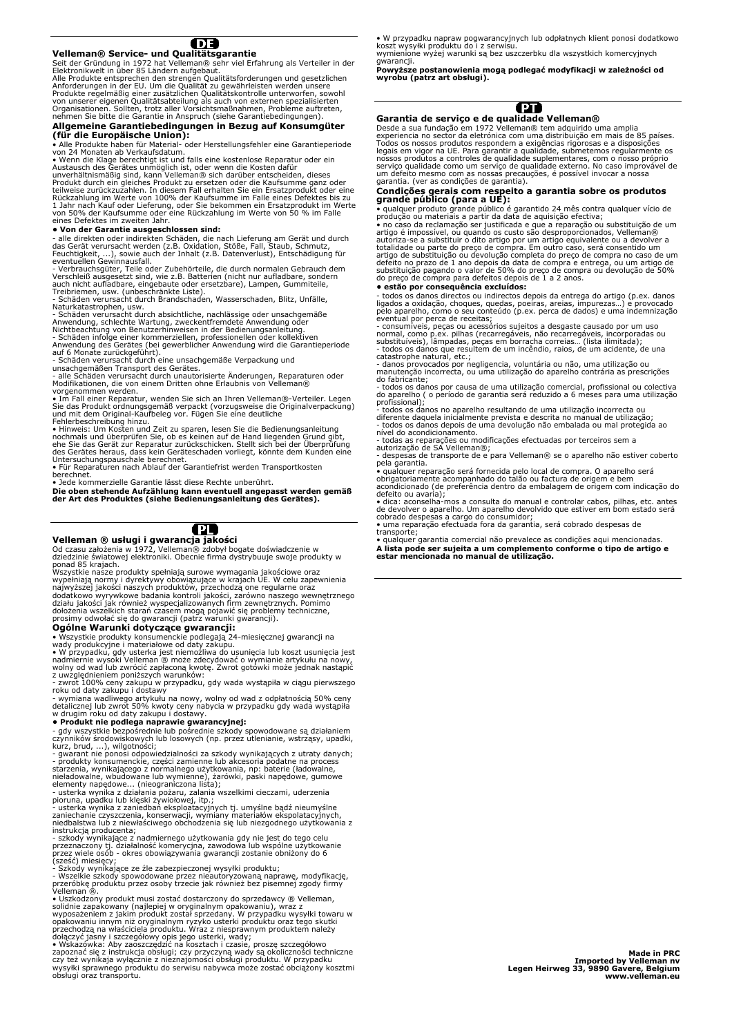# DE

## Velleman® Service- und Qualitätsgarantie

Seit der Gründung in 1972 hat Velleman® sehr viel Erfahrung als Verteiler in der Elektronikwelt in über 85 Ländern aufgebaut.
Alle Produkte entsprechen den strengen Qualitätsforderungen und gesetzlichen Anforderungen in der EU. Um die Qualität zu gewährleisten werden unsere Produkte regelmäßig einer zusätzlichen Qualitätskontrolle unterworfen, sowohl von unserer eigenen Qualitätsabteilung als auch von externen spezialisierten Organisationen. Sollten, trotz aller Vorsichtsmaßnahmen, Probleme auftreten, nehmen Sie bitte die Garantie in Anspruch (siehe Garantiebedingungen).

### Allgemeine Garantiebedingungen in Bezug auf Konsumgüter (für die Europäische Union):

• Alle Produkte haben für Material- oder Herstellungsfehler eine Garantieperiode von 24 Monaten ab Verkaufsdatum.
• Wenn die Klage berechtigt ist und falls eine kostenlose Reparatur oder ein Austausch des Gerätes unmöglich ist, oder wenn die Kosten dafür unverhältnismäßig sind, kann Velleman® sich darüber entscheiden, dieses Produkt durch ein gleiches Produkt zu ersetzen oder die Kaufsumme ganz oder teilweise zurückzuzahlen. In diesem Fall erhalten Sie ein Ersatzprodukt oder eine Rückzahlung im Werte von 100% der Kaufsumme im Falle eines Defektes bis zu 1 Jahr nach Kauf oder Lieferung, oder Sie bekommen ein Ersatzprodukt im Werte von 50% der Kaufsumme oder eine Rückzahlung im Werte von 50 % im Falle eines Defektes im zweiten Jahr.

**• Von der Garantie ausgeschlossen sind:**

- alle direkten oder indirekten Schäden, die nach Lieferung am Gerät und durch das Gerät verursacht werden (z.B. Oxidation, Stöße, Fall, Staub, Schmutz, Feuchtigkeit, ...), sowie auch der Inhalt (z.B. Datenverlust), Entschädigung für eventuellen Gewinnausfall.
- Verbrauchsgüter, Teile oder Zubehörteile, die durch normalen Gebrauch dem Verschleiß ausgesetzt sind, wie z.B. Batterien (nicht nur aufladbare, sondern auch nicht aufladbare, eingebaute oder ersetzbare), Lampen, Gummiteile, Treibriemen, usw. (unbeschränkte Liste).
- Schäden verursacht durch Brandschaden, Wasserschaden, Blitz, Unfälle, Naturkatastrophen, usw.
- Schäden verursacht durch absichtliche, nachlässige oder unsachgemäße Anwendung, schlechte Wartung, zweckentfremdete Anwendung oder Nichtbeachtung von Benutzerhinweisen in der Bedienungsanleitung.
- Schäden infolge einer kommerziellen, professionellen oder kollektiven Anwendung des Gerätes (bei gewerblicher Anwendung wird die Garantieperiode auf 6 Monate zurückgeführt).
- Schäden verursacht durch eine unsachgemäße Verpackung und unsachgemäßen Transport des Gerätes.
- alle Schäden verursacht durch unautorisierte Änderungen, Reparaturen oder Modifikationen, die von einem Dritten ohne Erlaubnis von Velleman® vorgenommen werden.

• Im Fall einer Reparatur, wenden Sie sich an Ihren Velleman®-Verteiler. Legen Sie das Produkt ordnungsgemäß verpackt (vorzugsweise die Originalverpackung) und mit dem Original-Kaufbeleg vor. Fügen Sie eine deutliche Fehlerbeschreibung hinzu.
• Hinweis: Um Kosten und Zeit zu sparen, lesen Sie die Bedienungsanleitung nochmals und überprüfen Sie, ob es keinen auf de Hand liegenden Grund gibt, ehe Sie das Gerät zur Reparatur zurückschicken. Stellt sich bei der Überprüfung des Gerätes heraus, dass kein Geräteschaden vorliegt, könnte dem Kunden eine Untersuchungspauschale berechnet.
• Für Reparaturen nach Ablauf der Garantiefrist werden Transportkosten berechnet.
• Jede kommerzielle Garantie lässt diese Rechte unberührt.

**Die oben stehende Aufzählung kann eventuell angepasst werden gemäß der Art des Produktes (siehe Bedienungsanleitung des Gerätes).**

# PL

## Velleman ® usługi i gwarancja jakości

Od czasu założenia w 1972, Velleman® zdobył bogate doświadczenie w dziedzinie światowej elektroniki. Obecnie firma dystrybuuje swoje produkty w ponad 85 krajach.
Wszystkie nasze produkty spełniają surowe wymagania jakościowe oraz wypełniają normy i dyrektywy obowiązujące w krajach UE. W celu zapewnienia najwyższej jakości naszych produktów, przechodzą one regularne oraz dodatkowo wyrywkowe badania kontroli jakości, zarówno naszego wewnętrznego działu jakości jak również wyspecjalizowanych firm zewnętrznych. Pomimo dołożenia wszelkich starań czasem mogą pojawić się problemy techniczne, prosimy odwołać się do gwarancji (patrz warunki gwarancji).

### Ogólne Warunki dotyczące gwarancji:

• Wszystkie produkty konsumenckie podlegają 24-miesięcznej gwarancji na wady produkcyjne i materiałowe od daty zakupu.
• W przypadku, gdy usterka jest niemożliwa do usunięcia lub koszt usunięcia jest nadmiernie wysoki Velleman ® może zdecydować o wymianie artykułu na nowy, wolny od wad lub zwrócić zapłaconą kwotę. Zwrot gotówki może jednak nastąpić z uwzględnieniem poniższych warunków:
- zwrot 100% ceny zakupu w przypadku, gdy wada wystąpiła w ciągu pierwszego roku od daty zakupu i dostawy
- wymiana wadliwego artykułu na nowy, wolny od wad z odpłatnością 50% ceny detalicznej lub zwrot 50% kwoty ceny nabycia w przypadku gdy wada wystąpiła w drugim roku od daty zakupu i dostawy.

**• Produkt nie podlega naprawie gwarancyjnej:**

- gdy wszystkie bezpośrednie lub pośrednie szkody spowodowane są działaniem czynników środowiskowych lub losowych (np. przez utlenianie, wstrząsy, upadki, kurz, brud, ...), wilgotności;
- gwarant nie ponosi odpowiedzialności za szkody wynikających z utraty danych;
- produkty konsumenckie, części zamienne lub akcesoria podatne na process starzenia, wynikającego z normalnego użytkowania, np: baterie (ładowalne, nieładowalne, wbudowane lub wymienne), żarówki, paski napędowe, gumowe elementy napędowe... (nieograniczona lista);
- usterka wynika z działania pożaru, zalania wszelkimi cieczami, uderzenia pioruna, upadku lub klęski żywiołowej, itp.;
- usterka wynika z zaniedbań eksploatacyjnych tj. umyślne bądź nieumyślne zaniechanie czyszczenia, konserwacji, wymiany materiałów ekspolatacyjnych, niedbalstwa lub z niewłaściwego obchodzenia się lub niezgodnego użytkowania z instrukcją producenta;
- szkody wynikające z nadmiernego użytkowania gdy nie jest do tego celu przeznaczony tj. działalność komerycjna, zawodowa lub wspólne użytkowanie przez wiele osób - okres obowiązywania gwarancji zostanie obniżony do 6 (sześć) miesięcy;
- Szkody wynikające ze źle zabezpieczonej wysyłki produktu;
- Wszelkie szkody spowodowane przez nieautoryzowaną naprawę, modyfikację, przeróbkę produktu przez osoby trzecie jak również bez pisemnej zgody firmy Velleman ®.

• Uszkodzony produkt musi zostać dostarczony do sprzedawcy ® Velleman, solidnie zapakowany (najlepiej w oryginalnym opakowaniu), wraz z wyposażeniem z jakim produkt został sprzedany. W przypadku wysyłki towaru w opakowaniu innym niż oryginalnym ryzyko usterki produktu oraz tego skutki przechodzą na właściciela produktu. Wraz z niesprawnym produktem należy dołączyć jasny i szczegółowy opis jego usterki, wady;
• Wskazówka: Aby zaoszczędzić na kosztach i czasie, proszę szczegółowo zapoznać się z instrukcja obsługi; czy przyczyną wady są okoliczności techniczne czy też wynikają wyłącznie z nieznajomości obsługi produktu. W przypadku wysyłki sprawnego produktu do serwisu nabywca może zostać obciążony kosztmi obsługi oraz transportu.
• W przypadku napraw pogwarancyjnych lub odpłatnych klient ponosi dodatkowo koszt wysyłki produktu do i z serwisu.
wymienione wyżej warunki są bez uszczerbku dla wszystkich komercyjnych gwarancji.

**Powyższe postanowienia mogą podlegać modyfikacji w zależności od wyrobu (patrz art obsługi).**

# PT

## Garantia de serviço e de qualidade Velleman®

Desde a sua fundação em 1972 Velleman® tem adquirido uma amplia experiencia no sector da eletrónica com uma distribuição em mais de 85 países.
Todos os nossos produtos respondem a exigências rigorosas e a disposições legais em vigor na UE. Para garantir a qualidade, submetemos regularmente os nossos produtos a controles de qualidade suplementares, com o nosso próprio serviço qualidade como um serviço de qualidade externo. No caso improvável de um defeito mesmo com as nossas precauções, é possível invocar a nossa garantia. (ver as condições de garantia).

### Condições gerais com respeito a garantia sobre os produtos grande público (para a UE):

• qualquer produto grande público é garantido 24 mês contra qualquer vício de produção ou materiais a partir da data de aquisição efectiva;
• no caso da reclamação ser justificada e que a reparação ou substituição de um artigo é impossível, ou quando os custo são desproporcionados, Velleman® autoriza-se a substituir o dito artigo por um artigo equivalente ou a devolver a totalidade ou parte do preço de compra. Em outro caso, será consentido um artigo de substituição ou devolução completa do preço de compra no caso de um defeito no prazo de 1 ano depois da data de compra e entrega, ou um artigo de substituição pagando o valor de 50% do preço de compra ou devolução de 50% do preço de compra para defeitos depois de 1 a 2 anos.

**• estão por consequência excluídos:**

- todos os danos directos ou indirectos depois da entrega do artigo (p.ex. danos ligados a oxidação, choques, quedas, poeiras, areias, impurezas…) e provocado pelo aparelho, como o seu conteúdo (p.ex. perca de dados) e uma indemnização eventual por perca de receitas;
- consumíveis, peças ou accessórios sujeitos a desgaste causado por um uso normal, como p.ex. pilhas (recarregáveis, não recarregáveis, incorporadas ou substituíveis), lâmpadas, peças em borracha correias… (lista ilimitada);
- todos os danos que resultem de um incêndio, raios, de um acidente, de una catastrophe natural, etc.;
- danos provocados por negligencia, voluntária ou não, uma utilização ou manutenção incorrecta, ou uma utilização do aparelho contrária as prescrições do fabricante;
- todos os danos por causa de uma utilização comercial, profissional ou colectiva do aparelho ( o período de garantia será reduzido a 6 meses para uma utilização profissional);
- todos os danos no aparelho resultando de uma utilização incorrecta ou diferente daquela inicialmente prevista e descrita no manual de utilização;
- todos os danos depois de uma devolução não embalada ou mal protegida ao nível do acondicionamento.
- todas as reparações ou modificações efectuadas por terceiros sem a autorização de SA Velleman®;
- despesas de transporte de e para Velleman® se o aparelho não estiver coberto pela garantia.

• qualquer reparação será fornecida pelo local de compra. O aparelho será obrigatoriamente acompanhado do talão ou factura de origem e bem acondicionado (de preferência dentro da embalagem de origem com indicação do defeito ou avaria);
• dica: aconselha-mos a consulta do manual e controlar cabos, pilhas, etc. antes de devolver o aparelho. Um aparelho devolvido que estiver em bom estado será cobrado despesas a cargo do consumidor;
• uma reparação efectuada fora da garantia, será cobrado despesas de transporte;
• qualquer garantia comercial não prevalece as condições aqui mencionadas.

**A lista pode ser sujeita a um complemento conforme o tipo de artigo e estar mencionada no manual de utilização.**

**Made in PRC**
**Imported by Velleman nv**
**Legen Heirweg 33, 9890 Gavere, Belgium**
**www.velleman.eu**